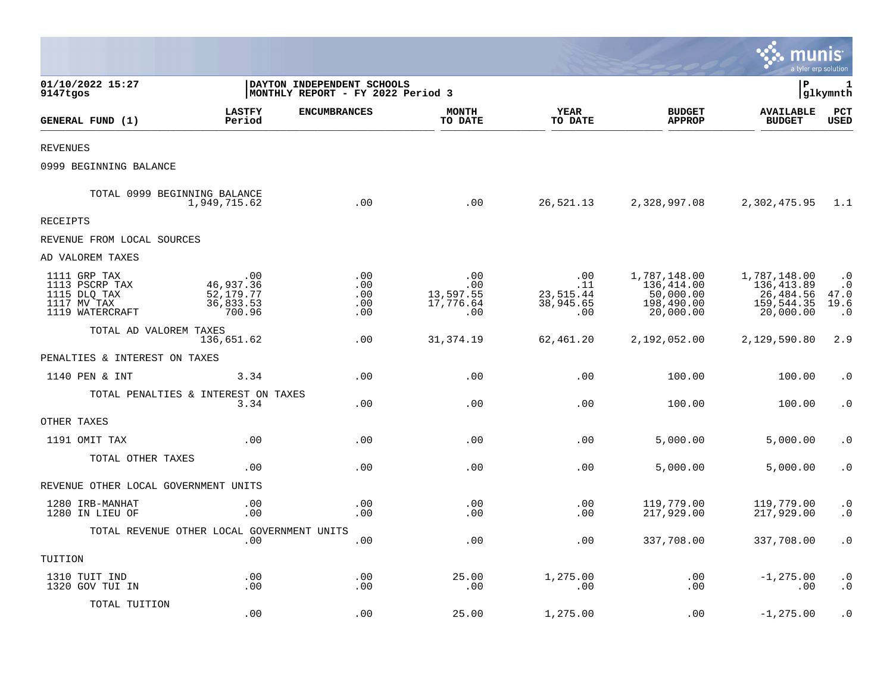01/10/2022 15:27
9147tgos

**DAYTON INDEPENDENT SCHOOLS**
**MONTHLY REPORT - FY 2022 Period 3**

P 1
glkymnth

| GENERAL FUND (1) | LASTFY Period | ENCUMBRANCES | MONTH TO DATE | YEAR TO DATE | BUDGET APPROP | AVAILABLE BUDGET | PCT USED |
|---|---|---|---|---|---|---|---|
| REVENUES | | | | | | | |
| 0999 BEGINNING BALANCE | | | | | | | |
| TOTAL 0999 BEGINNING BALANCE | 1,949,715.62 | .00 | .00 | 26,521.13 | 2,328,997.08 | 2,302,475.95 | 1.1 |
| RECEIPTS | | | | | | | |
| REVENUE FROM LOCAL SOURCES | | | | | | | |
| AD VALOREM TAXES | | | | | | | |
| 1111 GRP TAX | .00 | .00 | .00 | .00 | 1,787,148.00 | 1,787,148.00 | .0 |
| 1113 PSCRP TAX | 46,937.36 | .00 | .00 | .11 | 136,414.00 | 136,413.89 | .0 |
| 1115 DLQ TAX | 52,179.77 | .00 | 13,597.55 | 23,515.44 | 50,000.00 | 26,484.56 | 47.0 |
| 1117 MV TAX | 36,833.53 | .00 | 17,776.64 | 38,945.65 | 198,490.00 | 159,544.35 | 19.6 |
| 1119 WATERCRAFT | 700.96 | .00 | .00 | .00 | 20,000.00 | 20,000.00 | .0 |
| TOTAL AD VALOREM TAXES | 136,651.62 | .00 | 31,374.19 | 62,461.20 | 2,192,052.00 | 2,129,590.80 | 2.9 |
| PENALTIES & INTEREST ON TAXES | | | | | | | |
| 1140 PEN & INT | 3.34 | .00 | .00 | .00 | 100.00 | 100.00 | .0 |
| TOTAL PENALTIES & INTEREST ON TAXES | 3.34 | .00 | .00 | .00 | 100.00 | 100.00 | .0 |
| OTHER TAXES | | | | | | | |
| 1191 OMIT TAX | .00 | .00 | .00 | .00 | 5,000.00 | 5,000.00 | .0 |
| TOTAL OTHER TAXES | .00 | .00 | .00 | .00 | 5,000.00 | 5,000.00 | .0 |
| REVENUE OTHER LOCAL GOVERNMENT UNITS | | | | | | | |
| 1280 IRB-MANHAT | .00 | .00 | .00 | .00 | 119,779.00 | 119,779.00 | .0 |
| 1280 IN LIEU OF | .00 | .00 | .00 | .00 | 217,929.00 | 217,929.00 | .0 |
| TOTAL REVENUE OTHER LOCAL GOVERNMENT UNITS | .00 | .00 | .00 | .00 | 337,708.00 | 337,708.00 | .0 |
| TUITION | | | | | | | |
| 1310 TUIT IND | .00 | .00 | 25.00 | 1,275.00 | .00 | -1,275.00 | .0 |
| 1320 GOV TUI IN | .00 | .00 | .00 | .00 | .00 | .00 | .0 |
| TOTAL TUITION | .00 | .00 | 25.00 | 1,275.00 | .00 | -1,275.00 | .0 |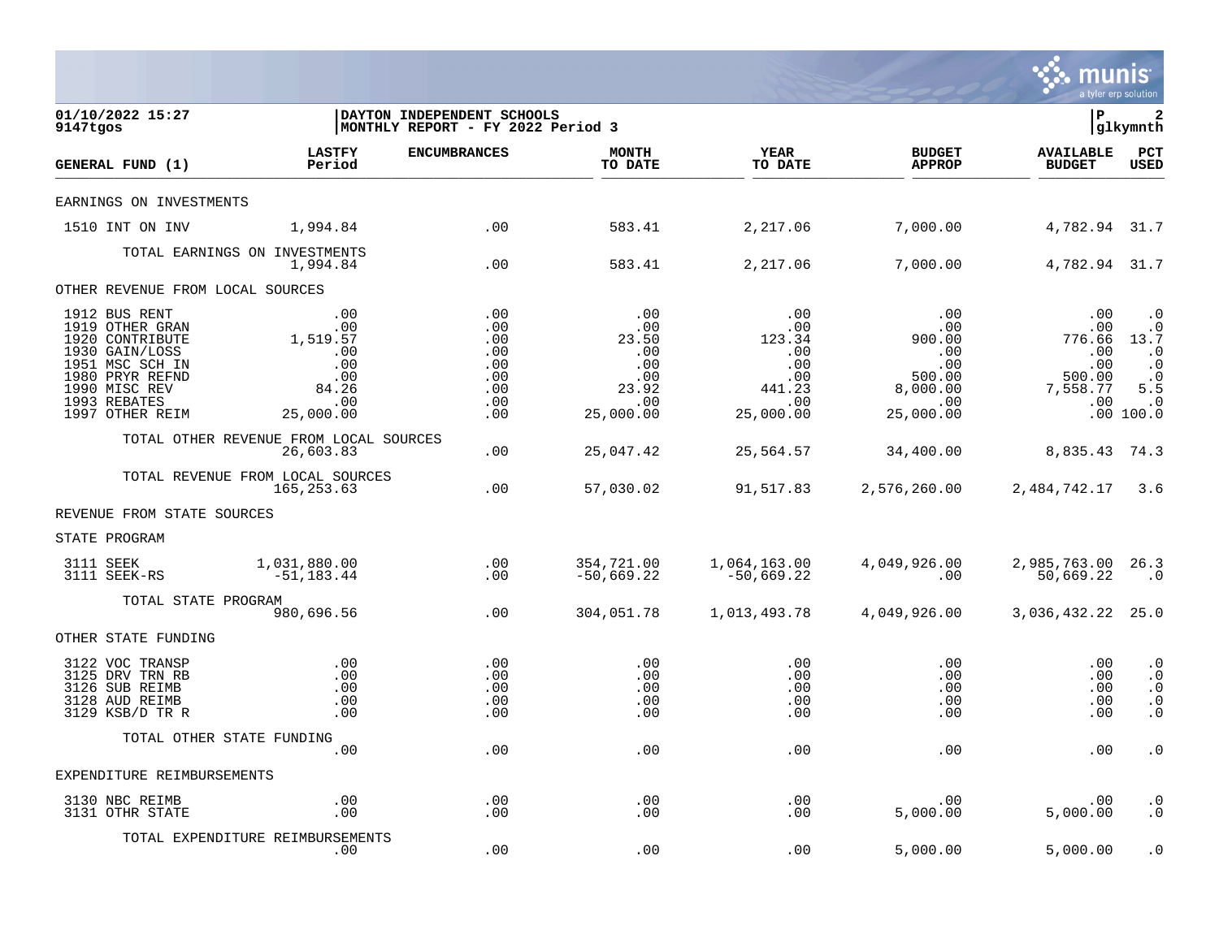01/10/2022 15:27
9147tgos

DAYTON INDEPENDENT SCHOOLS
MONTHLY REPORT - FY 2022 Period 3

glkymnth

| GENERAL FUND (1) | LASTFY Period | ENCUMBRANCES | MONTH TO DATE | YEAR TO DATE | BUDGET APPROP | AVAILABLE BUDGET | PCT USED |
|---|---|---|---|---|---|---|---|
| EARNINGS ON INVESTMENTS | | | | | | | |
| 1510 INT ON INV | 1,994.84 | .00 | 583.41 | 2,217.06 | 7,000.00 | 4,782.94 | 31.7 |
| TOTAL EARNINGS ON INVESTMENTS | 1,994.84 | .00 | 583.41 | 2,217.06 | 7,000.00 | 4,782.94 | 31.7 |
| OTHER REVENUE FROM LOCAL SOURCES | | | | | | | |
| 1912 BUS RENT | .00 | .00 | .00 | .00 | .00 | .00 | .0 |
| 1919 OTHER GRAN | .00 | .00 | .00 | .00 | .00 | .00 | .0 |
| 1920 CONTRIBUTE | 1,519.57 | .00 | 23.50 | 123.34 | 900.00 | 776.66 | 13.7 |
| 1930 GAIN/LOSS | .00 | .00 | .00 | .00 | .00 | .00 | .0 |
| 1951 MSC SCH IN | .00 | .00 | .00 | .00 | .00 | .00 | .0 |
| 1980 PRYR REFND | .00 | .00 | .00 | .00 | 500.00 | 500.00 | .0 |
| 1990 MISC REV | 84.26 | .00 | 23.92 | 441.23 | 8,000.00 | 7,558.77 | 5.5 |
| 1993 REBATES | .00 | .00 | .00 | .00 | .00 | .00 | .0 |
| 1997 OTHER REIM | 25,000.00 | .00 | 25,000.00 | 25,000.00 | 25,000.00 | .00 | 100.0 |
| TOTAL OTHER REVENUE FROM LOCAL SOURCES | 26,603.83 | .00 | 25,047.42 | 25,564.57 | 34,400.00 | 8,835.43 | 74.3 |
| TOTAL REVENUE FROM LOCAL SOURCES | 165,253.63 | .00 | 57,030.02 | 91,517.83 | 2,576,260.00 | 2,484,742.17 | 3.6 |
| REVENUE FROM STATE SOURCES | | | | | | | |
| STATE PROGRAM | | | | | | | |
| 3111 SEEK | 1,031,880.00 | .00 | 354,721.00 | 1,064,163.00 | 4,049,926.00 | 2,985,763.00 | 26.3 |
| 3111 SEEK-RS | -51,183.44 | .00 | -50,669.22 | -50,669.22 | .00 | 50,669.22 | .0 |
| TOTAL STATE PROGRAM | 980,696.56 | .00 | 304,051.78 | 1,013,493.78 | 4,049,926.00 | 3,036,432.22 | 25.0 |
| OTHER STATE FUNDING | | | | | | | |
| 3122 VOC TRANSP | .00 | .00 | .00 | .00 | .00 | .00 | .0 |
| 3125 DRV TRN RB | .00 | .00 | .00 | .00 | .00 | .00 | .0 |
| 3126 SUB REIMB | .00 | .00 | .00 | .00 | .00 | .00 | .0 |
| 3128 AUD REIMB | .00 | .00 | .00 | .00 | .00 | .00 | .0 |
| 3129 KSB/D TR R | .00 | .00 | .00 | .00 | .00 | .00 | .0 |
| TOTAL OTHER STATE FUNDING | .00 | .00 | .00 | .00 | .00 | .00 | .0 |
| EXPENDITURE REIMBURSEMENTS | | | | | | | |
| 3130 NBC REIMB | .00 | .00 | .00 | .00 | .00 | .00 | .0 |
| 3131 OTHR STATE | .00 | .00 | .00 | .00 | 5,000.00 | 5,000.00 | .0 |
| TOTAL EXPENDITURE REIMBURSEMENTS | .00 | .00 | .00 | .00 | 5,000.00 | 5,000.00 | .0 |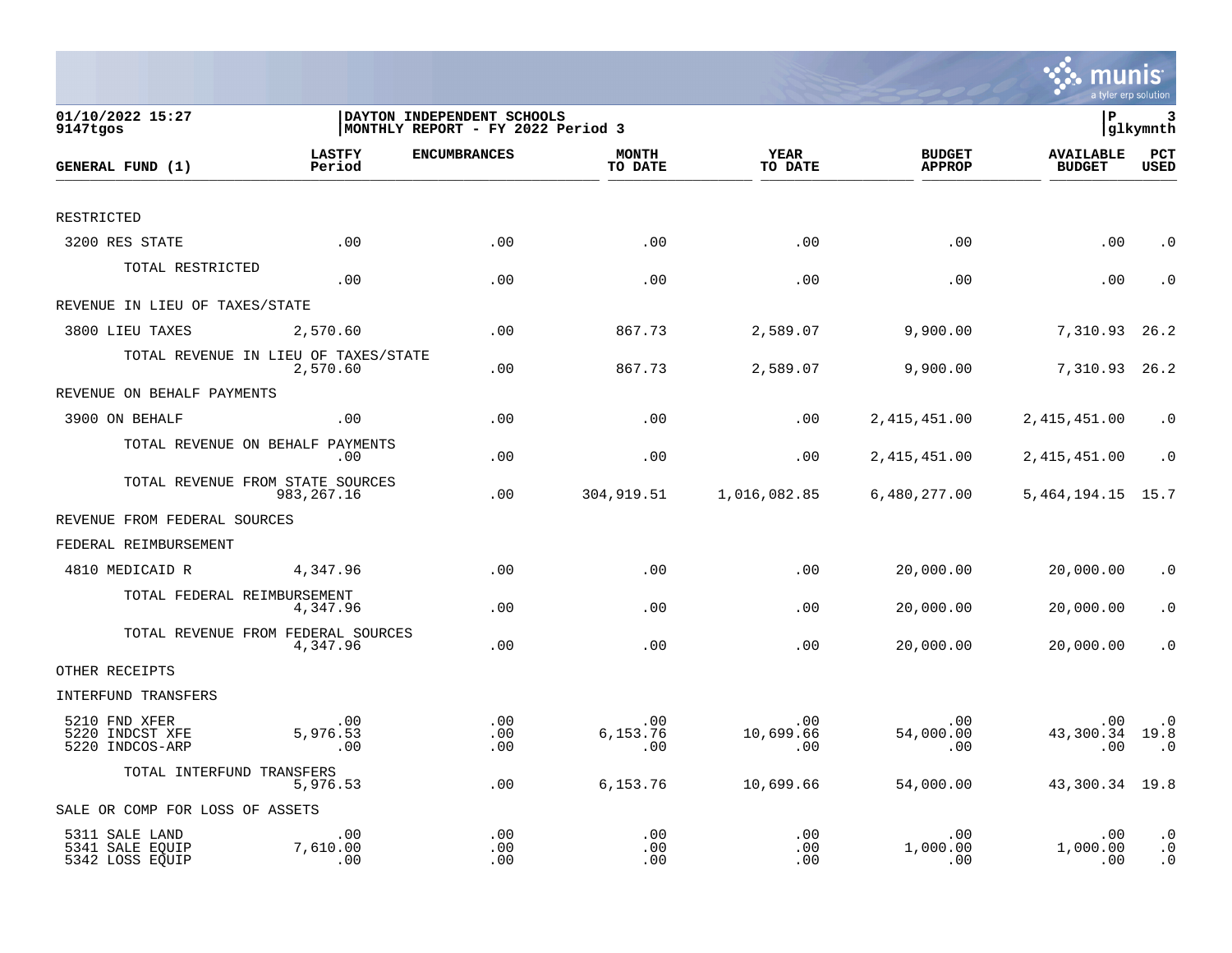01/10/2022 15:27
9147tgos

DAYTON INDEPENDENT SCHOOLS
MONTHLY REPORT - FY 2022 Period 3

P 3
glkymnth

| GENERAL FUND (1) | LASTFY Period | ENCUMBRANCES | MONTH TO DATE | YEAR TO DATE | BUDGET APPROP | AVAILABLE BUDGET | PCT USED |
|---|---|---|---|---|---|---|---|
| RESTRICTED | | | | | | | |
| 3200 RES STATE | .00 | .00 | .00 | .00 | .00 | .00 | .0 |
| TOTAL RESTRICTED | .00 | .00 | .00 | .00 | .00 | .00 | .0 |
| REVENUE IN LIEU OF TAXES/STATE | | | | | | | |
| 3800 LIEU TAXES | 2,570.60 | .00 | 867.73 | 2,589.07 | 9,900.00 | 7,310.93 | 26.2 |
| TOTAL REVENUE IN LIEU OF TAXES/STATE | 2,570.60 | .00 | 867.73 | 2,589.07 | 9,900.00 | 7,310.93 | 26.2 |
| REVENUE ON BEHALF PAYMENTS | | | | | | | |
| 3900 ON BEHALF | .00 | .00 | .00 | .00 | 2,415,451.00 | 2,415,451.00 | .0 |
| TOTAL REVENUE ON BEHALF PAYMENTS | .00 | .00 | .00 | .00 | 2,415,451.00 | 2,415,451.00 | .0 |
| TOTAL REVENUE FROM STATE SOURCES | 983,267.16 | .00 | 304,919.51 | 1,016,082.85 | 6,480,277.00 | 5,464,194.15 | 15.7 |
| REVENUE FROM FEDERAL SOURCES | | | | | | | |
| FEDERAL REIMBURSEMENT | | | | | | | |
| 4810 MEDICAID R | 4,347.96 | .00 | .00 | .00 | 20,000.00 | 20,000.00 | .0 |
| TOTAL FEDERAL REIMBURSEMENT | 4,347.96 | .00 | .00 | .00 | 20,000.00 | 20,000.00 | .0 |
| TOTAL REVENUE FROM FEDERAL SOURCES | 4,347.96 | .00 | .00 | .00 | 20,000.00 | 20,000.00 | .0 |
| OTHER RECEIPTS | | | | | | | |
| INTERFUND TRANSFERS | | | | | | | |
| 5210 FND XFER | .00 | .00 | .00 | .00 | .00 | .00 | .0 |
| 5220 INDCST XFE | 5,976.53 | .00 | 6,153.76 | 10,699.66 | 54,000.00 | 43,300.34 | 19.8 |
| 5220 INDCOS-ARP | .00 | .00 | .00 | .00 | .00 | .00 | .0 |
| TOTAL INTERFUND TRANSFERS | 5,976.53 | .00 | 6,153.76 | 10,699.66 | 54,000.00 | 43,300.34 | 19.8 |
| SALE OR COMP FOR LOSS OF ASSETS | | | | | | | |
| 5311 SALE LAND | .00 | .00 | .00 | .00 | .00 | .00 | .0 |
| 5341 SALE EQUIP | 7,610.00 | .00 | .00 | .00 | 1,000.00 | 1,000.00 | .0 |
| 5342 LOSS EQUIP | .00 | .00 | .00 | .00 | .00 | .00 | .0 |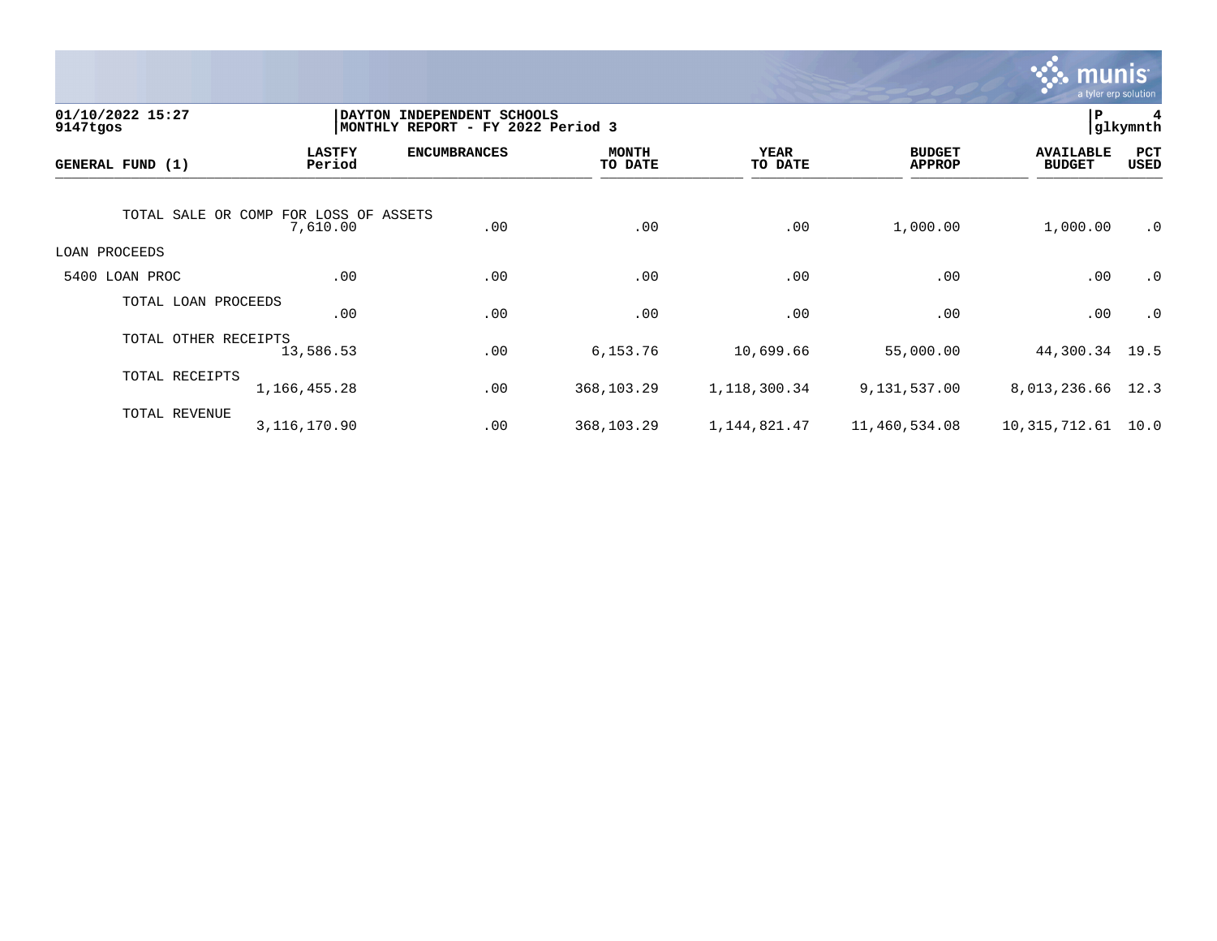01/10/2022 15:27
9147tgos

DAYTON INDEPENDENT SCHOOLS
MONTHLY REPORT - FY 2022 Period 3

P 4
glkymnth

| GENERAL FUND (1) | LASTFY Period | ENCUMBRANCES | MONTH TO DATE | YEAR TO DATE | BUDGET APPROP | AVAILABLE BUDGET | PCT USED |
|---|---|---|---|---|---|---|---|
| TOTAL SALE OR COMP FOR LOSS OF ASSETS | 7,610.00 | .00 | .00 | .00 | 1,000.00 | 1,000.00 | .0 |
| LOAN PROCEEDS | | | | | | | |
| 5400 LOAN PROC | .00 | .00 | .00 | .00 | .00 | .00 | .0 |
| TOTAL LOAN PROCEEDS | .00 | .00 | .00 | .00 | .00 | .00 | .0 |
| TOTAL OTHER RECEIPTS | 13,586.53 | .00 | 6,153.76 | 10,699.66 | 55,000.00 | 44,300.34 | 19.5 |
| TOTAL RECEIPTS | 1,166,455.28 | .00 | 368,103.29 | 1,118,300.34 | 9,131,537.00 | 8,013,236.66 | 12.3 |
| TOTAL REVENUE | 3,116,170.90 | .00 | 368,103.29 | 1,144,821.47 | 11,460,534.08 | 10,315,712.61 | 10.0 |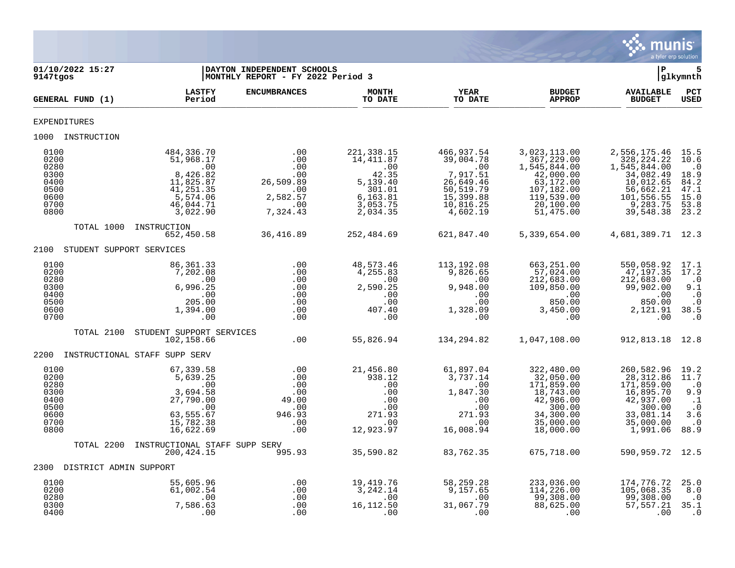01/10/2022 15:27 | DAYTON INDEPENDENT SCHOOLS | P 5
9147tgos | MONTHLY REPORT - FY 2022 Period 3 | glkymnth

| GENERAL FUND (1) | LASTFY Period | ENCUMBRANCES | MONTH TO DATE | YEAR TO DATE | BUDGET APPROP | AVAILABLE BUDGET | PCT USED |
|---|---|---|---|---|---|---|---|
| EXPENDITURES | | | | | | | |
| 1000 INSTRUCTION | | | | | | | |
| 0100 | 484,336.70 | .00 | 221,338.15 | 466,937.54 | 3,023,113.00 | 2,556,175.46 | 15.5 |
| 0200 | 51,968.17 | .00 | 14,411.87 | 39,004.78 | 367,229.00 | 328,224.22 | 10.6 |
| 0280 | .00 | .00 | .00 | .00 | 1,545,844.00 | 1,545,844.00 | .0 |
| 0300 | 8,426.82 | .00 | 42.35 | 7,917.51 | 42,000.00 | 34,082.49 | 18.9 |
| 0400 | 11,825.87 | 26,509.89 | 5,139.40 | 26,649.46 | 63,172.00 | 10,012.65 | 84.2 |
| 0500 | 41,251.35 | .00 | 301.01 | 50,519.79 | 107,182.00 | 56,662.21 | 47.1 |
| 0600 | 5,574.06 | 2,582.57 | 6,163.81 | 15,399.88 | 119,539.00 | 101,556.55 | 15.0 |
| 0700 | 46,044.71 | .00 | 3,053.75 | 10,816.25 | 20,100.00 | 9,283.75 | 53.8 |
| 0800 | 3,022.90 | 7,324.43 | 2,034.35 | 4,602.19 | 51,475.00 | 39,548.38 | 23.2 |
| TOTAL 1000 INSTRUCTION | 652,450.58 | 36,416.89 | 252,484.69 | 621,847.40 | 5,339,654.00 | 4,681,389.71 | 12.3 |
| 2100 STUDENT SUPPORT SERVICES | | | | | | | |
| 0100 | 86,361.33 | .00 | 48,573.46 | 113,192.08 | 663,251.00 | 550,058.92 | 17.1 |
| 0200 | 7,202.08 | .00 | 4,255.83 | 9,826.65 | 57,024.00 | 47,197.35 | 17.2 |
| 0280 | .00 | .00 | .00 | .00 | 212,683.00 | 212,683.00 | .0 |
| 0300 | 6,996.25 | .00 | 2,590.25 | 9,948.00 | 109,850.00 | 99,902.00 | 9.1 |
| 0400 | .00 | .00 | .00 | .00 | .00 | .00 | .0 |
| 0500 | 205.00 | .00 | .00 | .00 | 850.00 | 850.00 | .0 |
| 0600 | 1,394.00 | .00 | 407.40 | 1,328.09 | 3,450.00 | 2,121.91 | 38.5 |
| 0700 | .00 | .00 | .00 | .00 | .00 | .00 | .0 |
| TOTAL 2100 STUDENT SUPPORT SERVICES | 102,158.66 | .00 | 55,826.94 | 134,294.82 | 1,047,108.00 | 912,813.18 | 12.8 |
| 2200 INSTRUCTIONAL STAFF SUPP SERV | | | | | | | |
| 0100 | 67,339.58 | .00 | 21,456.80 | 61,897.04 | 322,480.00 | 260,582.96 | 19.2 |
| 0200 | 5,639.25 | .00 | 938.12 | 3,737.14 | 32,050.00 | 28,312.86 | 11.7 |
| 0280 | .00 | .00 | .00 | .00 | 171,859.00 | 171,859.00 | .0 |
| 0300 | 3,694.58 | .00 | .00 | 1,847.30 | 18,743.00 | 16,895.70 | 9.9 |
| 0400 | 27,790.00 | 49.00 | .00 | .00 | 42,986.00 | 42,937.00 | .1 |
| 0500 | .00 | .00 | .00 | .00 | 300.00 | 300.00 | .0 |
| 0600 | 63,555.67 | 946.93 | 271.93 | 271.93 | 34,300.00 | 33,081.14 | 3.6 |
| 0700 | 15,782.38 | .00 | .00 | .00 | 35,000.00 | 35,000.00 | .0 |
| 0800 | 16,622.69 | .00 | 12,923.97 | 16,008.94 | 18,000.00 | 1,991.06 | 88.9 |
| TOTAL 2200 INSTRUCTIONAL STAFF SUPP SERV | 200,424.15 | 995.93 | 35,590.82 | 83,762.35 | 675,718.00 | 590,959.72 | 12.5 |
| 2300 DISTRICT ADMIN SUPPORT | | | | | | | |
| 0100 | 55,605.96 | .00 | 19,419.76 | 58,259.28 | 233,036.00 | 174,776.72 | 25.0 |
| 0200 | 61,002.54 | .00 | 3,242.14 | 9,157.65 | 114,226.00 | 105,068.35 | 8.0 |
| 0280 | .00 | .00 | .00 | .00 | 99,308.00 | 99,308.00 | .0 |
| 0300 | 7,586.63 | .00 | 16,112.50 | 31,067.79 | 88,625.00 | 57,557.21 | 35.1 |
| 0400 | .00 | .00 | .00 | .00 | .00 | .00 | .0 |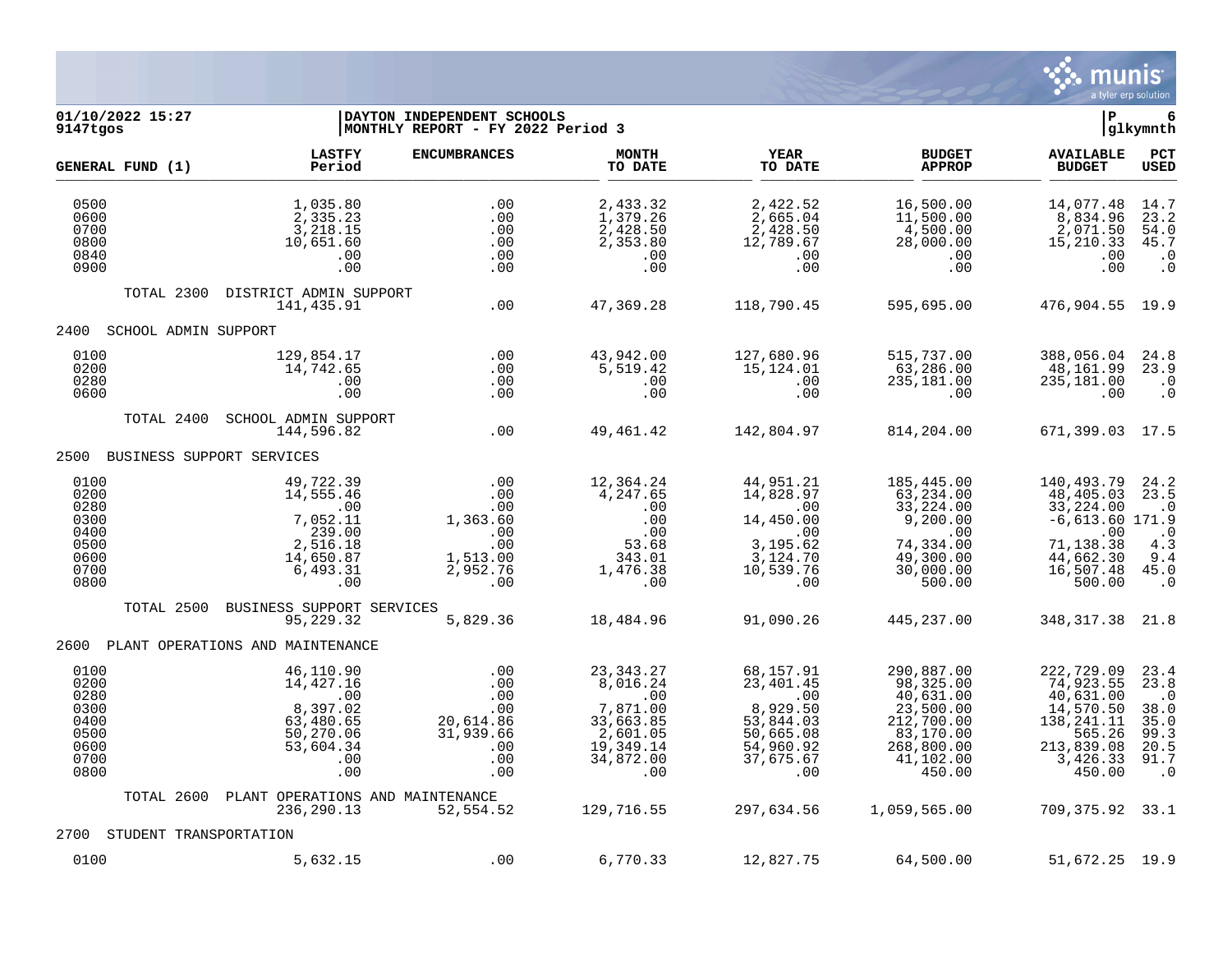01/10/2022 15:27 | DAYTON INDEPENDENT SCHOOLS
9147tgos | MONTHLY REPORT - FY 2022 Period 3 | glkymnth

| GENERAL FUND (1) | LASTFY Period | ENCUMBRANCES | MONTH TO DATE | YEAR TO DATE | BUDGET APPROP | AVAILABLE BUDGET | PCT USED |
|---|---|---|---|---|---|---|---|
| 0500 | 1,035.80 | .00 | 2,433.32 | 2,422.52 | 16,500.00 | 14,077.48 | 14.7 |
| 0600 | 2,335.23 | .00 | 1,379.26 | 2,665.04 | 11,500.00 | 8,834.96 | 23.2 |
| 0700 | 3,218.15 | .00 | 2,428.50 | 2,428.50 | 4,500.00 | 2,071.50 | 54.0 |
| 0800 | 10,651.60 | .00 | 2,353.80 | 12,789.67 | 28,000.00 | 15,210.33 | 45.7 |
| 0840 | .00 | .00 | .00 | .00 | .00 | .00 | .0 |
| 0900 | .00 | .00 | .00 | .00 | .00 | .00 | .0 |
| TOTAL 2300 DISTRICT ADMIN SUPPORT | 141,435.91 | .00 | 47,369.28 | 118,790.45 | 595,695.00 | 476,904.55 | 19.9 |
| **2400 SCHOOL ADMIN SUPPORT** | | | | | | | |
| 0100 | 129,854.17 | .00 | 43,942.00 | 127,680.96 | 515,737.00 | 388,056.04 | 24.8 |
| 0200 | 14,742.65 | .00 | 5,519.42 | 15,124.01 | 63,286.00 | 48,161.99 | 23.9 |
| 0280 | .00 | .00 | .00 | .00 | 235,181.00 | 235,181.00 | .0 |
| 0600 | .00 | .00 | .00 | .00 | .00 | .00 | .0 |
| TOTAL 2400 SCHOOL ADMIN SUPPORT | 144,596.82 | .00 | 49,461.42 | 142,804.97 | 814,204.00 | 671,399.03 | 17.5 |
| **2500 BUSINESS SUPPORT SERVICES** | | | | | | | |
| 0100 | 49,722.39 | .00 | 12,364.24 | 44,951.21 | 185,445.00 | 140,493.79 | 24.2 |
| 0200 | 14,555.46 | .00 | 4,247.65 | 14,828.97 | 63,234.00 | 48,405.03 | 23.5 |
| 0280 | .00 | .00 | .00 | .00 | 33,224.00 | 33,224.00 | .0 |
| 0300 | 7,052.11 | 1,363.60 | .00 | 14,450.00 | 9,200.00 | -6,613.60 | 171.9 |
| 0400 | 239.00 | .00 | .00 | .00 | .00 | .00 | .0 |
| 0500 | 2,516.18 | .00 | 53.68 | 3,195.62 | 74,334.00 | 71,138.38 | 4.3 |
| 0600 | 14,650.87 | 1,513.00 | 343.01 | 3,124.70 | 49,300.00 | 44,662.30 | 9.4 |
| 0700 | 6,493.31 | 2,952.76 | 1,476.38 | 10,539.76 | 30,000.00 | 16,507.48 | 45.0 |
| 0800 | .00 | .00 | .00 | .00 | 500.00 | 500.00 | .0 |
| TOTAL 2500 BUSINESS SUPPORT SERVICES | 95,229.32 | 5,829.36 | 18,484.96 | 91,090.26 | 445,237.00 | 348,317.38 | 21.8 |
| **2600 PLANT OPERATIONS AND MAINTENANCE** | | | | | | | |
| 0100 | 46,110.90 | .00 | 23,343.27 | 68,157.91 | 290,887.00 | 222,729.09 | 23.4 |
| 0200 | 14,427.16 | .00 | 8,016.24 | 23,401.45 | 98,325.00 | 74,923.55 | 23.8 |
| 0280 | .00 | .00 | .00 | .00 | 40,631.00 | 40,631.00 | .0 |
| 0300 | 8,397.02 | .00 | 7,871.00 | 8,929.50 | 23,500.00 | 14,570.50 | 38.0 |
| 0400 | 63,480.65 | 20,614.86 | 33,663.85 | 53,844.03 | 212,700.00 | 138,241.11 | 35.0 |
| 0500 | 50,270.06 | 31,939.66 | 2,601.05 | 50,665.08 | 83,170.00 | 565.26 | 99.3 |
| 0600 | 53,604.34 | .00 | 19,349.14 | 54,960.92 | 268,800.00 | 213,839.08 | 20.5 |
| 0700 | .00 | .00 | 34,872.00 | 37,675.67 | 41,102.00 | 3,426.33 | 91.7 |
| 0800 | .00 | .00 | .00 | .00 | 450.00 | 450.00 | .0 |
| TOTAL 2600 PLANT OPERATIONS AND MAINTENANCE | 236,290.13 | 52,554.52 | 129,716.55 | 297,634.56 | 1,059,565.00 | 709,375.92 | 33.1 |
| **2700 STUDENT TRANSPORTATION** | | | | | | | |
| 0100 | 5,632.15 | .00 | 6,770.33 | 12,827.75 | 64,500.00 | 51,672.25 | 19.9 |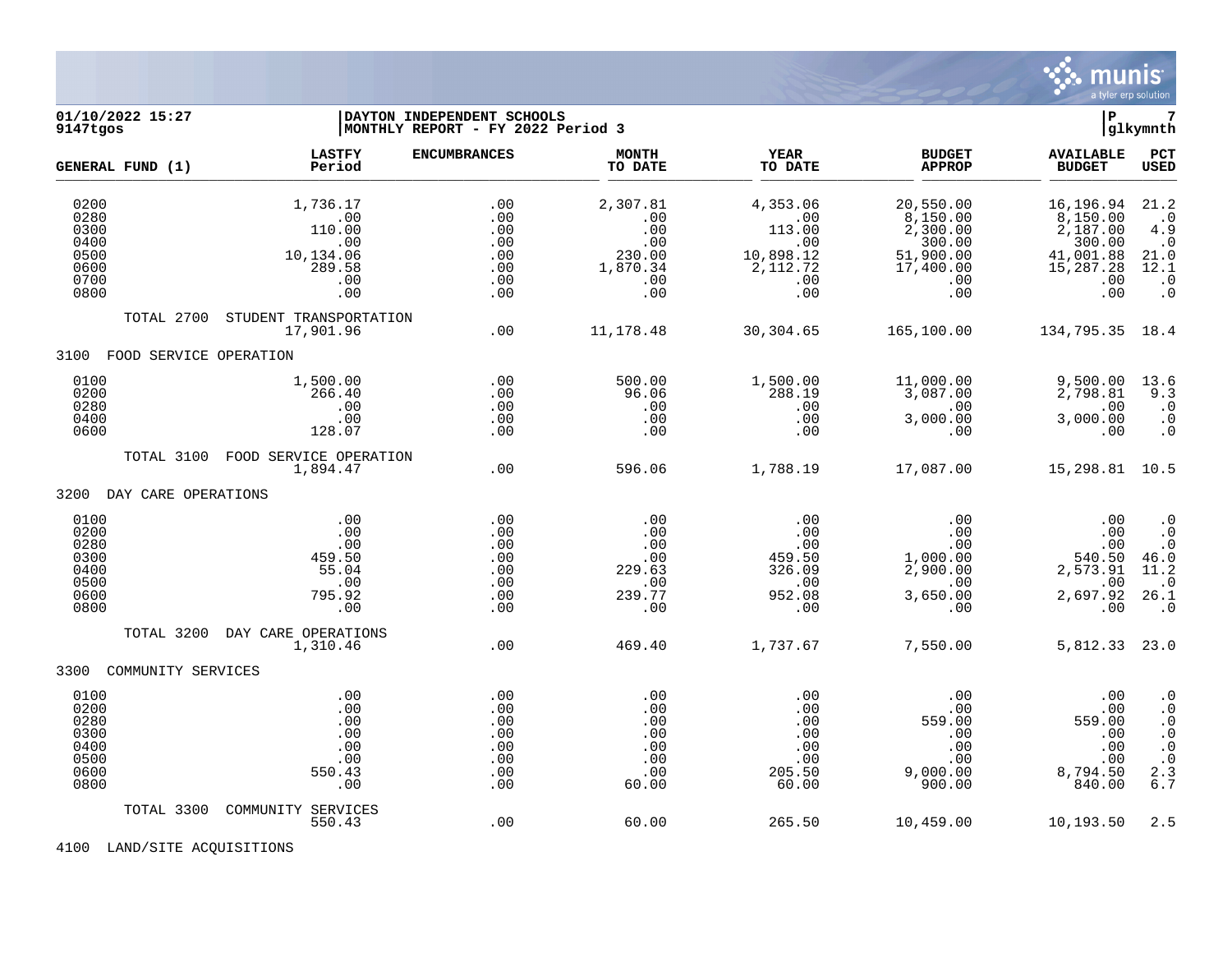**01/10/2022 15:27** | **DAYTON INDEPENDENT SCHOOLS**
**9147tgos** | **MONTHLY REPORT - FY 2022 Period 3**

| GENERAL FUND (1) | LASTFY Period | ENCUMBRANCES | MONTH TO DATE | YEAR TO DATE | BUDGET APPROP | AVAILABLE BUDGET | PCT USED |
|---|---|---|---|---|---|---|---|
| 0200 | 1,736.17 | .00 | 2,307.81 | 4,353.06 | 20,550.00 | 16,196.94 | 21.2 |
| 0280 | .00 | .00 | .00 | .00 | 8,150.00 | 8,150.00 | .0 |
| 0300 | 110.00 | .00 | .00 | 113.00 | 2,300.00 | 2,187.00 | 4.9 |
| 0400 | .00 | .00 | .00 | .00 | 300.00 | 300.00 | .0 |
| 0500 | 10,134.06 | .00 | 230.00 | 10,898.12 | 51,900.00 | 41,001.88 | 21.0 |
| 0600 | 289.58 | .00 | 1,870.34 | 2,112.72 | 17,400.00 | 15,287.28 | 12.1 |
| 0700 | .00 | .00 | .00 | .00 | .00 | .00 | .0 |
| 0800 | .00 | .00 | .00 | .00 | .00 | .00 | .0 |
| TOTAL 2700 STUDENT TRANSPORTATION | 17,901.96 | .00 | 11,178.48 | 30,304.65 | 165,100.00 | 134,795.35 | 18.4 |
| **3100 FOOD SERVICE OPERATION** | | | | | | | |
| 0100 | 1,500.00 | .00 | 500.00 | 1,500.00 | 11,000.00 | 9,500.00 | 13.6 |
| 0200 | 266.40 | .00 | 96.06 | 288.19 | 3,087.00 | 2,798.81 | 9.3 |
| 0280 | .00 | .00 | .00 | .00 | .00 | .00 | .0 |
| 0400 | .00 | .00 | .00 | .00 | 3,000.00 | 3,000.00 | .0 |
| 0600 | 128.07 | .00 | .00 | .00 | .00 | .00 | .0 |
| TOTAL 3100 FOOD SERVICE OPERATION | 1,894.47 | .00 | 596.06 | 1,788.19 | 17,087.00 | 15,298.81 | 10.5 |
| **3200 DAY CARE OPERATIONS** | | | | | | | |
| 0100 | .00 | .00 | .00 | .00 | .00 | .00 | .0 |
| 0200 | .00 | .00 | .00 | .00 | .00 | .00 | .0 |
| 0280 | .00 | .00 | .00 | .00 | .00 | .00 | .0 |
| 0300 | 459.50 | .00 | .00 | 459.50 | 1,000.00 | 540.50 | 46.0 |
| 0400 | 55.04 | .00 | 229.63 | 326.09 | 2,900.00 | 2,573.91 | 11.2 |
| 0500 | .00 | .00 | .00 | .00 | .00 | .00 | .0 |
| 0600 | 795.92 | .00 | 239.77 | 952.08 | 3,650.00 | 2,697.92 | 26.1 |
| 0800 | .00 | .00 | .00 | .00 | .00 | .00 | .0 |
| TOTAL 3200 DAY CARE OPERATIONS | 1,310.46 | .00 | 469.40 | 1,737.67 | 7,550.00 | 5,812.33 | 23.0 |
| **3300 COMMUNITY SERVICES** | | | | | | | |
| 0100 | .00 | .00 | .00 | .00 | .00 | .00 | .0 |
| 0200 | .00 | .00 | .00 | .00 | .00 | .00 | .0 |
| 0280 | .00 | .00 | .00 | .00 | 559.00 | 559.00 | .0 |
| 0300 | .00 | .00 | .00 | .00 | .00 | .00 | .0 |
| 0400 | .00 | .00 | .00 | .00 | .00 | .00 | .0 |
| 0500 | .00 | .00 | .00 | .00 | .00 | .00 | .0 |
| 0600 | 550.43 | .00 | .00 | 205.50 | 9,000.00 | 8,794.50 | 2.3 |
| 0800 | .00 | .00 | 60.00 | 60.00 | 900.00 | 840.00 | 6.7 |
| TOTAL 3300 COMMUNITY SERVICES | 550.43 | .00 | 60.00 | 265.50 | 10,459.00 | 10,193.50 | 2.5 |
| **4100 LAND/SITE ACQUISITIONS** | | | | | | | |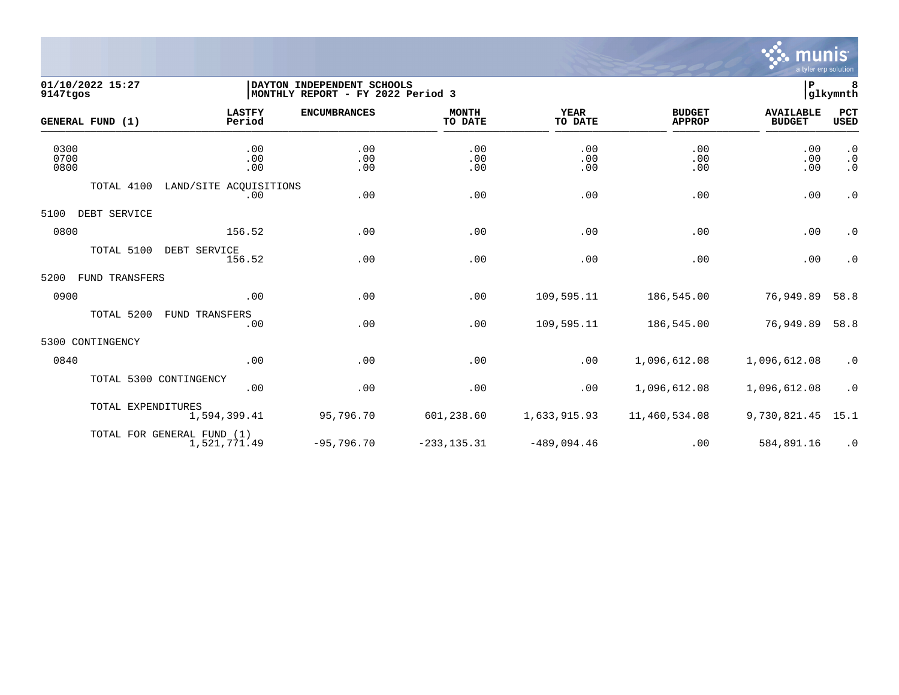01/10/2022 15:27 | DAYTON INDEPENDENT SCHOOLS | P 8
9147tgos | MONTHLY REPORT - FY 2022 Period 3 | glkymnth

| GENERAL FUND (1) | LASTFY Period | ENCUMBRANCES | MONTH TO DATE | YEAR TO DATE | BUDGET APPROP | AVAILABLE BUDGET | PCT USED |
|---|---|---|---|---|---|---|---|
| 0300 | .00 | .00 | .00 | .00 | .00 | .00 | .0 |
| 0700 | .00 | .00 | .00 | .00 | .00 | .00 | .0 |
| 0800 | .00 | .00 | .00 | .00 | .00 | .00 | .0 |
| TOTAL 4100 LAND/SITE ACQUISITIONS | .00 | .00 | .00 | .00 | .00 | .00 | .0 |
| 5100 DEBT SERVICE | | | | | | | |
| 0800 | 156.52 | .00 | .00 | .00 | .00 | .00 | .0 |
| TOTAL 5100 DEBT SERVICE | 156.52 | .00 | .00 | .00 | .00 | .00 | .0 |
| 5200 FUND TRANSFERS | | | | | | | |
| 0900 | .00 | .00 | .00 | 109,595.11 | 186,545.00 | 76,949.89 | 58.8 |
| TOTAL 5200 FUND TRANSFERS | .00 | .00 | .00 | 109,595.11 | 186,545.00 | 76,949.89 | 58.8 |
| 5300 CONTINGENCY | | | | | | | |
| 0840 | .00 | .00 | .00 | .00 | 1,096,612.08 | 1,096,612.08 | .0 |
| TOTAL 5300 CONTINGENCY | .00 | .00 | .00 | .00 | 1,096,612.08 | 1,096,612.08 | .0 |
| TOTAL EXPENDITURES | 1,594,399.41 | 95,796.70 | 601,238.60 | 1,633,915.93 | 11,460,534.08 | 9,730,821.45 | 15.1 |
| TOTAL FOR GENERAL FUND (1) | 1,521,771.49 | -95,796.70 | -233,135.31 | -489,094.46 | .00 | 584,891.16 | .0 |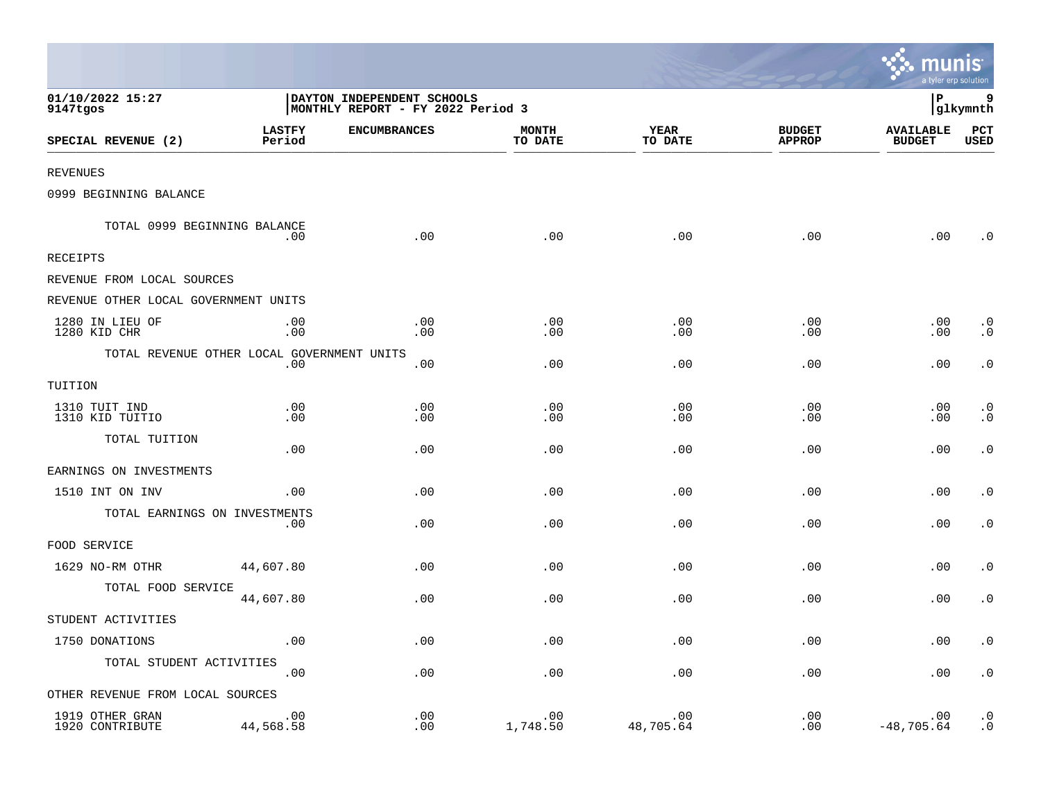**01/10/2022 15:27**
**9147tgos**

**DAYTON INDEPENDENT SCHOOLS**
**MONTHLY REPORT - FY 2022 Period 3**

**P 9**
**glkymnth**

| SPECIAL REVENUE (2) | LASTFY Period | ENCUMBRANCES | MONTH TO DATE | YEAR TO DATE | BUDGET APPROP | AVAILABLE BUDGET | PCT USED |
|---|---|---|---|---|---|---|---|
| REVENUES | | | | | | | |
| 0999 BEGINNING BALANCE | | | | | | | |
| TOTAL 0999 BEGINNING BALANCE | .00 | .00 | .00 | .00 | .00 | .00 | .0 |
| RECEIPTS | | | | | | | |
| REVENUE FROM LOCAL SOURCES | | | | | | | |
| REVENUE OTHER LOCAL GOVERNMENT UNITS | | | | | | | |
| 1280 IN LIEU OF | .00 | .00 | .00 | .00 | .00 | .00 | .0 |
| 1280 KID CHR | .00 | .00 | .00 | .00 | .00 | .00 | .0 |
| TOTAL REVENUE OTHER LOCAL GOVERNMENT UNITS | .00 | .00 | .00 | .00 | .00 | .00 | .0 |
| TUITION | | | | | | | |
| 1310 TUIT IND | .00 | .00 | .00 | .00 | .00 | .00 | .0 |
| 1310 KID TUITIO | .00 | .00 | .00 | .00 | .00 | .00 | .0 |
| TOTAL TUITION | .00 | .00 | .00 | .00 | .00 | .00 | .0 |
| EARNINGS ON INVESTMENTS | | | | | | | |
| 1510 INT ON INV | .00 | .00 | .00 | .00 | .00 | .00 | .0 |
| TOTAL EARNINGS ON INVESTMENTS | .00 | .00 | .00 | .00 | .00 | .00 | .0 |
| FOOD SERVICE | | | | | | | |
| 1629 NO-RM OTHR | 44,607.80 | .00 | .00 | .00 | .00 | .00 | .0 |
| TOTAL FOOD SERVICE | 44,607.80 | .00 | .00 | .00 | .00 | .00 | .0 |
| STUDENT ACTIVITIES | | | | | | | |
| 1750 DONATIONS | .00 | .00 | .00 | .00 | .00 | .00 | .0 |
| TOTAL STUDENT ACTIVITIES | .00 | .00 | .00 | .00 | .00 | .00 | .0 |
| OTHER REVENUE FROM LOCAL SOURCES | | | | | | | |
| 1919 OTHER GRAN | .00 | .00 | .00 | .00 | .00 | .00 | .0 |
| 1920 CONTRIBUTE | 44,568.58 | .00 | 1,748.50 | 48,705.64 | .00 | -48,705.64 | .0 |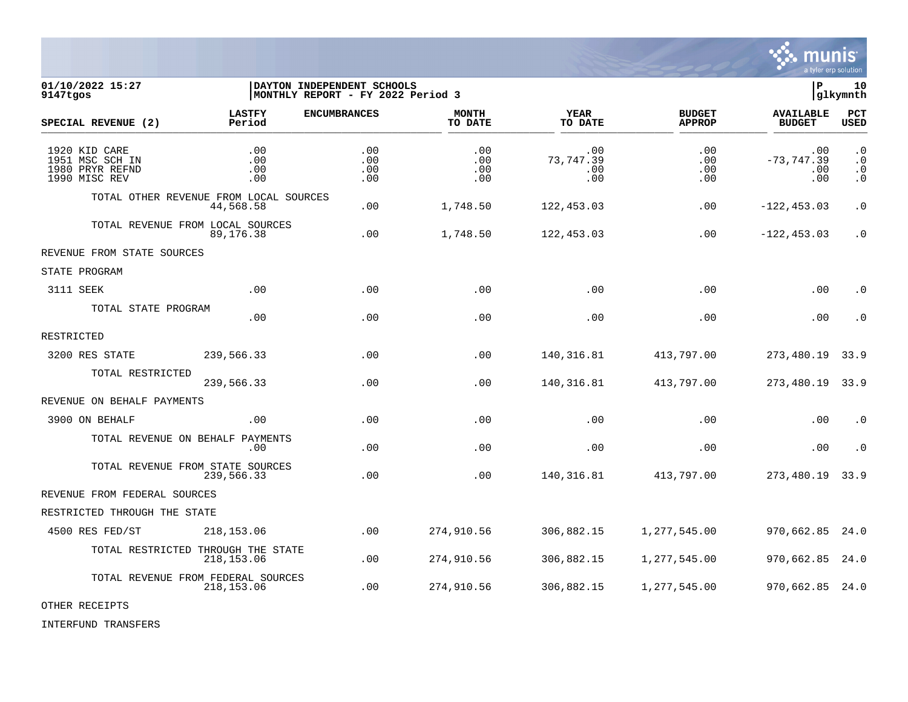**01/10/2022 15:27**
**9147tgos**

**DAYTON INDEPENDENT SCHOOLS**
**MONTHLY REPORT - FY 2022 Period 3**

| SPECIAL REVENUE (2) | LASTFY Period | ENCUMBRANCES | MONTH TO DATE | YEAR TO DATE | BUDGET APPROP | AVAILABLE BUDGET | PCT USED |
|---|---|---|---|---|---|---|---|
| 1920 KID CARE | .00 | .00 | .00 | .00 | .00 | .00 | .0 |
| 1951 MSC SCH IN | .00 | .00 | .00 | 73,747.39 | .00 | -73,747.39 | .0 |
| 1980 PRYR REFND | .00 | .00 | .00 | .00 | .00 | .00 | .0 |
| 1990 MISC REV | .00 | .00 | .00 | .00 | .00 | .00 | .0 |
| TOTAL OTHER REVENUE FROM LOCAL SOURCES | 44,568.58 | .00 | 1,748.50 | 122,453.03 | .00 | -122,453.03 | .0 |
| TOTAL REVENUE FROM LOCAL SOURCES | 89,176.38 | .00 | 1,748.50 | 122,453.03 | .00 | -122,453.03 | .0 |
| REVENUE FROM STATE SOURCES | | | | | | | |
| STATE PROGRAM | | | | | | | |
| 3111 SEEK | .00 | .00 | .00 | .00 | .00 | .00 | .0 |
| TOTAL STATE PROGRAM | .00 | .00 | .00 | .00 | .00 | .00 | .0 |
| RESTRICTED | | | | | | | |
| 3200 RES STATE | 239,566.33 | .00 | .00 | 140,316.81 | 413,797.00 | 273,480.19 | 33.9 |
| TOTAL RESTRICTED | 239,566.33 | .00 | .00 | 140,316.81 | 413,797.00 | 273,480.19 | 33.9 |
| REVENUE ON BEHALF PAYMENTS | | | | | | | |
| 3900 ON BEHALF | .00 | .00 | .00 | .00 | .00 | .00 | .0 |
| TOTAL REVENUE ON BEHALF PAYMENTS | .00 | .00 | .00 | .00 | .00 | .00 | .0 |
| TOTAL REVENUE FROM STATE SOURCES | 239,566.33 | .00 | .00 | 140,316.81 | 413,797.00 | 273,480.19 | 33.9 |
| REVENUE FROM FEDERAL SOURCES | | | | | | | |
| RESTRICTED THROUGH THE STATE | | | | | | | |
| 4500 RES FED/ST | 218,153.06 | .00 | 274,910.56 | 306,882.15 | 1,277,545.00 | 970,662.85 | 24.0 |
| TOTAL RESTRICTED THROUGH THE STATE | 218,153.06 | .00 | 274,910.56 | 306,882.15 | 1,277,545.00 | 970,662.85 | 24.0 |
| TOTAL REVENUE FROM FEDERAL SOURCES | 218,153.06 | .00 | 274,910.56 | 306,882.15 | 1,277,545.00 | 970,662.85 | 24.0 |
| OTHER RECEIPTS | | | | | | | |
| INTERFUND TRANSFERS | | | | | | | |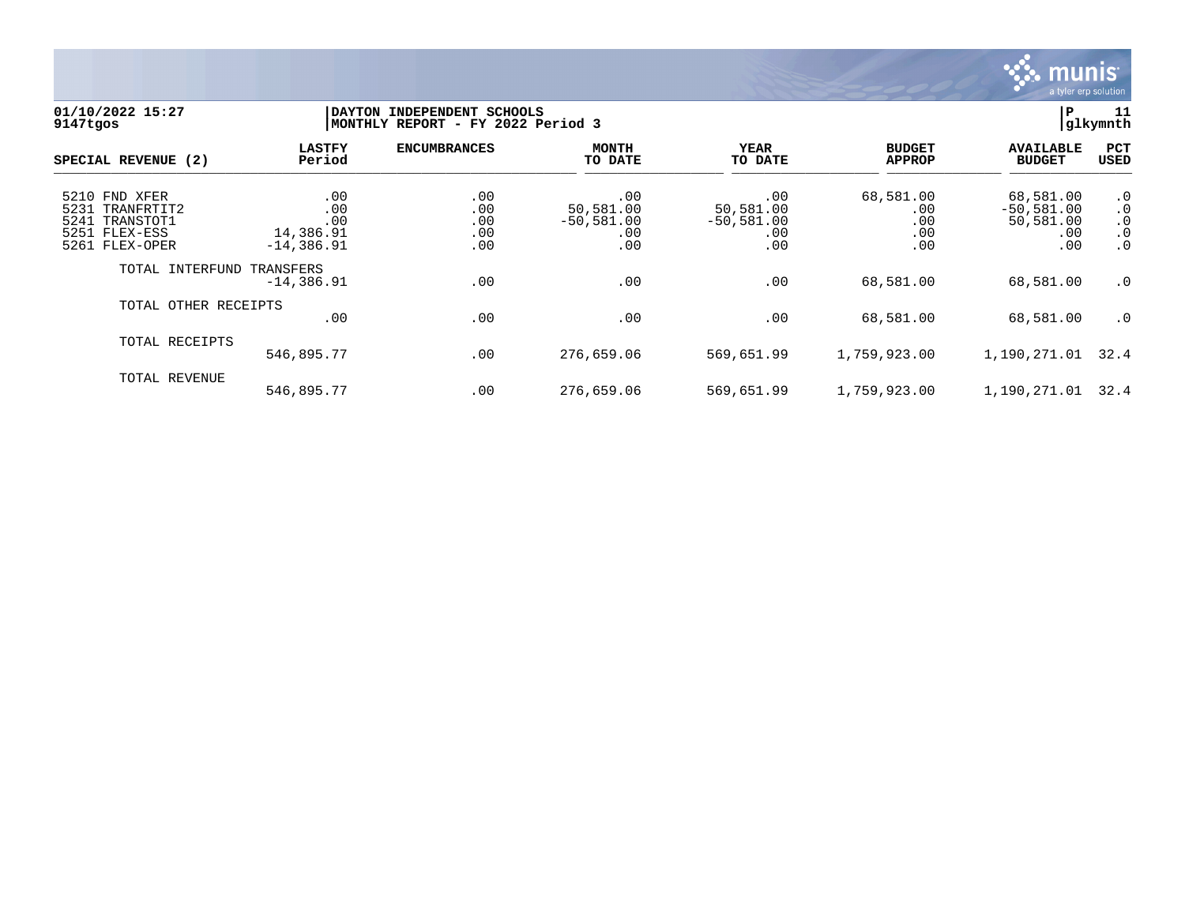01/10/2022 15:27
9147tgos

DAYTON INDEPENDENT SCHOOLS
MONTHLY REPORT - FY 2022 Period 3

P 11
glkymnth

| SPECIAL REVENUE (2) | LASTFY Period | ENCUMBRANCES | MONTH TO DATE | YEAR TO DATE | BUDGET APPROP | AVAILABLE BUDGET | PCT USED |
|---|---|---|---|---|---|---|---|
| 5210 FND XFER | .00 | .00 | .00 | .00 | 68,581.00 | 68,581.00 | .0 |
| 5231 TRANFRTIT2 | .00 | .00 | 50,581.00 | 50,581.00 | .00 | -50,581.00 | .0 |
| 5241 TRANSTOT1 | .00 | .00 | -50,581.00 | -50,581.00 | .00 | 50,581.00 | .0 |
| 5251 FLEX-ESS | 14,386.91 | .00 | .00 | .00 | .00 | .00 | .0 |
| 5261 FLEX-OPER | -14,386.91 | .00 | .00 | .00 | .00 | .00 | .0 |
| TOTAL INTERFUND TRANSFERS | -14,386.91 | .00 | .00 | .00 | 68,581.00 | 68,581.00 | .0 |
| TOTAL OTHER RECEIPTS | .00 | .00 | .00 | .00 | 68,581.00 | 68,581.00 | .0 |
| TOTAL RECEIPTS | 546,895.77 | .00 | 276,659.06 | 569,651.99 | 1,759,923.00 | 1,190,271.01 | 32.4 |
| TOTAL REVENUE | 546,895.77 | .00 | 276,659.06 | 569,651.99 | 1,759,923.00 | 1,190,271.01 | 32.4 |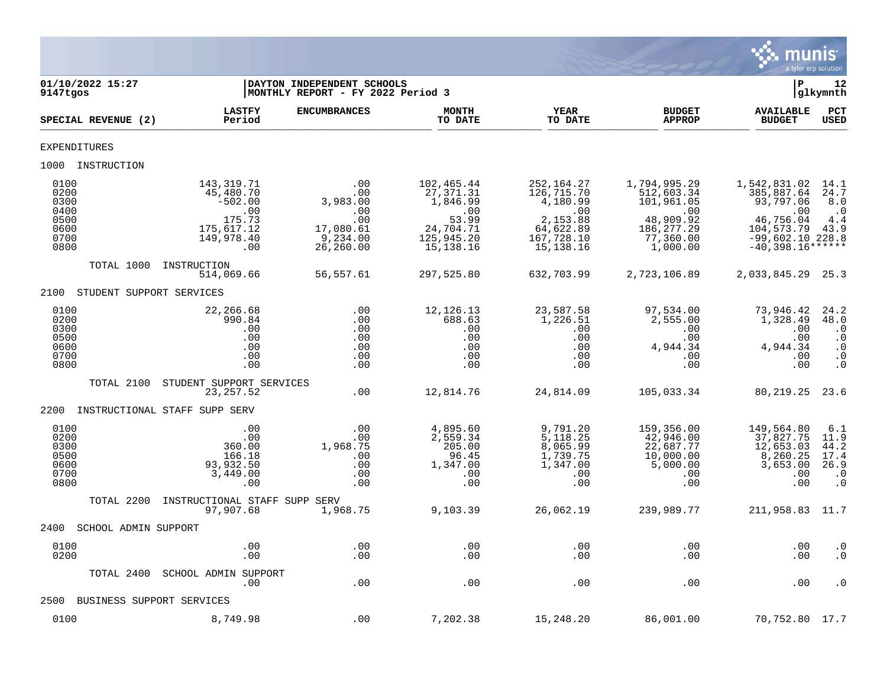01/10/2022 15:27
9147tgos

DAYTON INDEPENDENT SCHOOLS
MONTHLY REPORT - FY 2022 Period 3

P 12
glkymnth

| SPECIAL REVENUE (2) | LASTFY Period | ENCUMBRANCES | MONTH TO DATE | YEAR TO DATE | BUDGET APPROP | AVAILABLE BUDGET | PCT USED |
|---|---|---|---|---|---|---|---|
| EXPENDITURES | | | | | | | |
| 1000 INSTRUCTION | | | | | | | |
| 0100 | 143,319.71 | .00 | 102,465.44 | 252,164.27 | 1,794,995.29 | 1,542,831.02 | 14.1 |
| 0200 | 45,480.70 | .00 | 27,371.31 | 126,715.70 | 512,603.34 | 385,887.64 | 24.7 |
| 0300 | -502.00 | 3,983.00 | 1,846.99 | 4,180.99 | 101,961.05 | 93,797.06 | 8.0 |
| 0400 | .00 | .00 | .00 | .00 | .00 | .00 | .0 |
| 0500 | 175.73 | .00 | 53.99 | 2,153.88 | 48,909.92 | 46,756.04 | 4.4 |
| 0600 | 175,617.12 | 17,080.61 | 24,704.71 | 64,622.89 | 186,277.29 | 104,573.79 | 43.9 |
| 0700 | 149,978.40 | 9,234.00 | 125,945.20 | 167,728.10 | 77,360.00 | -99,602.10 | 228.8 |
| 0800 | .00 | 26,260.00 | 15,138.16 | 15,138.16 | 1,000.00 | -40,398.16 | ****** |
| TOTAL 1000 INSTRUCTION | 514,069.66 | 56,557.61 | 297,525.80 | 632,703.99 | 2,723,106.89 | 2,033,845.29 | 25.3 |
| 2100 STUDENT SUPPORT SERVICES | | | | | | | |
| 0100 | 22,266.68 | .00 | 12,126.13 | 23,587.58 | 97,534.00 | 73,946.42 | 24.2 |
| 0200 | 990.84 | .00 | 688.63 | 1,226.51 | 2,555.00 | 1,328.49 | 48.0 |
| 0300 | .00 | .00 | .00 | .00 | .00 | .00 | .0 |
| 0500 | .00 | .00 | .00 | .00 | .00 | .00 | .0 |
| 0600 | .00 | .00 | .00 | .00 | 4,944.34 | 4,944.34 | .0 |
| 0700 | .00 | .00 | .00 | .00 | .00 | .00 | .0 |
| 0800 | .00 | .00 | .00 | .00 | .00 | .00 | .0 |
| TOTAL 2100 STUDENT SUPPORT SERVICES | 23,257.52 | .00 | 12,814.76 | 24,814.09 | 105,033.34 | 80,219.25 | 23.6 |
| 2200 INSTRUCTIONAL STAFF SUPP SERV | | | | | | | |
| 0100 | .00 | .00 | 4,895.60 | 9,791.20 | 159,356.00 | 149,564.80 | 6.1 |
| 0200 | .00 | .00 | 2,559.34 | 5,118.25 | 42,946.00 | 37,827.75 | 11.9 |
| 0300 | 360.00 | 1,968.75 | 205.00 | 8,065.99 | 22,687.77 | 12,653.03 | 44.2 |
| 0500 | 166.18 | .00 | 96.45 | 1,739.75 | 10,000.00 | 8,260.25 | 17.4 |
| 0600 | 93,932.50 | .00 | 1,347.00 | 1,347.00 | 5,000.00 | 3,653.00 | 26.9 |
| 0700 | 3,449.00 | .00 | .00 | .00 | .00 | .00 | .0 |
| 0800 | .00 | .00 | .00 | .00 | .00 | .00 | .0 |
| TOTAL 2200 INSTRUCTIONAL STAFF SUPP SERV | 97,907.68 | 1,968.75 | 9,103.39 | 26,062.19 | 239,989.77 | 211,958.83 | 11.7 |
| 2400 SCHOOL ADMIN SUPPORT | | | | | | | |
| 0100 | .00 | .00 | .00 | .00 | .00 | .00 | .0 |
| 0200 | .00 | .00 | .00 | .00 | .00 | .00 | .0 |
| TOTAL 2400 SCHOOL ADMIN SUPPORT | .00 | .00 | .00 | .00 | .00 | .00 | .0 |
| 2500 BUSINESS SUPPORT SERVICES | | | | | | | |
| 0100 | 8,749.98 | .00 | 7,202.38 | 15,248.20 | 86,001.00 | 70,752.80 | 17.7 |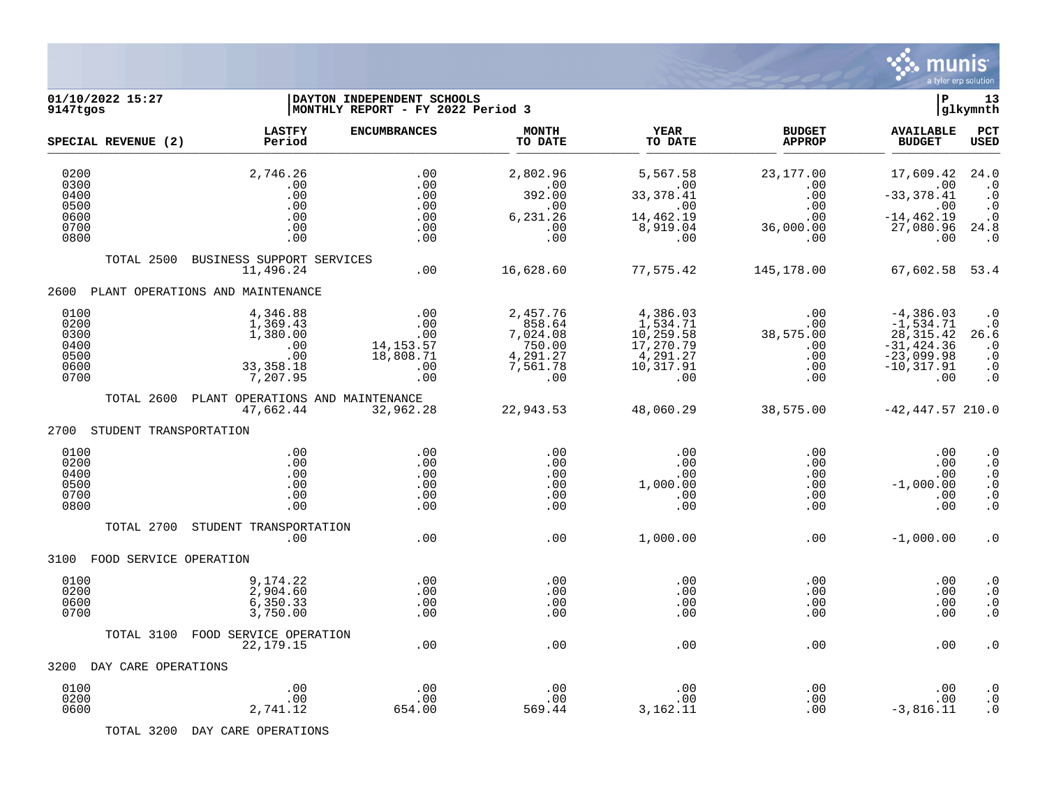01/10/2022 15:27 | DAYTON INDEPENDENT SCHOOLS
9147tgos | MONTHLY REPORT - FY 2022 Period 3

| SPECIAL REVENUE (2) | LASTFY Period | ENCUMBRANCES | MONTH TO DATE | YEAR TO DATE | BUDGET APPROP | AVAILABLE BUDGET | PCT USED |
|---|---|---|---|---|---|---|---|
| 0200 | 2,746.26 | .00 | 2,802.96 | 5,567.58 | 23,177.00 | 17,609.42 | 24.0 |
| 0300 | .00 | .00 | .00 | .00 | .00 | .00 | .0 |
| 0400 | .00 | .00 | 392.00 | 33,378.41 | .00 | -33,378.41 | .0 |
| 0500 | .00 | .00 | .00 | .00 | .00 | .00 | .0 |
| 0600 | .00 | .00 | 6,231.26 | 14,462.19 | .00 | -14,462.19 | .0 |
| 0700 | .00 | .00 | .00 | 8,919.04 | 36,000.00 | 27,080.96 | 24.8 |
| 0800 | .00 | .00 | .00 | .00 | .00 | .00 | .0 |
| TOTAL 2500 BUSINESS SUPPORT SERVICES | 11,496.24 | .00 | 16,628.60 | 77,575.42 | 145,178.00 | 67,602.58 | 53.4 |
| **2600 PLANT OPERATIONS AND MAINTENANCE** | | | | | | | |
| 0100 | 4,346.88 | .00 | 2,457.76 | 4,386.03 | .00 | -4,386.03 | .0 |
| 0200 | 1,369.43 | .00 | 858.64 | 1,534.71 | .00 | -1,534.71 | .0 |
| 0300 | 1,380.00 | .00 | 7,024.08 | 10,259.58 | 38,575.00 | 28,315.42 | 26.6 |
| 0400 | .00 | 14,153.57 | 750.00 | 17,270.79 | .00 | -31,424.36 | .0 |
| 0500 | .00 | 18,808.71 | 4,291.27 | 4,291.27 | .00 | -23,099.98 | .0 |
| 0600 | 33,358.18 | .00 | 7,561.78 | 10,317.91 | .00 | -10,317.91 | .0 |
| 0700 | 7,207.95 | .00 | .00 | .00 | .00 | .00 | .0 |
| TOTAL 2600 PLANT OPERATIONS AND MAINTENANCE | 47,662.44 | 32,962.28 | 22,943.53 | 48,060.29 | 38,575.00 | -42,447.57 | 210.0 |
| **2700 STUDENT TRANSPORTATION** | | | | | | | |
| 0100 | .00 | .00 | .00 | .00 | .00 | .00 | .0 |
| 0200 | .00 | .00 | .00 | .00 | .00 | .00 | .0 |
| 0400 | .00 | .00 | .00 | .00 | .00 | .00 | .0 |
| 0500 | .00 | .00 | .00 | 1,000.00 | .00 | -1,000.00 | .0 |
| 0700 | .00 | .00 | .00 | .00 | .00 | .00 | .0 |
| 0800 | .00 | .00 | .00 | .00 | .00 | .00 | .0 |
| TOTAL 2700 STUDENT TRANSPORTATION | .00 | .00 | .00 | 1,000.00 | .00 | -1,000.00 | .0 |
| **3100 FOOD SERVICE OPERATION** | | | | | | | |
| 0100 | 9,174.22 | .00 | .00 | .00 | .00 | .00 | .0 |
| 0200 | 2,904.60 | .00 | .00 | .00 | .00 | .00 | .0 |
| 0600 | 6,350.33 | .00 | .00 | .00 | .00 | .00 | .0 |
| 0700 | 3,750.00 | .00 | .00 | .00 | .00 | .00 | .0 |
| TOTAL 3100 FOOD SERVICE OPERATION | 22,179.15 | .00 | .00 | .00 | .00 | .00 | .0 |
| **3200 DAY CARE OPERATIONS** | | | | | | | |
| 0100 | .00 | .00 | .00 | .00 | .00 | .00 | .0 |
| 0200 | .00 | .00 | .00 | .00 | .00 | .00 | .0 |
| 0600 | 2,741.12 | 654.00 | 569.44 | 3,162.11 | .00 | -3,816.11 | .0 |
| TOTAL 3200 DAY CARE OPERATIONS | | | | | | | |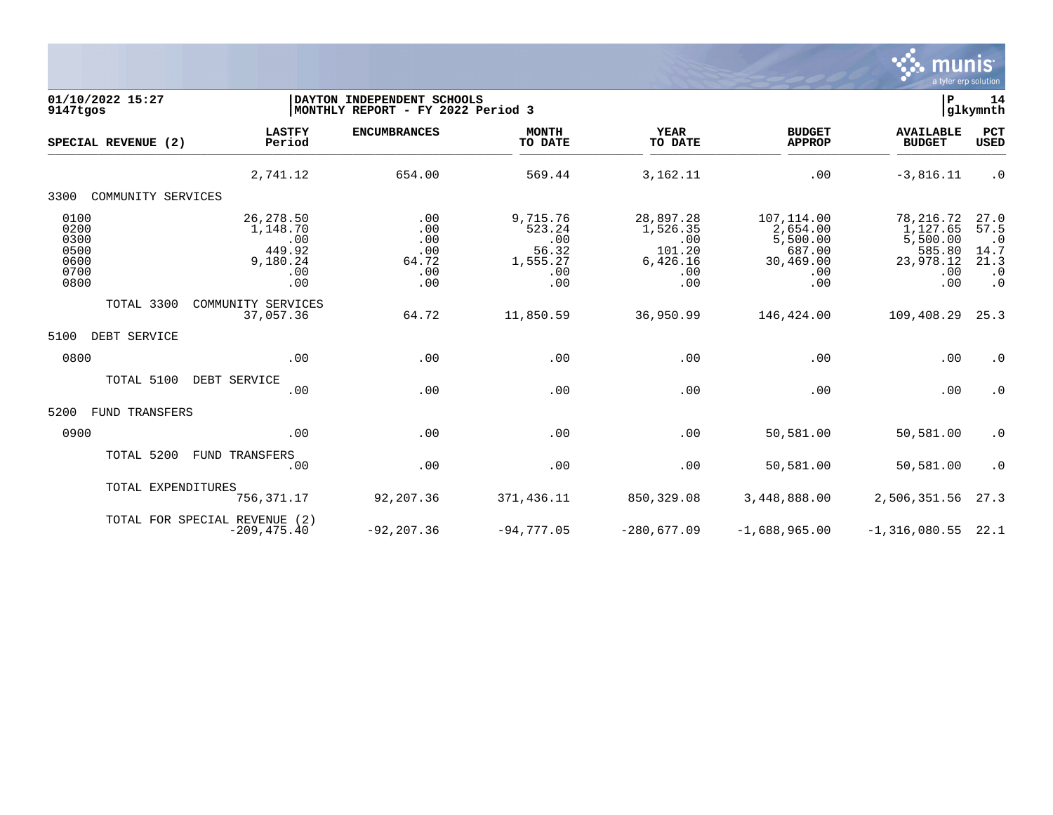01/10/2022 15:27 | DAYTON INDEPENDENT SCHOOLS | P 14
9147tgos | MONTHLY REPORT - FY 2022 Period 3 | glkymnth

| SPECIAL REVENUE (2) | LASTFY Period | ENCUMBRANCES | MONTH TO DATE | YEAR TO DATE | BUDGET APPROP | AVAILABLE BUDGET | PCT USED |
|---|---|---|---|---|---|---|---|
| | 2,741.12 | 654.00 | 569.44 | 3,162.11 | .00 | -3,816.11 | .0 |
| **3300 COMMUNITY SERVICES** | | | | | | | |
| 0100 | 26,278.50 | .00 | 9,715.76 | 28,897.28 | 107,114.00 | 78,216.72 | 27.0 |
| 0200 | 1,148.70 | .00 | 523.24 | 1,526.35 | 2,654.00 | 1,127.65 | 57.5 |
| 0300 | .00 | .00 | .00 | .00 | 5,500.00 | 5,500.00 | .0 |
| 0500 | 449.92 | .00 | 56.32 | 101.20 | 687.00 | 585.80 | 14.7 |
| 0600 | 9,180.24 | 64.72 | 1,555.27 | 6,426.16 | 30,469.00 | 23,978.12 | 21.3 |
| 0700 | .00 | .00 | .00 | .00 | .00 | .00 | .0 |
| 0800 | .00 | .00 | .00 | .00 | .00 | .00 | .0 |
| TOTAL 3300 COMMUNITY SERVICES | 37,057.36 | 64.72 | 11,850.59 | 36,950.99 | 146,424.00 | 109,408.29 | 25.3 |
| **5100 DEBT SERVICE** | | | | | | | |
| 0800 | .00 | .00 | .00 | .00 | .00 | .00 | .0 |
| TOTAL 5100 DEBT SERVICE | .00 | .00 | .00 | .00 | .00 | .00 | .0 |
| **5200 FUND TRANSFERS** | | | | | | | |
| 0900 | .00 | .00 | .00 | .00 | 50,581.00 | 50,581.00 | .0 |
| TOTAL 5200 FUND TRANSFERS | .00 | .00 | .00 | .00 | 50,581.00 | 50,581.00 | .0 |
| TOTAL EXPENDITURES | 756,371.17 | 92,207.36 | 371,436.11 | 850,329.08 | 3,448,888.00 | 2,506,351.56 | 27.3 |
| TOTAL FOR SPECIAL REVENUE (2) | -209,475.40 | -92,207.36 | -94,777.05 | -280,677.09 | -1,688,965.00 | -1,316,080.55 | 22.1 |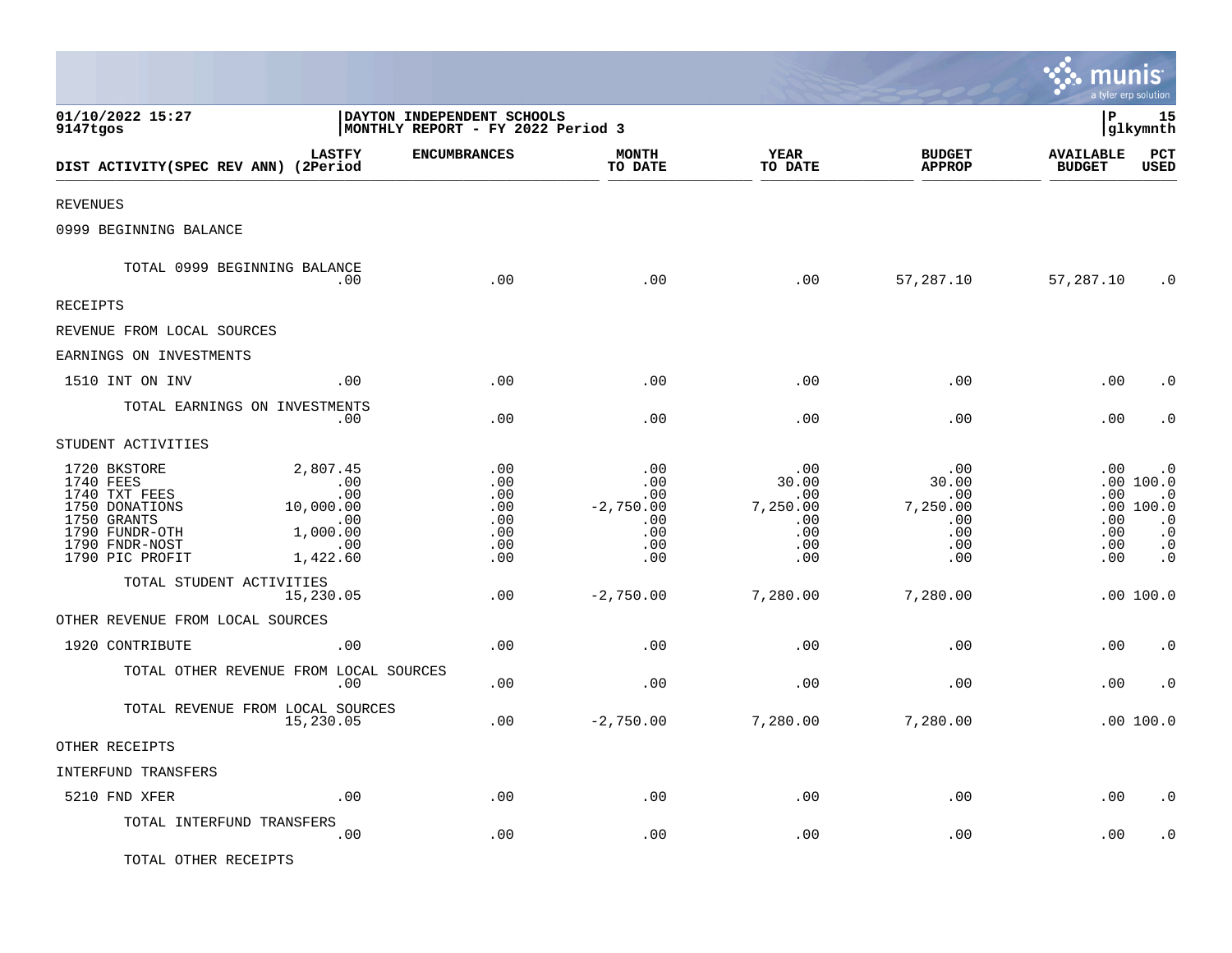01/10/2022 15:27
9147tgos

DAYTON INDEPENDENT SCHOOLS
MONTHLY REPORT - FY 2022 Period 3

P 15
glkymnth

| DIST ACTIVITY(SPEC REV ANN) | LASTFY (2Period | ENCUMBRANCES | MONTH TO DATE | YEAR TO DATE | BUDGET APPROP | AVAILABLE BUDGET | PCT USED |
|---|---|---|---|---|---|---|---|
| REVENUES | | | | | | | |
| 0999 BEGINNING BALANCE | | | | | | | |
| TOTAL 0999 BEGINNING BALANCE | .00 | .00 | .00 | .00 | 57,287.10 | 57,287.10 | .0 |
| RECEIPTS | | | | | | | |
| REVENUE FROM LOCAL SOURCES | | | | | | | |
| EARNINGS ON INVESTMENTS | | | | | | | |
| 1510 INT ON INV | .00 | .00 | .00 | .00 | .00 | .00 | .0 |
| TOTAL EARNINGS ON INVESTMENTS | .00 | .00 | .00 | .00 | .00 | .00 | .0 |
| STUDENT ACTIVITIES | | | | | | | |
| 1720 BKSTORE | 2,807.45 | .00 | .00 | .00 | .00 | .00 | .0 |
| 1740 FEES | .00 | .00 | .00 | 30.00 | 30.00 | .00 | 100.0 |
| 1740 TXT FEES | .00 | .00 | .00 | .00 | .00 | .00 | .0 |
| 1750 DONATIONS | 10,000.00 | .00 | -2,750.00 | 7,250.00 | 7,250.00 | .00 | 100.0 |
| 1750 GRANTS | .00 | .00 | .00 | .00 | .00 | .00 | .0 |
| 1790 FUNDR-OTH | 1,000.00 | .00 | .00 | .00 | .00 | .00 | .0 |
| 1790 FNDR-NOST | .00 | .00 | .00 | .00 | .00 | .00 | .0 |
| 1790 PIC PROFIT | 1,422.60 | .00 | .00 | .00 | .00 | .00 | .0 |
| TOTAL STUDENT ACTIVITIES | 15,230.05 | .00 | -2,750.00 | 7,280.00 | 7,280.00 | .00 | 100.0 |
| OTHER REVENUE FROM LOCAL SOURCES | | | | | | | |
| 1920 CONTRIBUTE | .00 | .00 | .00 | .00 | .00 | .00 | .0 |
| TOTAL OTHER REVENUE FROM LOCAL SOURCES | .00 | .00 | .00 | .00 | .00 | .00 | .0 |
| TOTAL REVENUE FROM LOCAL SOURCES | 15,230.05 | .00 | -2,750.00 | 7,280.00 | 7,280.00 | .00 | 100.0 |
| OTHER RECEIPTS | | | | | | | |
| INTERFUND TRANSFERS | | | | | | | |
| 5210 FND XFER | .00 | .00 | .00 | .00 | .00 | .00 | .0 |
| TOTAL INTERFUND TRANSFERS | .00 | .00 | .00 | .00 | .00 | .00 | .0 |
| TOTAL OTHER RECEIPTS | | | | | | | |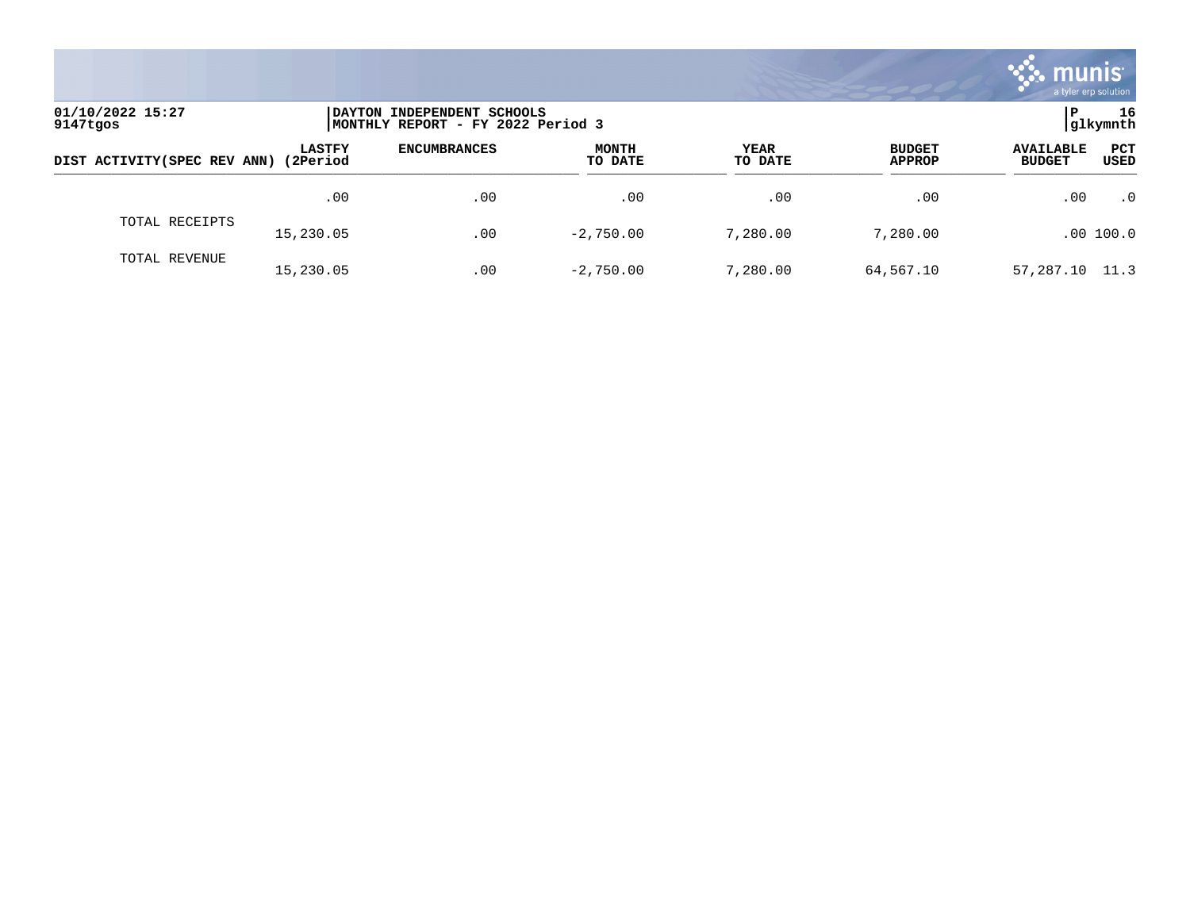01/10/2022 15:27
9147tgos

DAYTON INDEPENDENT SCHOOLS
MONTHLY REPORT - FY 2022 Period 3

P 16
glkymnth

| DIST ACTIVITY(SPEC REV ANN) | LASTFY (2Period | ENCUMBRANCES | MONTH TO DATE | YEAR TO DATE | BUDGET APPROP | AVAILABLE BUDGET | PCT USED |
|---|---|---|---|---|---|---|---|
| | .00 | .00 | .00 | .00 | .00 | .00 | .0 |
| TOTAL RECEIPTS | 15,230.05 | .00 | -2,750.00 | 7,280.00 | 7,280.00 | .00 | 100.0 |
| TOTAL REVENUE | 15,230.05 | .00 | -2,750.00 | 7,280.00 | 64,567.10 | 57,287.10 | 11.3 |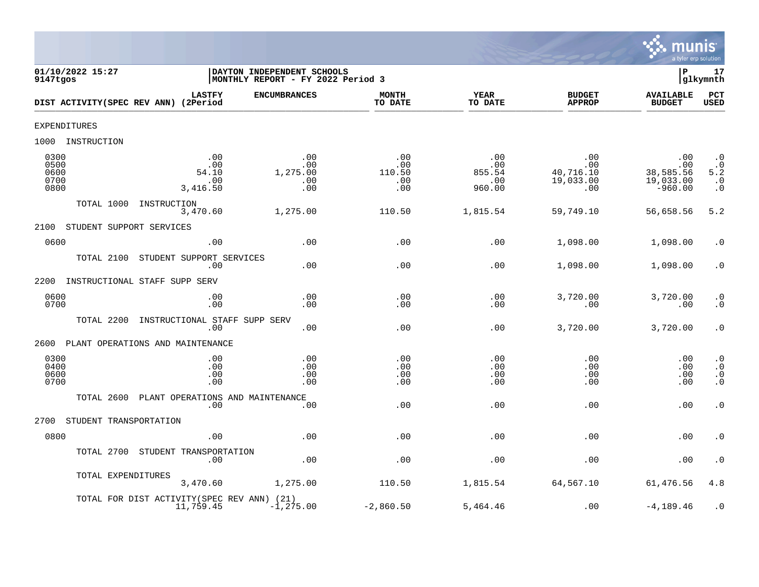01/10/2022 15:27
9147tgos

DAYTON INDEPENDENT SCHOOLS
MONTHLY REPORT - FY 2022 Period 3

P 17
glkymnth

| DIST ACTIVITY(SPEC REV ANN) | LASTFY (2Period | ENCUMBRANCES | MONTH TO DATE | YEAR TO DATE | BUDGET APPROP | AVAILABLE BUDGET | PCT USED |
|---|---|---|---|---|---|---|---|
| EXPENDITURES | | | | | | | |
| 1000 INSTRUCTION | | | | | | | |
| 0300 | .00 | .00 | .00 | .00 | .00 | .00 | .0 |
| 0500 | .00 | .00 | .00 | .00 | .00 | .00 | .0 |
| 0600 | 54.10 | 1,275.00 | 110.50 | 855.54 | 40,716.10 | 38,585.56 | 5.2 |
| 0700 | .00 | .00 | .00 | .00 | 19,033.00 | 19,033.00 | .0 |
| 0800 | 3,416.50 | .00 | .00 | 960.00 | .00 | -960.00 | .0 |
| TOTAL 1000 INSTRUCTION | 3,470.60 | 1,275.00 | 110.50 | 1,815.54 | 59,749.10 | 56,658.56 | 5.2 |
| 2100 STUDENT SUPPORT SERVICES | | | | | | | |
| 0600 | .00 | .00 | .00 | .00 | 1,098.00 | 1,098.00 | .0 |
| TOTAL 2100 STUDENT SUPPORT SERVICES | .00 | .00 | .00 | .00 | 1,098.00 | 1,098.00 | .0 |
| 2200 INSTRUCTIONAL STAFF SUPP SERV | | | | | | | |
| 0600 | .00 | .00 | .00 | .00 | 3,720.00 | 3,720.00 | .0 |
| 0700 | .00 | .00 | .00 | .00 | .00 | .00 | .0 |
| TOTAL 2200 INSTRUCTIONAL STAFF SUPP SERV | .00 | .00 | .00 | .00 | 3,720.00 | 3,720.00 | .0 |
| 2600 PLANT OPERATIONS AND MAINTENANCE | | | | | | | |
| 0300 | .00 | .00 | .00 | .00 | .00 | .00 | .0 |
| 0400 | .00 | .00 | .00 | .00 | .00 | .00 | .0 |
| 0600 | .00 | .00 | .00 | .00 | .00 | .00 | .0 |
| 0700 | .00 | .00 | .00 | .00 | .00 | .00 | .0 |
| TOTAL 2600 PLANT OPERATIONS AND MAINTENANCE | .00 | .00 | .00 | .00 | .00 | .00 | .0 |
| 2700 STUDENT TRANSPORTATION | | | | | | | |
| 0800 | .00 | .00 | .00 | .00 | .00 | .00 | .0 |
| TOTAL 2700 STUDENT TRANSPORTATION | .00 | .00 | .00 | .00 | .00 | .00 | .0 |
| TOTAL EXPENDITURES | 3,470.60 | 1,275.00 | 110.50 | 1,815.54 | 64,567.10 | 61,476.56 | 4.8 |
| TOTAL FOR DIST ACTIVITY(SPEC REV ANN) (21) | 11,759.45 | -1,275.00 | -2,860.50 | 5,464.46 | .00 | -4,189.46 | .0 |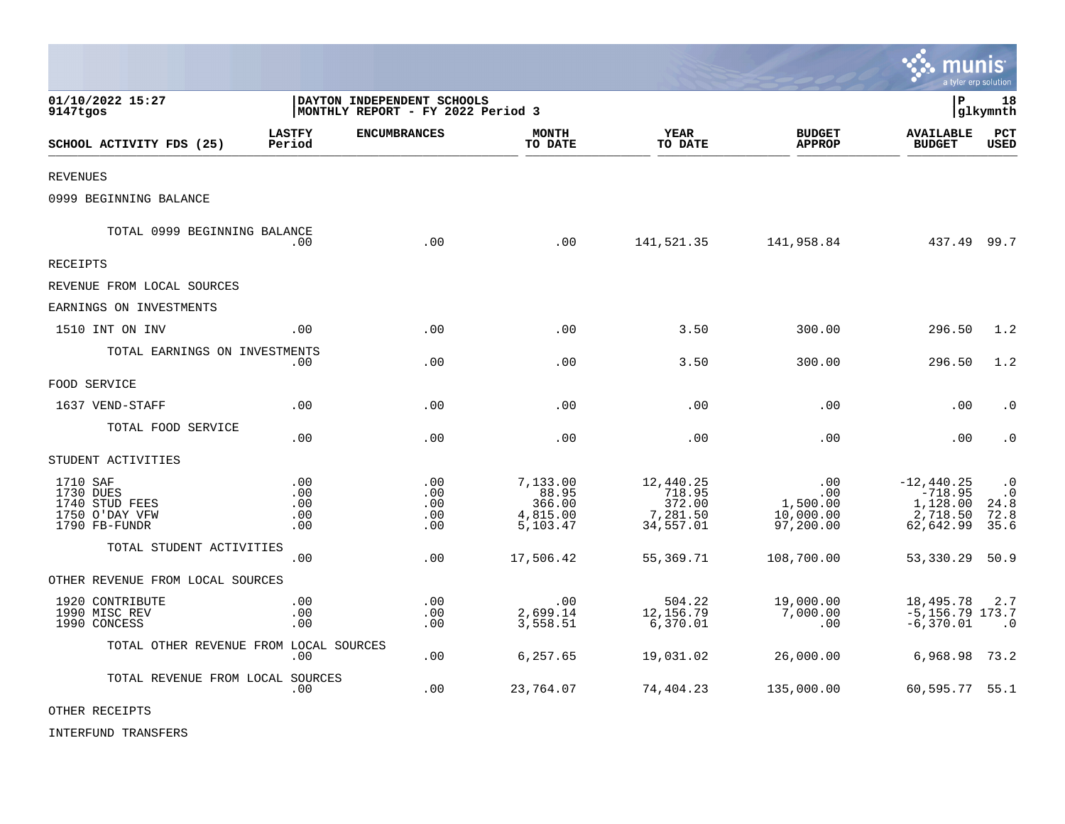01/10/2022 15:27 | DAYTON INDEPENDENT SCHOOLS | P 18
9147tgos | MONTHLY REPORT - FY 2022 Period 3 | glkymnth

| SCHOOL ACTIVITY FDS (25) | LASTFY Period | ENCUMBRANCES | MONTH TO DATE | YEAR TO DATE | BUDGET APPROP | AVAILABLE BUDGET | PCT USED |
|---|---|---|---|---|---|---|---|
| REVENUES | | | | | | | |
| 0999 BEGINNING BALANCE | | | | | | | |
| TOTAL 0999 BEGINNING BALANCE | .00 | .00 | .00 | 141,521.35 | 141,958.84 | 437.49 | 99.7 |
| RECEIPTS | | | | | | | |
| REVENUE FROM LOCAL SOURCES | | | | | | | |
| EARNINGS ON INVESTMENTS | | | | | | | |
| 1510 INT ON INV | .00 | .00 | .00 | 3.50 | 300.00 | 296.50 | 1.2 |
| TOTAL EARNINGS ON INVESTMENTS | .00 | .00 | .00 | 3.50 | 300.00 | 296.50 | 1.2 |
| FOOD SERVICE | | | | | | | |
| 1637 VEND-STAFF | .00 | .00 | .00 | .00 | .00 | .00 | .0 |
| TOTAL FOOD SERVICE | .00 | .00 | .00 | .00 | .00 | .00 | .0 |
| STUDENT ACTIVITIES | | | | | | | |
| 1710 SAF | .00 | .00 | 7,133.00 | 12,440.25 | .00 | -12,440.25 | .0 |
| 1730 DUES | .00 | .00 | 88.95 | 718.95 | .00 | -718.95 | .0 |
| 1740 STUD FEES | .00 | .00 | 366.00 | 372.00 | 1,500.00 | 1,128.00 | 24.8 |
| 1750 O'DAY VFW | .00 | .00 | 4,815.00 | 7,281.50 | 10,000.00 | 2,718.50 | 72.8 |
| 1790 FB-FUNDR | .00 | .00 | 5,103.47 | 34,557.01 | 97,200.00 | 62,642.99 | 35.6 |
| TOTAL STUDENT ACTIVITIES | .00 | .00 | 17,506.42 | 55,369.71 | 108,700.00 | 53,330.29 | 50.9 |
| OTHER REVENUE FROM LOCAL SOURCES | | | | | | | |
| 1920 CONTRIBUTE | .00 | .00 | .00 | 504.22 | 19,000.00 | 18,495.78 | 2.7 |
| 1990 MISC REV | .00 | .00 | 2,699.14 | 12,156.79 | 7,000.00 | -5,156.79 | 173.7 |
| 1990 CONCESS | .00 | .00 | 3,558.51 | 6,370.01 | .00 | -6,370.01 | .0 |
| TOTAL OTHER REVENUE FROM LOCAL SOURCES | .00 | .00 | 6,257.65 | 19,031.02 | 26,000.00 | 6,968.98 | 73.2 |
| TOTAL REVENUE FROM LOCAL SOURCES | .00 | .00 | 23,764.07 | 74,404.23 | 135,000.00 | 60,595.77 | 55.1 |
| OTHER RECEIPTS | | | | | | | |
| INTERFUND TRANSFERS | | | | | | | |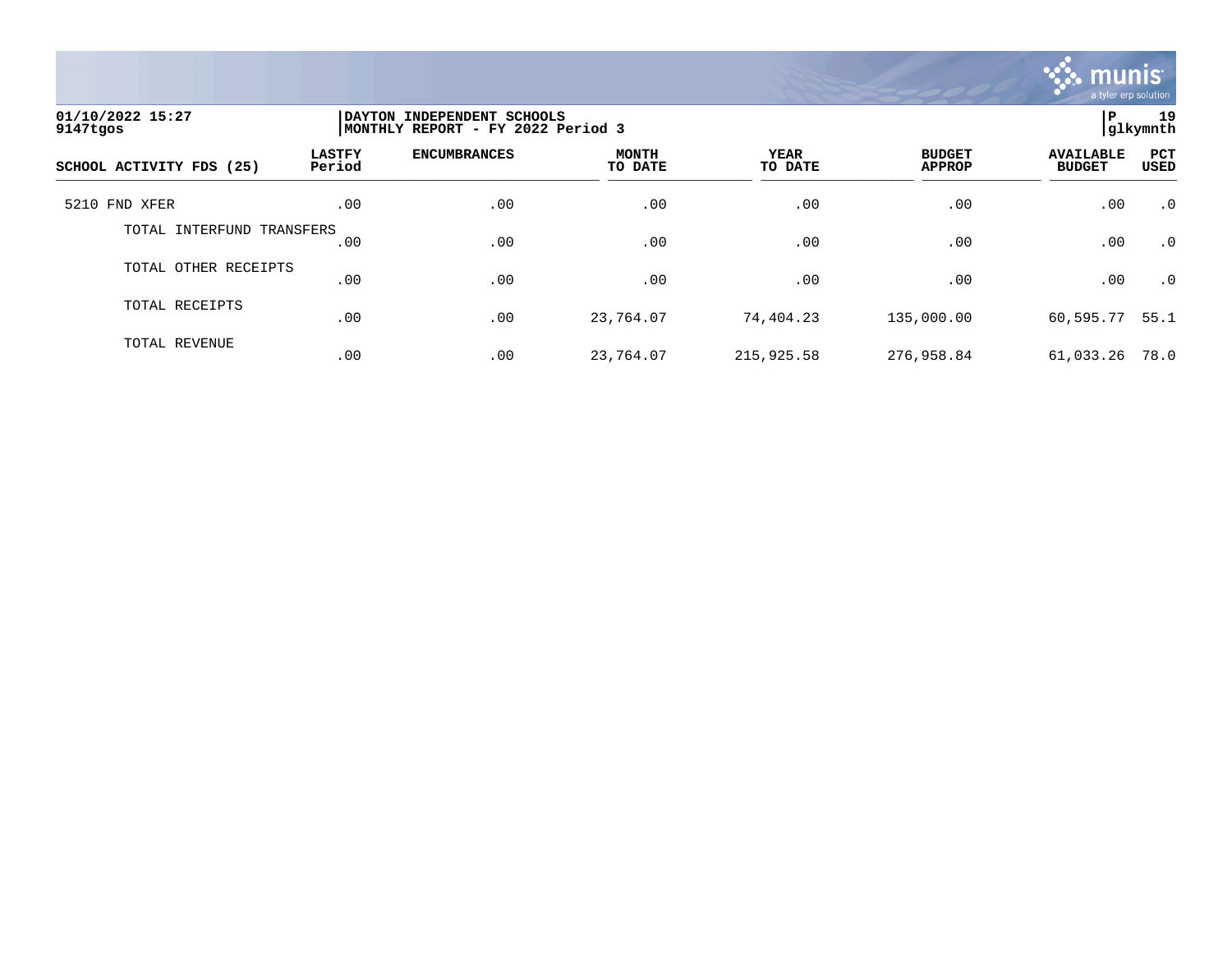01/10/2022 15:27
9147tgos

DAYTON INDEPENDENT SCHOOLS
MONTHLY REPORT - FY 2022 Period 3

P 19
glkymnth

| SCHOOL ACTIVITY FDS (25) | LASTFY Period | ENCUMBRANCES | MONTH TO DATE | YEAR TO DATE | BUDGET APPROP | AVAILABLE BUDGET | PCT USED |
|---|---|---|---|---|---|---|---|
| 5210 FND XFER | .00 | .00 | .00 | .00 | .00 | .00 | .0 |
| TOTAL INTERFUND TRANSFERS | .00 | .00 | .00 | .00 | .00 | .00 | .0 |
| TOTAL OTHER RECEIPTS | .00 | .00 | .00 | .00 | .00 | .00 | .0 |
| TOTAL RECEIPTS | .00 | .00 | 23,764.07 | 74,404.23 | 135,000.00 | 60,595.77 | 55.1 |
| TOTAL REVENUE | .00 | .00 | 23,764.07 | 215,925.58 | 276,958.84 | 61,033.26 | 78.0 |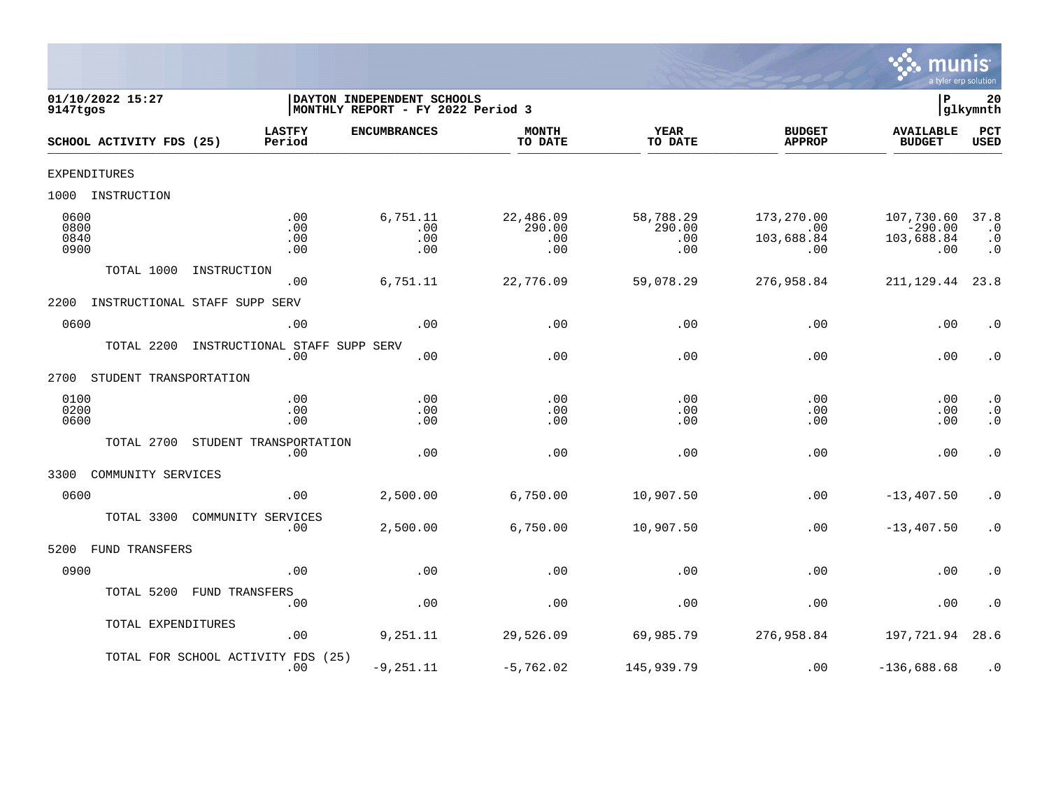01/10/2022 15:27
9147tgos

DAYTON INDEPENDENT SCHOOLS
MONTHLY REPORT - FY 2022 Period 3

P 20
glkymnth

| SCHOOL ACTIVITY FDS (25) | LASTFY Period | ENCUMBRANCES | MONTH TO DATE | YEAR TO DATE | BUDGET APPROP | AVAILABLE BUDGET | PCT USED |
|---|---|---|---|---|---|---|---|
| EXPENDITURES | | | | | | | |
| 1000 INSTRUCTION | | | | | | | |
| 0600 | .00 | 6,751.11 | 22,486.09 | 58,788.29 | 173,270.00 | 107,730.60 | 37.8 |
| 0800 | .00 | .00 | 290.00 | 290.00 | .00 | -290.00 | .0 |
| 0840 | .00 | .00 | .00 | .00 | 103,688.84 | 103,688.84 | .0 |
| 0900 | .00 | .00 | .00 | .00 | .00 | .00 | .0 |
| TOTAL 1000 INSTRUCTION | .00 | 6,751.11 | 22,776.09 | 59,078.29 | 276,958.84 | 211,129.44 | 23.8 |
| 2200 INSTRUCTIONAL STAFF SUPP SERV | | | | | | | |
| 0600 | .00 | .00 | .00 | .00 | .00 | .00 | .0 |
| TOTAL 2200 INSTRUCTIONAL STAFF SUPP SERV | .00 | .00 | .00 | .00 | .00 | .00 | .0 |
| 2700 STUDENT TRANSPORTATION | | | | | | | |
| 0100 | .00 | .00 | .00 | .00 | .00 | .00 | .0 |
| 0200 | .00 | .00 | .00 | .00 | .00 | .00 | .0 |
| 0600 | .00 | .00 | .00 | .00 | .00 | .00 | .0 |
| TOTAL 2700 STUDENT TRANSPORTATION | .00 | .00 | .00 | .00 | .00 | .00 | .0 |
| 3300 COMMUNITY SERVICES | | | | | | | |
| 0600 | .00 | 2,500.00 | 6,750.00 | 10,907.50 | .00 | -13,407.50 | .0 |
| TOTAL 3300 COMMUNITY SERVICES | .00 | 2,500.00 | 6,750.00 | 10,907.50 | .00 | -13,407.50 | .0 |
| 5200 FUND TRANSFERS | | | | | | | |
| 0900 | .00 | .00 | .00 | .00 | .00 | .00 | .0 |
| TOTAL 5200 FUND TRANSFERS | .00 | .00 | .00 | .00 | .00 | .00 | .0 |
| TOTAL EXPENDITURES | .00 | 9,251.11 | 29,526.09 | 69,985.79 | 276,958.84 | 197,721.94 | 28.6 |
| TOTAL FOR SCHOOL ACTIVITY FDS (25) | .00 | -9,251.11 | -5,762.02 | 145,939.79 | .00 | -136,688.68 | .0 |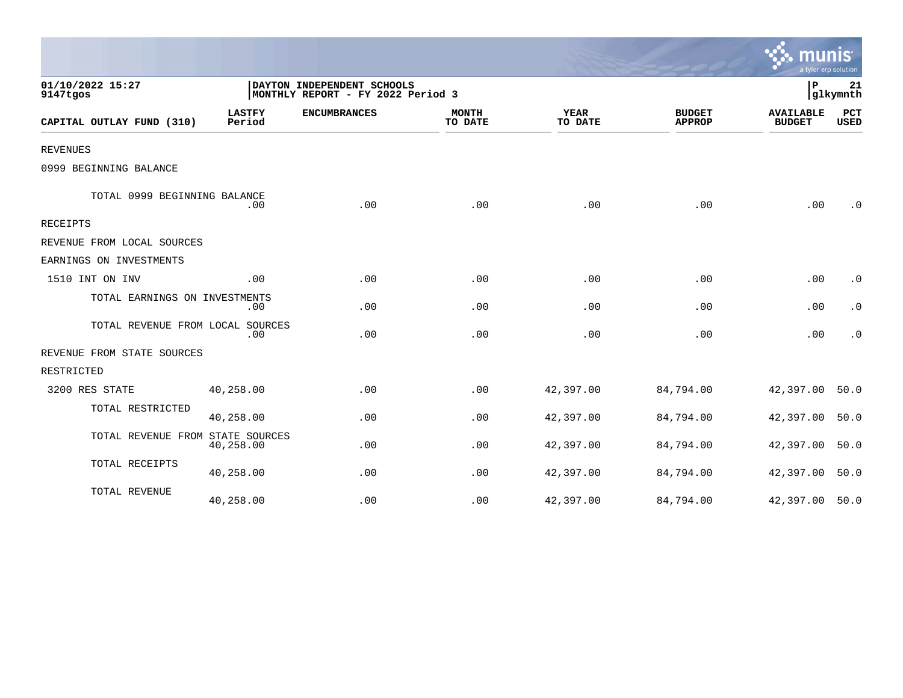01/10/2022 15:27
9147tgos

DAYTON INDEPENDENT SCHOOLS
MONTHLY REPORT - FY 2022 Period 3

P 21
glkymnth

| CAPITAL OUTLAY FUND (310) | LASTFY Period | ENCUMBRANCES | MONTH TO DATE | YEAR TO DATE | BUDGET APPROP | AVAILABLE BUDGET | PCT USED |
|---|---|---|---|---|---|---|---|
| REVENUES | | | | | | | |
| 0999 BEGINNING BALANCE | | | | | | | |
| TOTAL 0999 BEGINNING BALANCE | .00 | .00 | .00 | .00 | .00 | .00 | .0 |
| RECEIPTS | | | | | | | |
| REVENUE FROM LOCAL SOURCES | | | | | | | |
| EARNINGS ON INVESTMENTS | | | | | | | |
| 1510 INT ON INV | .00 | .00 | .00 | .00 | .00 | .00 | .0 |
| TOTAL EARNINGS ON INVESTMENTS | .00 | .00 | .00 | .00 | .00 | .00 | .0 |
| TOTAL REVENUE FROM LOCAL SOURCES | .00 | .00 | .00 | .00 | .00 | .00 | .0 |
| REVENUE FROM STATE SOURCES | | | | | | | |
| RESTRICTED | | | | | | | |
| 3200 RES STATE | 40,258.00 | .00 | .00 | 42,397.00 | 84,794.00 | 42,397.00 | 50.0 |
| TOTAL RESTRICTED | 40,258.00 | .00 | .00 | 42,397.00 | 84,794.00 | 42,397.00 | 50.0 |
| TOTAL REVENUE FROM STATE SOURCES | 40,258.00 | .00 | .00 | 42,397.00 | 84,794.00 | 42,397.00 | 50.0 |
| TOTAL RECEIPTS | 40,258.00 | .00 | .00 | 42,397.00 | 84,794.00 | 42,397.00 | 50.0 |
| TOTAL REVENUE | 40,258.00 | .00 | .00 | 42,397.00 | 84,794.00 | 42,397.00 | 50.0 |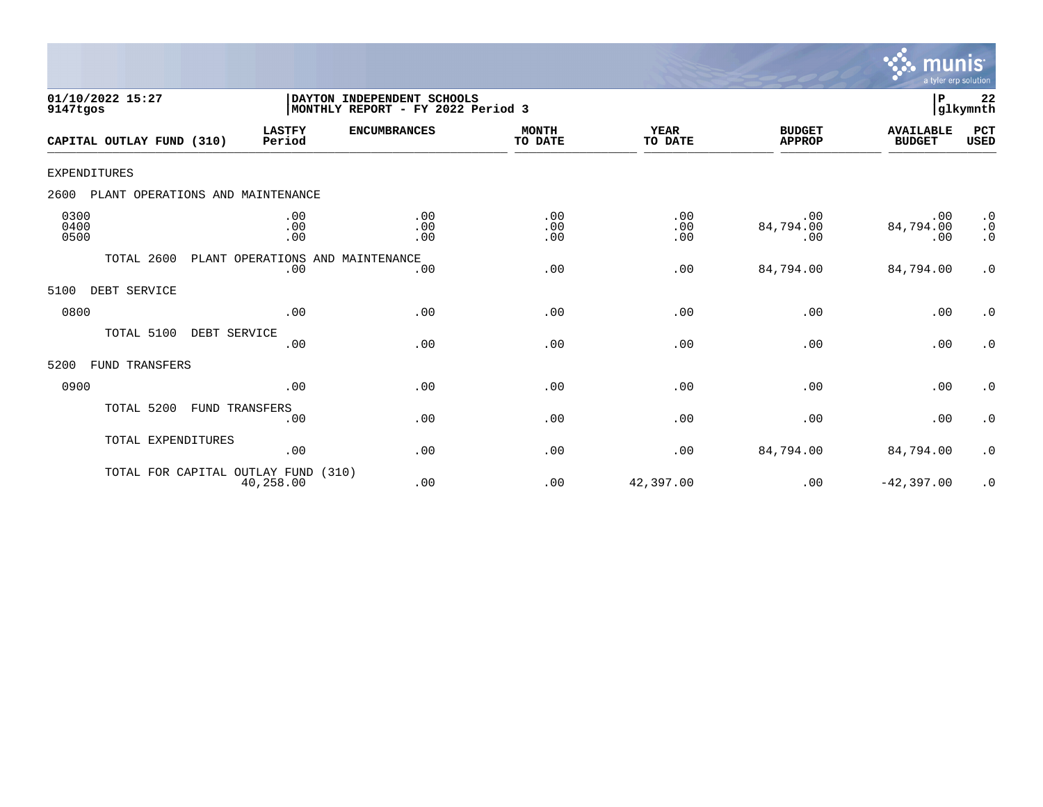01/10/2022 15:27 | DAYTON INDEPENDENT SCHOOLS | P 22
9147tgos | MONTHLY REPORT - FY 2022 Period 3 | glkymnth

| CAPITAL OUTLAY FUND (310) | LASTFY Period | ENCUMBRANCES | MONTH TO DATE | YEAR TO DATE | BUDGET APPROP | AVAILABLE BUDGET | PCT USED |
|---|---|---|---|---|---|---|---|
| EXPENDITURES | | | | | | | |
| 2600 PLANT OPERATIONS AND MAINTENANCE | | | | | | | |
| 0300 | .00 | .00 | .00 | .00 | .00 | .00 | .0 |
| 0400 | .00 | .00 | .00 | .00 | 84,794.00 | 84,794.00 | .0 |
| 0500 | .00 | .00 | .00 | .00 | .00 | .00 | .0 |
| TOTAL 2600 PLANT OPERATIONS AND MAINTENANCE | .00 | .00 | .00 | .00 | 84,794.00 | 84,794.00 | .0 |
| 5100 DEBT SERVICE | | | | | | | |
| 0800 | .00 | .00 | .00 | .00 | .00 | .00 | .0 |
| TOTAL 5100 DEBT SERVICE | .00 | .00 | .00 | .00 | .00 | .00 | .0 |
| 5200 FUND TRANSFERS | | | | | | | |
| 0900 | .00 | .00 | .00 | .00 | .00 | .00 | .0 |
| TOTAL 5200 FUND TRANSFERS | .00 | .00 | .00 | .00 | .00 | .00 | .0 |
| TOTAL EXPENDITURES | .00 | .00 | .00 | .00 | 84,794.00 | 84,794.00 | .0 |
| TOTAL FOR CAPITAL OUTLAY FUND (310) | 40,258.00 | .00 | .00 | 42,397.00 | .00 | -42,397.00 | .0 |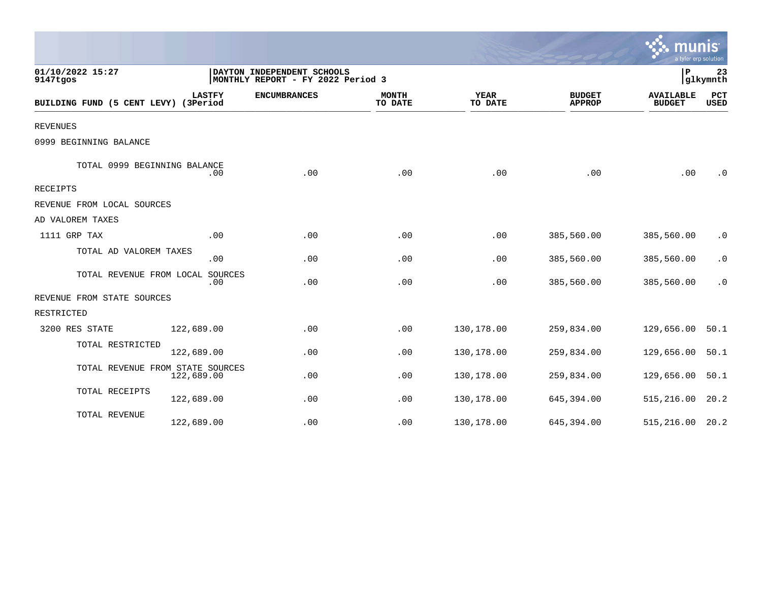DAYTON INDEPENDENT SCHOOLS
MONTHLY REPORT - FY 2022 Period 3

01/10/2022 15:27
9147tgos

| BUILDING FUND (5 CENT LEVY) | LASTFY (3Period | ENCUMBRANCES | MONTH TO DATE | YEAR TO DATE | BUDGET APPROP | AVAILABLE BUDGET | PCT USED |
|---|---|---|---|---|---|---|---|
| REVENUES | | | | | | | |
| 0999 BEGINNING BALANCE | | | | | | | |
| TOTAL 0999 BEGINNING BALANCE | .00 | .00 | .00 | .00 | .00 | .00 | .0 |
| RECEIPTS | | | | | | | |
| REVENUE FROM LOCAL SOURCES | | | | | | | |
| AD VALOREM TAXES | | | | | | | |
| 1111 GRP TAX | .00 | .00 | .00 | .00 | 385,560.00 | 385,560.00 | .0 |
| TOTAL AD VALOREM TAXES | .00 | .00 | .00 | .00 | 385,560.00 | 385,560.00 | .0 |
| TOTAL REVENUE FROM LOCAL SOURCES | .00 | .00 | .00 | .00 | 385,560.00 | 385,560.00 | .0 |
| REVENUE FROM STATE SOURCES | | | | | | | |
| RESTRICTED | | | | | | | |
| 3200 RES STATE | 122,689.00 | .00 | .00 | 130,178.00 | 259,834.00 | 129,656.00 | 50.1 |
| TOTAL RESTRICTED | 122,689.00 | .00 | .00 | 130,178.00 | 259,834.00 | 129,656.00 | 50.1 |
| TOTAL REVENUE FROM STATE SOURCES | 122,689.00 | .00 | .00 | 130,178.00 | 259,834.00 | 129,656.00 | 50.1 |
| TOTAL RECEIPTS | 122,689.00 | .00 | .00 | 130,178.00 | 645,394.00 | 515,216.00 | 20.2 |
| TOTAL REVENUE | 122,689.00 | .00 | .00 | 130,178.00 | 645,394.00 | 515,216.00 | 20.2 |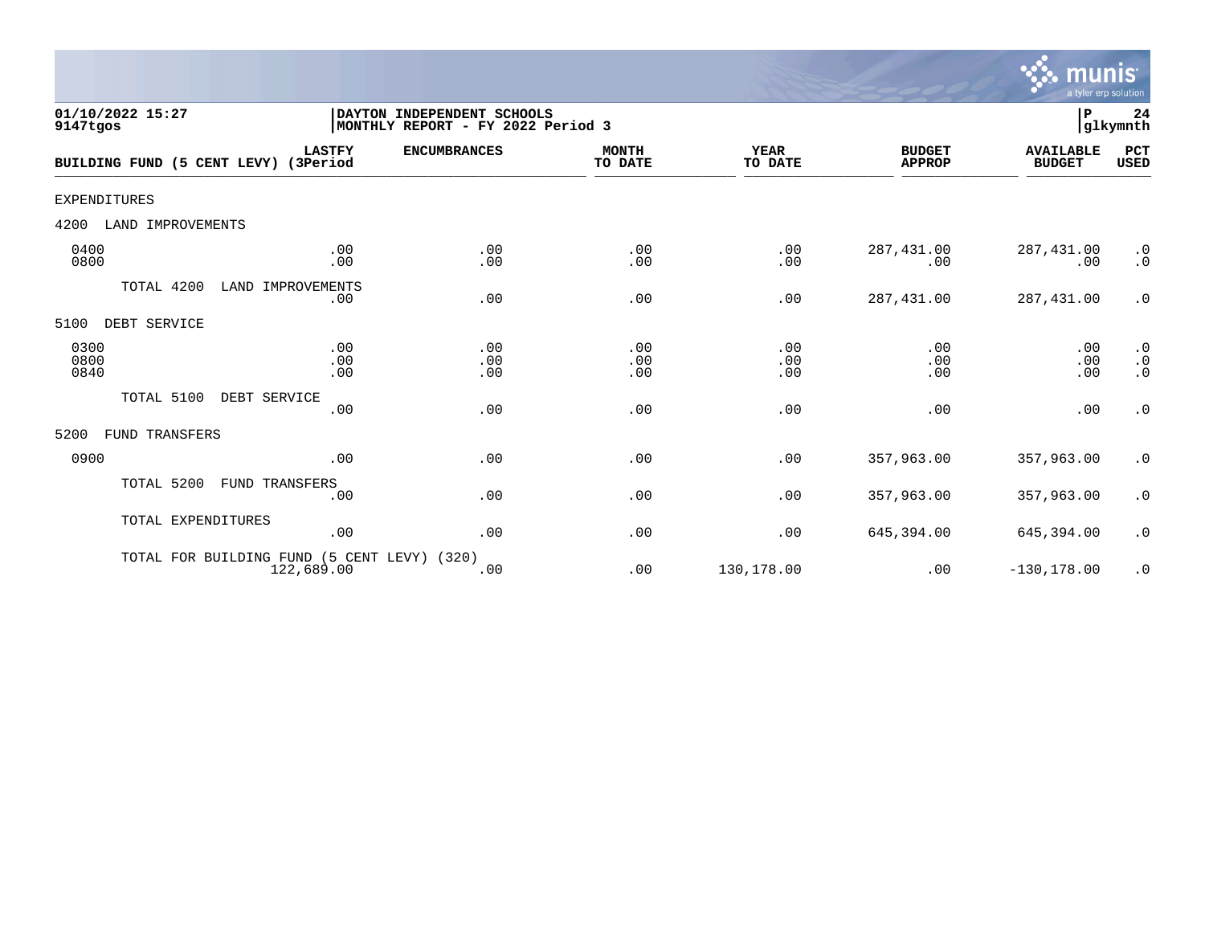**01/10/2022 15:27**
**9147tgos**

**DAYTON INDEPENDENT SCHOOLS**
**MONTHLY REPORT - FY 2022 Period 3**

**P 24**
**glkymnth**

| BUILDING FUND (5 CENT LEVY) | LASTFY (3Period | ENCUMBRANCES | MONTH TO DATE | YEAR TO DATE | BUDGET APPROP | AVAILABLE BUDGET | PCT USED |
|---|---|---|---|---|---|---|---|
| EXPENDITURES | | | | | | | |
| 4200 LAND IMPROVEMENTS | | | | | | | |
| 0400 | .00 | .00 | .00 | .00 | 287,431.00 | 287,431.00 | .0 |
| 0800 | .00 | .00 | .00 | .00 | .00 | .00 | .0 |
| TOTAL 4200 LAND IMPROVEMENTS | .00 | .00 | .00 | .00 | 287,431.00 | 287,431.00 | .0 |
| 5100 DEBT SERVICE | | | | | | | |
| 0300 | .00 | .00 | .00 | .00 | .00 | .00 | .0 |
| 0800 | .00 | .00 | .00 | .00 | .00 | .00 | .0 |
| 0840 | .00 | .00 | .00 | .00 | .00 | .00 | .0 |
| TOTAL 5100 DEBT SERVICE | .00 | .00 | .00 | .00 | .00 | .00 | .0 |
| 5200 FUND TRANSFERS | | | | | | | |
| 0900 | .00 | .00 | .00 | .00 | 357,963.00 | 357,963.00 | .0 |
| TOTAL 5200 FUND TRANSFERS | .00 | .00 | .00 | .00 | 357,963.00 | 357,963.00 | .0 |
| TOTAL EXPENDITURES | .00 | .00 | .00 | .00 | 645,394.00 | 645,394.00 | .0 |
| TOTAL FOR BUILDING FUND (5 CENT LEVY) (320) | 122,689.00 | .00 | .00 | 130,178.00 | .00 | -130,178.00 | .0 |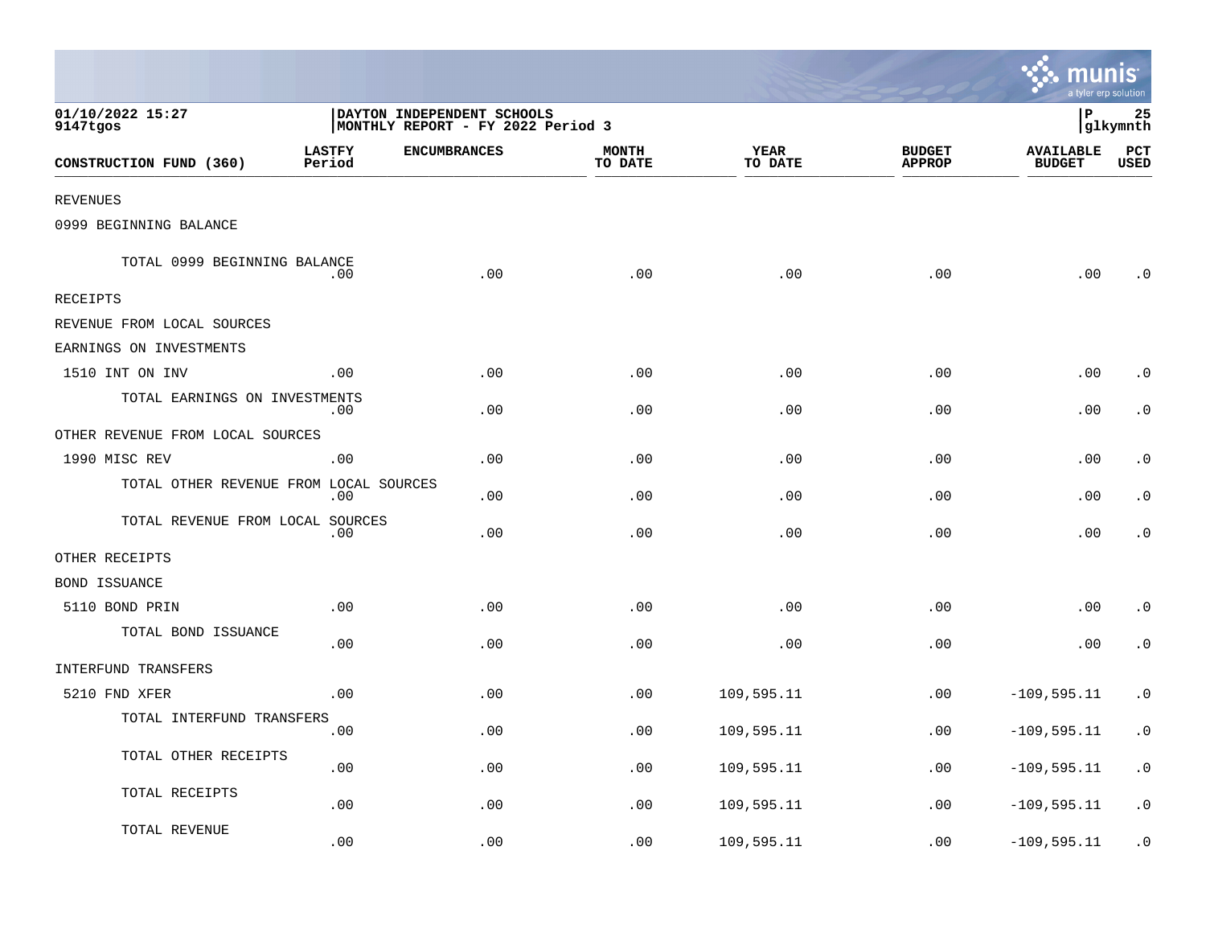01/10/2022 15:27
9147tgos

DAYTON INDEPENDENT SCHOOLS
MONTHLY REPORT - FY 2022 Period 3

P 25
glkymnth

| CONSTRUCTION FUND (360) | LASTFY Period | ENCUMBRANCES | MONTH TO DATE | YEAR TO DATE | BUDGET APPROP | AVAILABLE BUDGET | PCT USED |
|---|---|---|---|---|---|---|---|
| REVENUES | | | | | | | |
| 0999 BEGINNING BALANCE | | | | | | | |
| TOTAL 0999 BEGINNING BALANCE | .00 | .00 | .00 | .00 | .00 | .00 | .0 |
| RECEIPTS | | | | | | | |
| REVENUE FROM LOCAL SOURCES | | | | | | | |
| EARNINGS ON INVESTMENTS | | | | | | | |
| 1510 INT ON INV | .00 | .00 | .00 | .00 | .00 | .00 | .0 |
| TOTAL EARNINGS ON INVESTMENTS | .00 | .00 | .00 | .00 | .00 | .00 | .0 |
| OTHER REVENUE FROM LOCAL SOURCES | | | | | | | |
| 1990 MISC REV | .00 | .00 | .00 | .00 | .00 | .00 | .0 |
| TOTAL OTHER REVENUE FROM LOCAL SOURCES | .00 | .00 | .00 | .00 | .00 | .00 | .0 |
| TOTAL REVENUE FROM LOCAL SOURCES | .00 | .00 | .00 | .00 | .00 | .00 | .0 |
| OTHER RECEIPTS | | | | | | | |
| BOND ISSUANCE | | | | | | | |
| 5110 BOND PRIN | .00 | .00 | .00 | .00 | .00 | .00 | .0 |
| TOTAL BOND ISSUANCE | .00 | .00 | .00 | .00 | .00 | .00 | .0 |
| INTERFUND TRANSFERS | | | | | | | |
| 5210 FND XFER | .00 | .00 | .00 | 109,595.11 | .00 | -109,595.11 | .0 |
| TOTAL INTERFUND TRANSFERS | .00 | .00 | .00 | 109,595.11 | .00 | -109,595.11 | .0 |
| TOTAL OTHER RECEIPTS | .00 | .00 | .00 | 109,595.11 | .00 | -109,595.11 | .0 |
| TOTAL RECEIPTS | .00 | .00 | .00 | 109,595.11 | .00 | -109,595.11 | .0 |
| TOTAL REVENUE | .00 | .00 | .00 | 109,595.11 | .00 | -109,595.11 | .0 |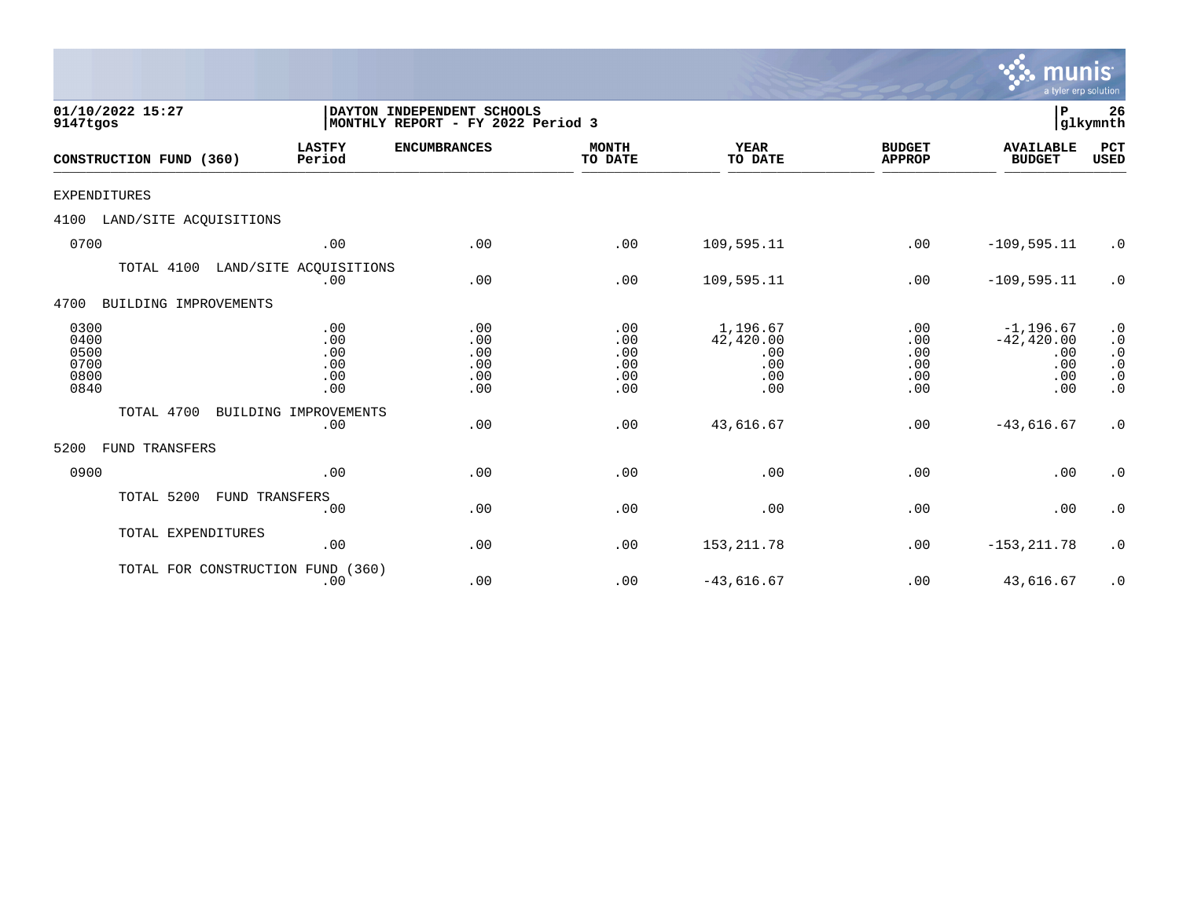01/10/2022 15:27
9147tgos

DAYTON INDEPENDENT SCHOOLS
MONTHLY REPORT - FY 2022 Period 3

P 26
glkymnth

| CONSTRUCTION FUND (360) | LASTFY Period | ENCUMBRANCES | MONTH TO DATE | YEAR TO DATE | BUDGET APPROP | AVAILABLE BUDGET | PCT USED |
|---|---|---|---|---|---|---|---|
| **EXPENDITURES** | | | | | | | |
| **4100 LAND/SITE ACQUISITIONS** | | | | | | | |
| 0700 | .00 | .00 | .00 | 109,595.11 | .00 | -109,595.11 | .0 |
| TOTAL 4100 LAND/SITE ACQUISITIONS | .00 | .00 | .00 | 109,595.11 | .00 | -109,595.11 | .0 |
| **4700 BUILDING IMPROVEMENTS** | | | | | | | |
| 0300 | .00 | .00 | .00 | 1,196.67 | .00 | -1,196.67 | .0 |
| 0400 | .00 | .00 | .00 | 42,420.00 | .00 | -42,420.00 | .0 |
| 0500 | .00 | .00 | .00 | .00 | .00 | .00 | .0 |
| 0700 | .00 | .00 | .00 | .00 | .00 | .00 | .0 |
| 0800 | .00 | .00 | .00 | .00 | .00 | .00 | .0 |
| 0840 | .00 | .00 | .00 | .00 | .00 | .00 | .0 |
| TOTAL 4700 BUILDING IMPROVEMENTS | .00 | .00 | .00 | 43,616.67 | .00 | -43,616.67 | .0 |
| **5200 FUND TRANSFERS** | | | | | | | |
| 0900 | .00 | .00 | .00 | .00 | .00 | .00 | .0 |
| TOTAL 5200 FUND TRANSFERS | .00 | .00 | .00 | .00 | .00 | .00 | .0 |
| TOTAL EXPENDITURES | .00 | .00 | .00 | 153,211.78 | .00 | -153,211.78 | .0 |
| TOTAL FOR CONSTRUCTION FUND (360) | .00 | .00 | .00 | -43,616.67 | .00 | 43,616.67 | .0 |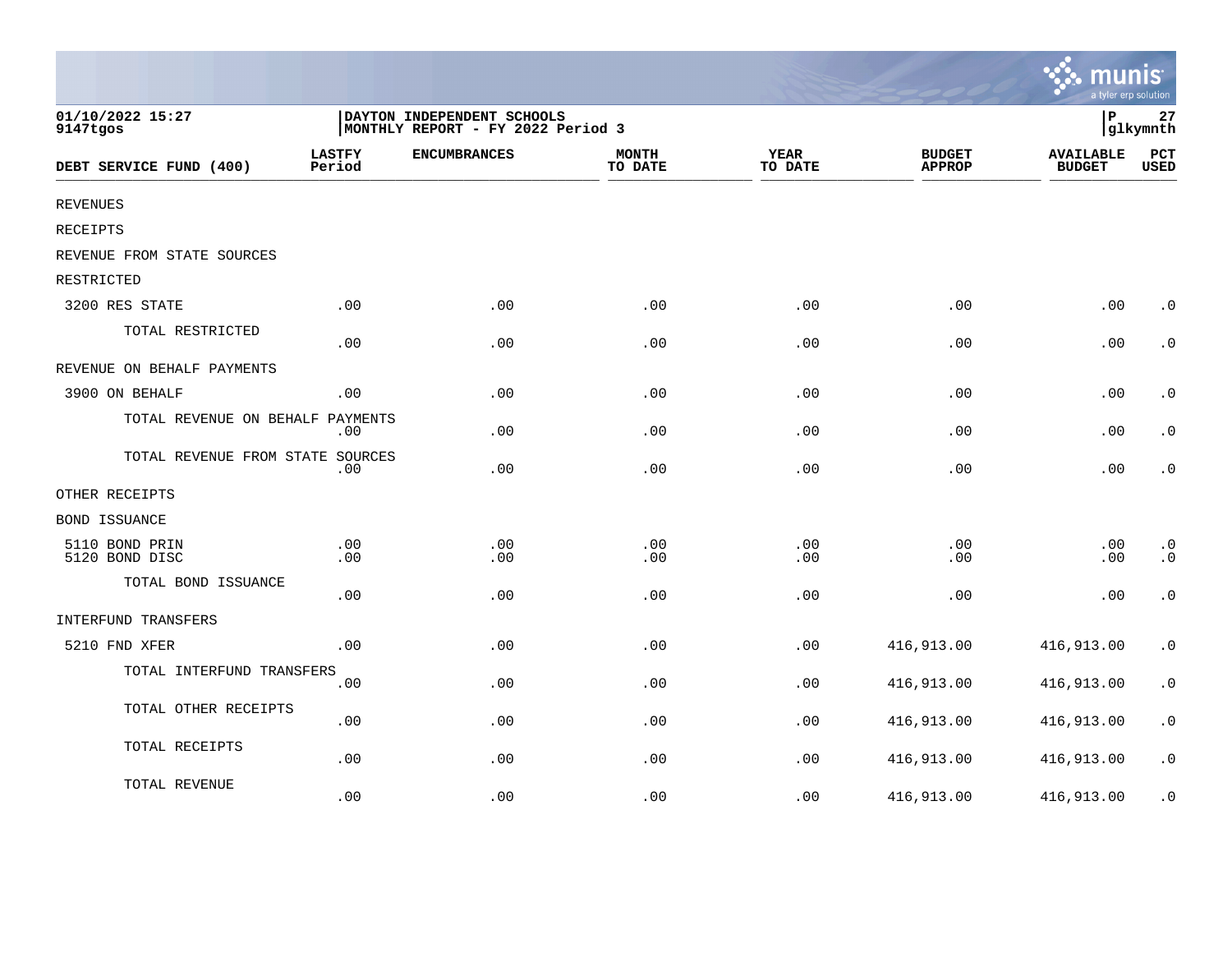01/10/2022 15:27
9147tgos

DAYTON INDEPENDENT SCHOOLS
MONTHLY REPORT - FY 2022 Period 3

P 27
glkymnth

| DEBT SERVICE FUND (400) | LASTFY Period | ENCUMBRANCES | MONTH TO DATE | YEAR TO DATE | BUDGET APPROP | AVAILABLE BUDGET | PCT USED |
|---|---|---|---|---|---|---|---|
| REVENUES | | | | | | | |
| RECEIPTS | | | | | | | |
| REVENUE FROM STATE SOURCES | | | | | | | |
| RESTRICTED | | | | | | | |
| 3200 RES STATE | .00 | .00 | .00 | .00 | .00 | .00 | .0 |
| TOTAL RESTRICTED | .00 | .00 | .00 | .00 | .00 | .00 | .0 |
| REVENUE ON BEHALF PAYMENTS | | | | | | | |
| 3900 ON BEHALF | .00 | .00 | .00 | .00 | .00 | .00 | .0 |
| TOTAL REVENUE ON BEHALF PAYMENTS | .00 | .00 | .00 | .00 | .00 | .00 | .0 |
| TOTAL REVENUE FROM STATE SOURCES | .00 | .00 | .00 | .00 | .00 | .00 | .0 |
| OTHER RECEIPTS | | | | | | | |
| BOND ISSUANCE | | | | | | | |
| 5110 BOND PRIN | .00 | .00 | .00 | .00 | .00 | .00 | .0 |
| 5120 BOND DISC | .00 | .00 | .00 | .00 | .00 | .00 | .0 |
| TOTAL BOND ISSUANCE | .00 | .00 | .00 | .00 | .00 | .00 | .0 |
| INTERFUND TRANSFERS | | | | | | | |
| 5210 FND XFER | .00 | .00 | .00 | .00 | 416,913.00 | 416,913.00 | .0 |
| TOTAL INTERFUND TRANSFERS | .00 | .00 | .00 | .00 | 416,913.00 | 416,913.00 | .0 |
| TOTAL OTHER RECEIPTS | .00 | .00 | .00 | .00 | 416,913.00 | 416,913.00 | .0 |
| TOTAL RECEIPTS | .00 | .00 | .00 | .00 | 416,913.00 | 416,913.00 | .0 |
| TOTAL REVENUE | .00 | .00 | .00 | .00 | 416,913.00 | 416,913.00 | .0 |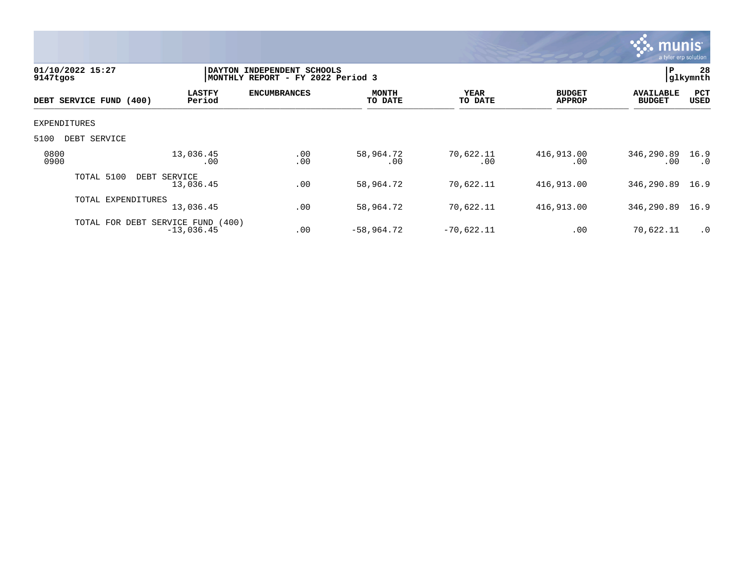01/10/2022 15:27
9147tgos

DAYTON INDEPENDENT SCHOOLS
MONTHLY REPORT - FY 2022 Period 3

P 28
glkymnth

| DEBT SERVICE FUND (400) | LASTFY Period | ENCUMBRANCES | MONTH TO DATE | YEAR TO DATE | BUDGET APPROP | AVAILABLE BUDGET | PCT USED |
|---|---|---|---|---|---|---|---|
| EXPENDITURES | | | | | | | |
| 5100 DEBT SERVICE | | | | | | | |
| 0800 | 13,036.45 | .00 | 58,964.72 | 70,622.11 | 416,913.00 | 346,290.89 | 16.9 |
| 0900 | .00 | .00 | .00 | .00 | .00 | .00 | .0 |
| TOTAL 5100 DEBT SERVICE | 13,036.45 | .00 | 58,964.72 | 70,622.11 | 416,913.00 | 346,290.89 | 16.9 |
| TOTAL EXPENDITURES | 13,036.45 | .00 | 58,964.72 | 70,622.11 | 416,913.00 | 346,290.89 | 16.9 |
| TOTAL FOR DEBT SERVICE FUND (400) | -13,036.45 | .00 | -58,964.72 | -70,622.11 | .00 | 70,622.11 | .0 |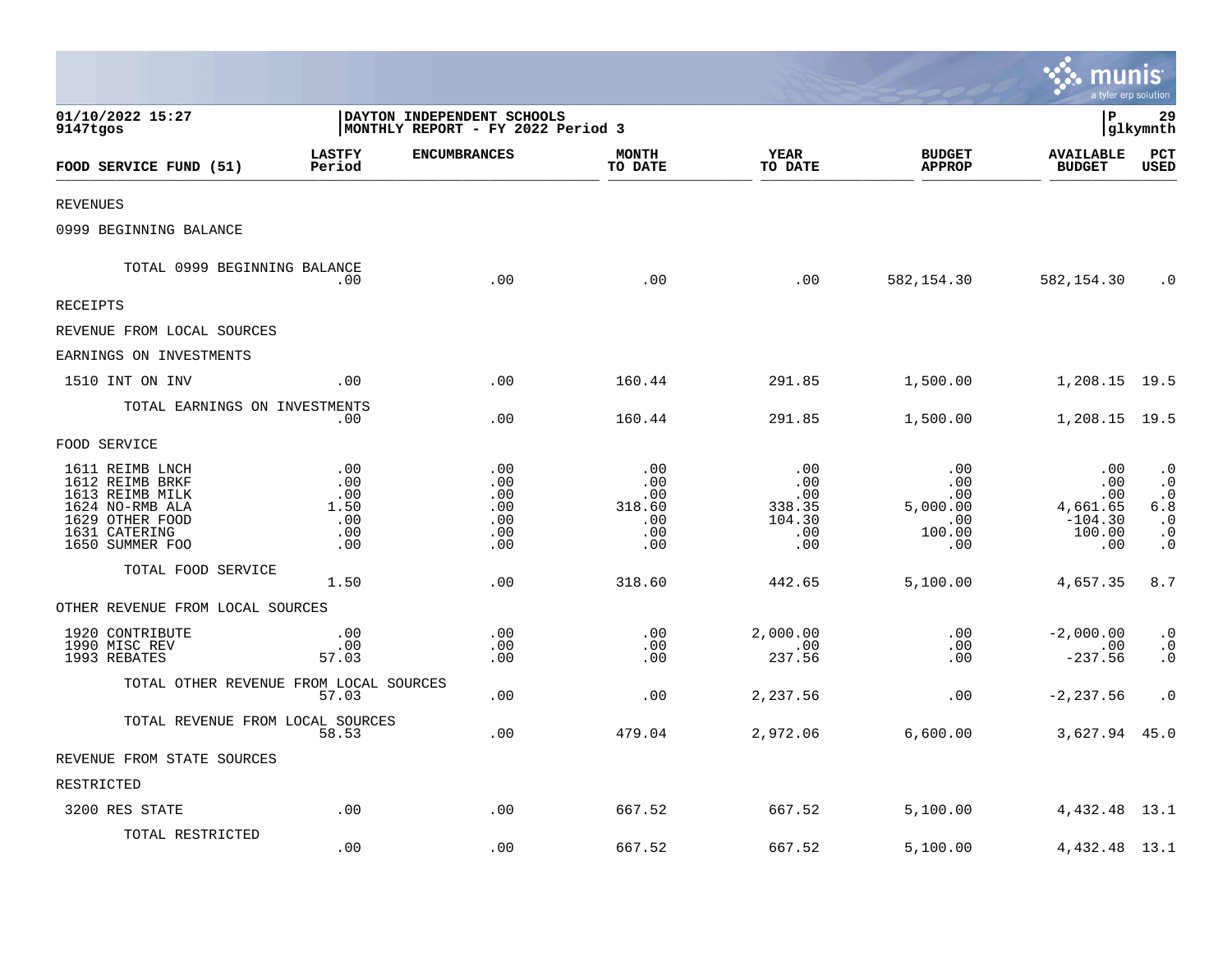01/10/2022 15:27
9147tgos

DAYTON INDEPENDENT SCHOOLS
MONTHLY REPORT - FY 2022 Period 3

glkymnth

| FOOD SERVICE FUND (51) | LASTFY Period | ENCUMBRANCES | MONTH TO DATE | YEAR TO DATE | BUDGET APPROP | AVAILABLE BUDGET | PCT USED |
|---|---|---|---|---|---|---|---|
| REVENUES | | | | | | | |
| 0999 BEGINNING BALANCE | | | | | | | |
| TOTAL 0999 BEGINNING BALANCE | .00 | .00 | .00 | .00 | 582,154.30 | 582,154.30 | .0 |
| RECEIPTS | | | | | | | |
| REVENUE FROM LOCAL SOURCES | | | | | | | |
| EARNINGS ON INVESTMENTS | | | | | | | |
| 1510 INT ON INV | .00 | .00 | 160.44 | 291.85 | 1,500.00 | 1,208.15 | 19.5 |
| TOTAL EARNINGS ON INVESTMENTS | .00 | .00 | 160.44 | 291.85 | 1,500.00 | 1,208.15 | 19.5 |
| FOOD SERVICE | | | | | | | |
| 1611 REIMB LNCH | .00 | .00 | .00 | .00 | .00 | .00 | .0 |
| 1612 REIMB BRKF | .00 | .00 | .00 | .00 | .00 | .00 | .0 |
| 1613 REIMB MILK | .00 | .00 | .00 | .00 | .00 | .00 | .0 |
| 1624 NO-RMB ALA | 1.50 | .00 | 318.60 | 338.35 | 5,000.00 | 4,661.65 | 6.8 |
| 1629 OTHER FOOD | .00 | .00 | .00 | 104.30 | .00 | -104.30 | .0 |
| 1631 CATERING | .00 | .00 | .00 | .00 | 100.00 | 100.00 | .0 |
| 1650 SUMMER FOO | .00 | .00 | .00 | .00 | .00 | .00 | .0 |
| TOTAL FOOD SERVICE | 1.50 | .00 | 318.60 | 442.65 | 5,100.00 | 4,657.35 | 8.7 |
| OTHER REVENUE FROM LOCAL SOURCES | | | | | | | |
| 1920 CONTRIBUTE | .00 | .00 | .00 | 2,000.00 | .00 | -2,000.00 | .0 |
| 1990 MISC REV | .00 | .00 | .00 | .00 | .00 | .00 | .0 |
| 1993 REBATES | 57.03 | .00 | .00 | 237.56 | .00 | -237.56 | .0 |
| TOTAL OTHER REVENUE FROM LOCAL SOURCES | 57.03 | .00 | .00 | 2,237.56 | .00 | -2,237.56 | .0 |
| TOTAL REVENUE FROM LOCAL SOURCES | 58.53 | .00 | 479.04 | 2,972.06 | 6,600.00 | 3,627.94 | 45.0 |
| REVENUE FROM STATE SOURCES | | | | | | | |
| RESTRICTED | | | | | | | |
| 3200 RES STATE | .00 | .00 | 667.52 | 667.52 | 5,100.00 | 4,432.48 | 13.1 |
| TOTAL RESTRICTED | .00 | .00 | 667.52 | 667.52 | 5,100.00 | 4,432.48 | 13.1 |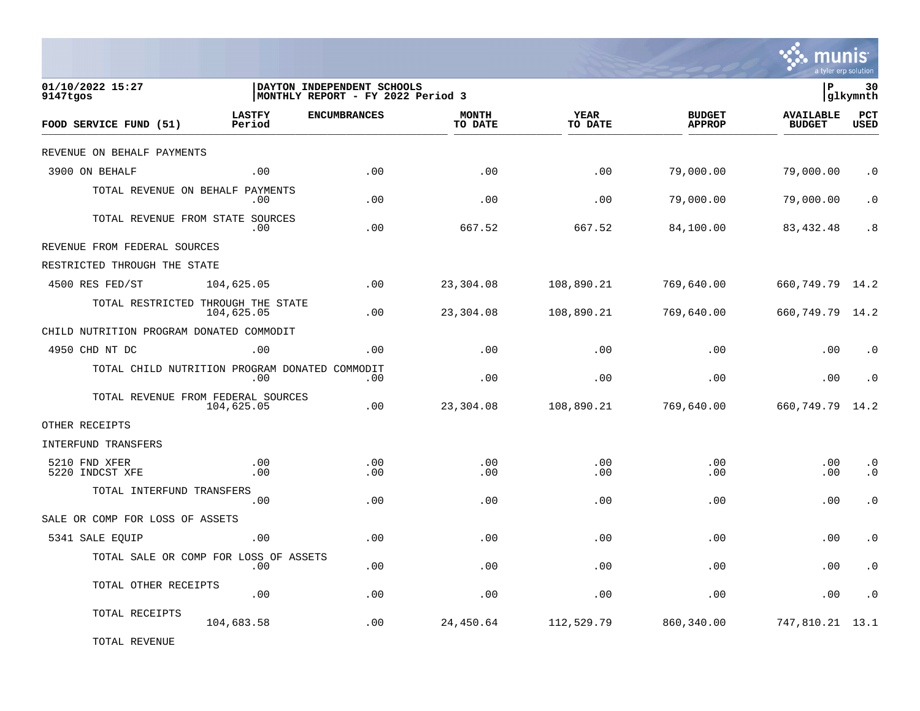01/10/2022 15:27
9147tgos

DAYTON INDEPENDENT SCHOOLS
MONTHLY REPORT - FY 2022 Period 3

glkymnth

| FOOD SERVICE FUND (51) | LASTFY Period | ENCUMBRANCES | MONTH TO DATE | YEAR TO DATE | BUDGET APPROP | AVAILABLE BUDGET | PCT USED |
|---|---|---|---|---|---|---|---|
| REVENUE ON BEHALF PAYMENTS | | | | | | | |
| 3900 ON BEHALF | .00 | .00 | .00 | .00 | 79,000.00 | 79,000.00 | .0 |
| TOTAL REVENUE ON BEHALF PAYMENTS | .00 | .00 | .00 | .00 | 79,000.00 | 79,000.00 | .0 |
| TOTAL REVENUE FROM STATE SOURCES | .00 | .00 | 667.52 | 667.52 | 84,100.00 | 83,432.48 | .8 |
| REVENUE FROM FEDERAL SOURCES | | | | | | | |
| RESTRICTED THROUGH THE STATE | | | | | | | |
| 4500 RES FED/ST | 104,625.05 | .00 | 23,304.08 | 108,890.21 | 769,640.00 | 660,749.79 | 14.2 |
| TOTAL RESTRICTED THROUGH THE STATE | 104,625.05 | .00 | 23,304.08 | 108,890.21 | 769,640.00 | 660,749.79 | 14.2 |
| CHILD NUTRITION PROGRAM DONATED COMMODIT | | | | | | | |
| 4950 CHD NT DC | .00 | .00 | .00 | .00 | .00 | .00 | .0 |
| TOTAL CHILD NUTRITION PROGRAM DONATED COMMODIT | .00 | .00 | .00 | .00 | .00 | .00 | .0 |
| TOTAL REVENUE FROM FEDERAL SOURCES | 104,625.05 | .00 | 23,304.08 | 108,890.21 | 769,640.00 | 660,749.79 | 14.2 |
| OTHER RECEIPTS | | | | | | | |
| INTERFUND TRANSFERS | | | | | | | |
| 5210 FND XFER | .00 | .00 | .00 | .00 | .00 | .00 | .0 |
| 5220 INDCST XFE | .00 | .00 | .00 | .00 | .00 | .00 | .0 |
| TOTAL INTERFUND TRANSFERS | .00 | .00 | .00 | .00 | .00 | .00 | .0 |
| SALE OR COMP FOR LOSS OF ASSETS | | | | | | | |
| 5341 SALE EQUIP | .00 | .00 | .00 | .00 | .00 | .00 | .0 |
| TOTAL SALE OR COMP FOR LOSS OF ASSETS | .00 | .00 | .00 | .00 | .00 | .00 | .0 |
| TOTAL OTHER RECEIPTS | .00 | .00 | .00 | .00 | .00 | .00 | .0 |
| TOTAL RECEIPTS | 104,683.58 | .00 | 24,450.64 | 112,529.79 | 860,340.00 | 747,810.21 | 13.1 |
| TOTAL REVENUE | | | | | | | |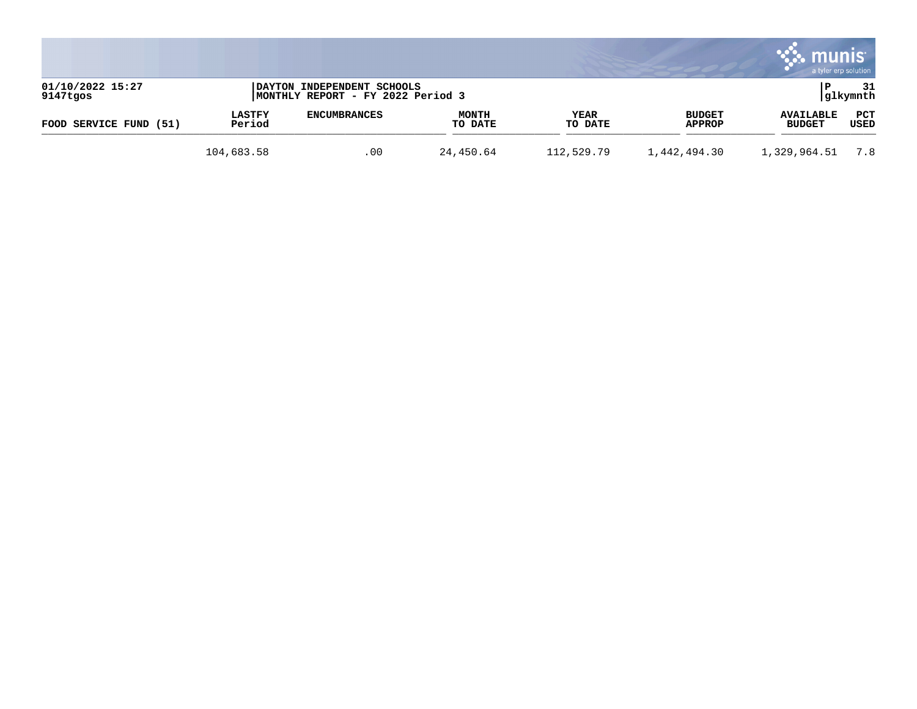01/10/2022 15:27
9147tgos

DAYTON INDEPENDENT SCHOOLS
MONTHLY REPORT - FY 2022 Period 3

P 31
glkymnth

| FOOD SERVICE FUND (51) | LASTFY Period | ENCUMBRANCES | MONTH TO DATE | YEAR TO DATE | BUDGET APPROP | AVAILABLE BUDGET | PCT USED |
|---|---|---|---|---|---|---|---|
| | 104,683.58 | .00 | 24,450.64 | 112,529.79 | 1,442,494.30 | 1,329,964.51 | 7.8 |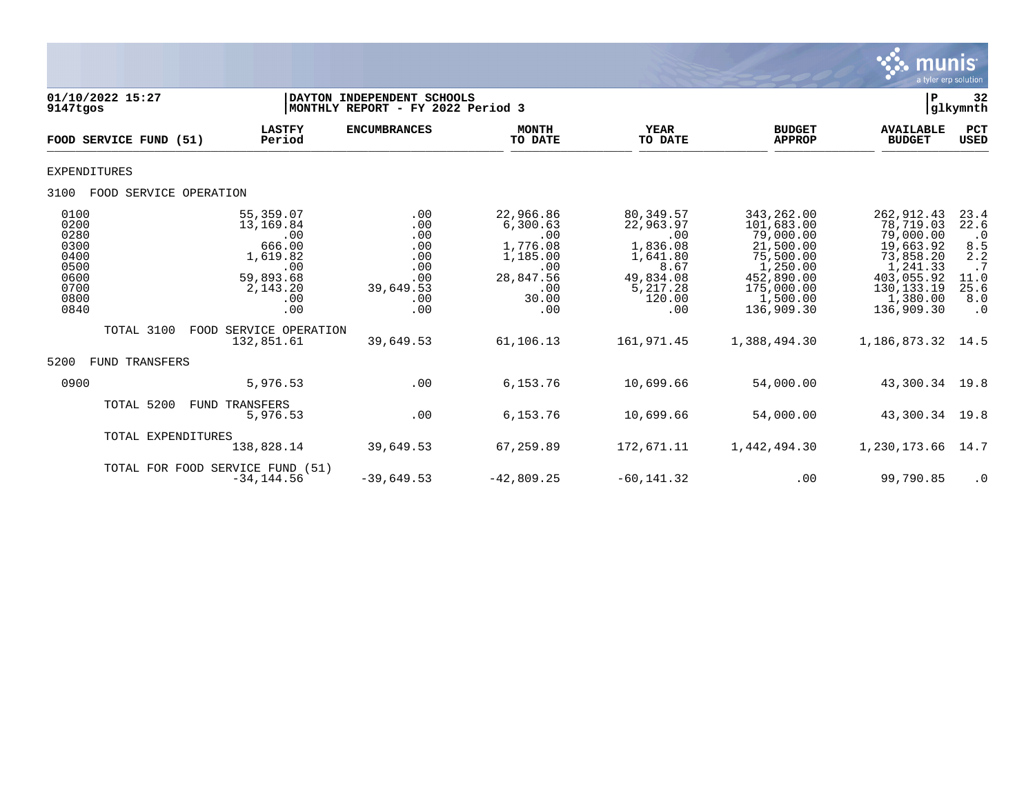01/10/2022 15:27
9147tgos

DAYTON INDEPENDENT SCHOOLS
MONTHLY REPORT - FY 2022 Period 3

P 32
glkymnth

| FOOD SERVICE FUND (51) | LASTFY Period | ENCUMBRANCES | MONTH TO DATE | YEAR TO DATE | BUDGET APPROP | AVAILABLE BUDGET | PCT USED |
|---|---|---|---|---|---|---|---|
| EXPENDITURES | | | | | | | |
| 3100 FOOD SERVICE OPERATION | | | | | | | |
| 0100 | 55,359.07 | .00 | 22,966.86 | 80,349.57 | 343,262.00 | 262,912.43 | 23.4 |
| 0200 | 13,169.84 | .00 | 6,300.63 | 22,963.97 | 101,683.00 | 78,719.03 | 22.6 |
| 0280 | .00 | .00 | .00 | .00 | 79,000.00 | 79,000.00 | .0 |
| 0300 | 666.00 | .00 | 1,776.08 | 1,836.08 | 21,500.00 | 19,663.92 | 8.5 |
| 0400 | 1,619.82 | .00 | 1,185.00 | 1,641.80 | 75,500.00 | 73,858.20 | 2.2 |
| 0500 | .00 | .00 | .00 | 8.67 | 1,250.00 | 1,241.33 | .7 |
| 0600 | 59,893.68 | .00 | 28,847.56 | 49,834.08 | 452,890.00 | 403,055.92 | 11.0 |
| 0700 | 2,143.20 | 39,649.53 | .00 | 5,217.28 | 175,000.00 | 130,133.19 | 25.6 |
| 0800 | .00 | .00 | 30.00 | 120.00 | 1,500.00 | 1,380.00 | 8.0 |
| 0840 | .00 | .00 | .00 | .00 | 136,909.30 | 136,909.30 | .0 |
| TOTAL 3100 FOOD SERVICE OPERATION | 132,851.61 | 39,649.53 | 61,106.13 | 161,971.45 | 1,388,494.30 | 1,186,873.32 | 14.5 |
| 5200 FUND TRANSFERS | | | | | | | |
| 0900 | 5,976.53 | .00 | 6,153.76 | 10,699.66 | 54,000.00 | 43,300.34 | 19.8 |
| TOTAL 5200 FUND TRANSFERS | 5,976.53 | .00 | 6,153.76 | 10,699.66 | 54,000.00 | 43,300.34 | 19.8 |
| TOTAL EXPENDITURES | 138,828.14 | 39,649.53 | 67,259.89 | 172,671.11 | 1,442,494.30 | 1,230,173.66 | 14.7 |
| TOTAL FOR FOOD SERVICE FUND (51) | -34,144.56 | -39,649.53 | -42,809.25 | -60,141.32 | .00 | 99,790.85 | .0 |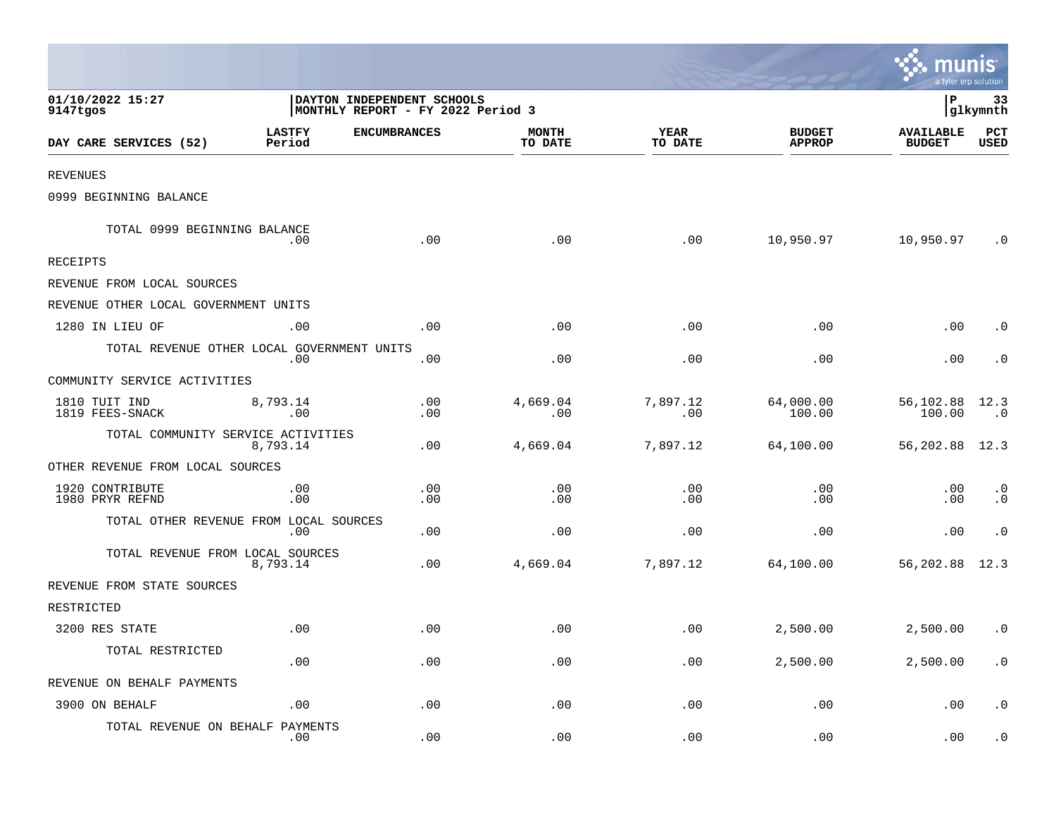01/10/2022 15:27
9147tgos

DAYTON INDEPENDENT SCHOOLS
MONTHLY REPORT - FY 2022 Period 3

glkymnth

| DAY CARE SERVICES (52) | LASTFY Period | ENCUMBRANCES | MONTH TO DATE | YEAR TO DATE | BUDGET APPROP | AVAILABLE BUDGET | PCT USED |
|---|---|---|---|---|---|---|---|
| REVENUES | | | | | | | |
| 0999 BEGINNING BALANCE | | | | | | | |
| TOTAL 0999 BEGINNING BALANCE | .00 | .00 | .00 | .00 | 10,950.97 | 10,950.97 | .0 |
| RECEIPTS | | | | | | | |
| REVENUE FROM LOCAL SOURCES | | | | | | | |
| REVENUE OTHER LOCAL GOVERNMENT UNITS | | | | | | | |
| 1280 IN LIEU OF | .00 | .00 | .00 | .00 | .00 | .00 | .0 |
| TOTAL REVENUE OTHER LOCAL GOVERNMENT UNITS | .00 | .00 | .00 | .00 | .00 | .00 | .0 |
| COMMUNITY SERVICE ACTIVITIES | | | | | | | |
| 1810 TUIT IND | 8,793.14 | .00 | 4,669.04 | 7,897.12 | 64,000.00 | 56,102.88 | 12.3 |
| 1819 FEES-SNACK | .00 | .00 | .00 | .00 | 100.00 | 100.00 | .0 |
| TOTAL COMMUNITY SERVICE ACTIVITIES | 8,793.14 | .00 | 4,669.04 | 7,897.12 | 64,100.00 | 56,202.88 | 12.3 |
| OTHER REVENUE FROM LOCAL SOURCES | | | | | | | |
| 1920 CONTRIBUTE | .00 | .00 | .00 | .00 | .00 | .00 | .0 |
| 1980 PRYR REFND | .00 | .00 | .00 | .00 | .00 | .00 | .0 |
| TOTAL OTHER REVENUE FROM LOCAL SOURCES | .00 | .00 | .00 | .00 | .00 | .00 | .0 |
| TOTAL REVENUE FROM LOCAL SOURCES | 8,793.14 | .00 | 4,669.04 | 7,897.12 | 64,100.00 | 56,202.88 | 12.3 |
| REVENUE FROM STATE SOURCES | | | | | | | |
| RESTRICTED | | | | | | | |
| 3200 RES STATE | .00 | .00 | .00 | .00 | 2,500.00 | 2,500.00 | .0 |
| TOTAL RESTRICTED | .00 | .00 | .00 | .00 | 2,500.00 | 2,500.00 | .0 |
| REVENUE ON BEHALF PAYMENTS | | | | | | | |
| 3900 ON BEHALF | .00 | .00 | .00 | .00 | .00 | .00 | .0 |
| TOTAL REVENUE ON BEHALF PAYMENTS | .00 | .00 | .00 | .00 | .00 | .00 | .0 |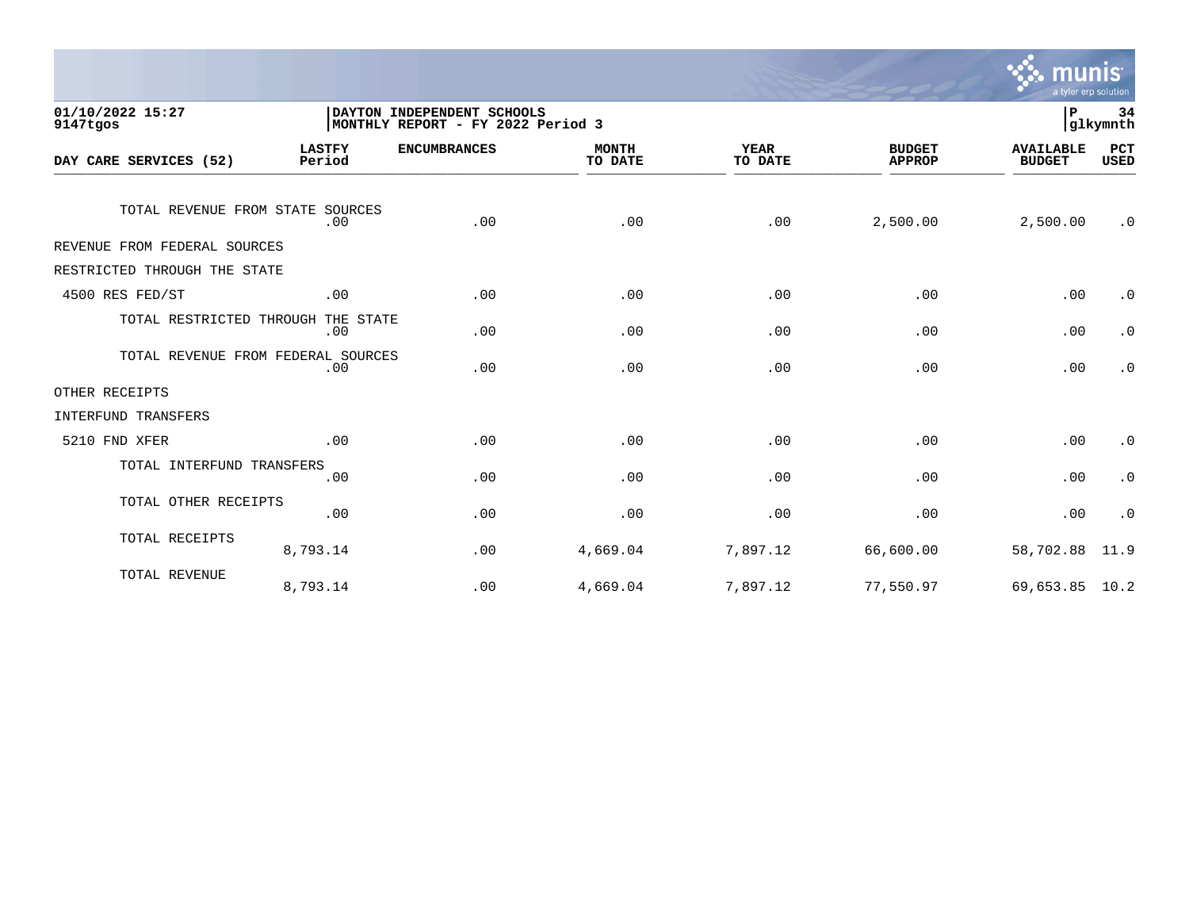| DAY CARE SERVICES (52) | LASTFY Period | ENCUMBRANCES | MONTH TO DATE | YEAR TO DATE | BUDGET APPROP | AVAILABLE BUDGET | PCT USED |
|---|---|---|---|---|---|---|---|
| TOTAL REVENUE FROM STATE SOURCES | .00 | .00 | .00 | .00 | 2,500.00 | 2,500.00 | .0 |
| REVENUE FROM FEDERAL SOURCES | | | | | | | |
| RESTRICTED THROUGH THE STATE | | | | | | | |
| 4500 RES FED/ST | .00 | .00 | .00 | .00 | .00 | .00 | .0 |
| TOTAL RESTRICTED THROUGH THE STATE | .00 | .00 | .00 | .00 | .00 | .00 | .0 |
| TOTAL REVENUE FROM FEDERAL SOURCES | .00 | .00 | .00 | .00 | .00 | .00 | .0 |
| OTHER RECEIPTS | | | | | | | |
| INTERFUND TRANSFERS | | | | | | | |
| 5210 FND XFER | .00 | .00 | .00 | .00 | .00 | .00 | .0 |
| TOTAL INTERFUND TRANSFERS | .00 | .00 | .00 | .00 | .00 | .00 | .0 |
| TOTAL OTHER RECEIPTS | .00 | .00 | .00 | .00 | .00 | .00 | .0 |
| TOTAL RECEIPTS | 8,793.14 | .00 | 4,669.04 | 7,897.12 | 66,600.00 | 58,702.88 | 11.9 |
| TOTAL REVENUE | 8,793.14 | .00 | 4,669.04 | 7,897.12 | 77,550.97 | 69,653.85 | 10.2 |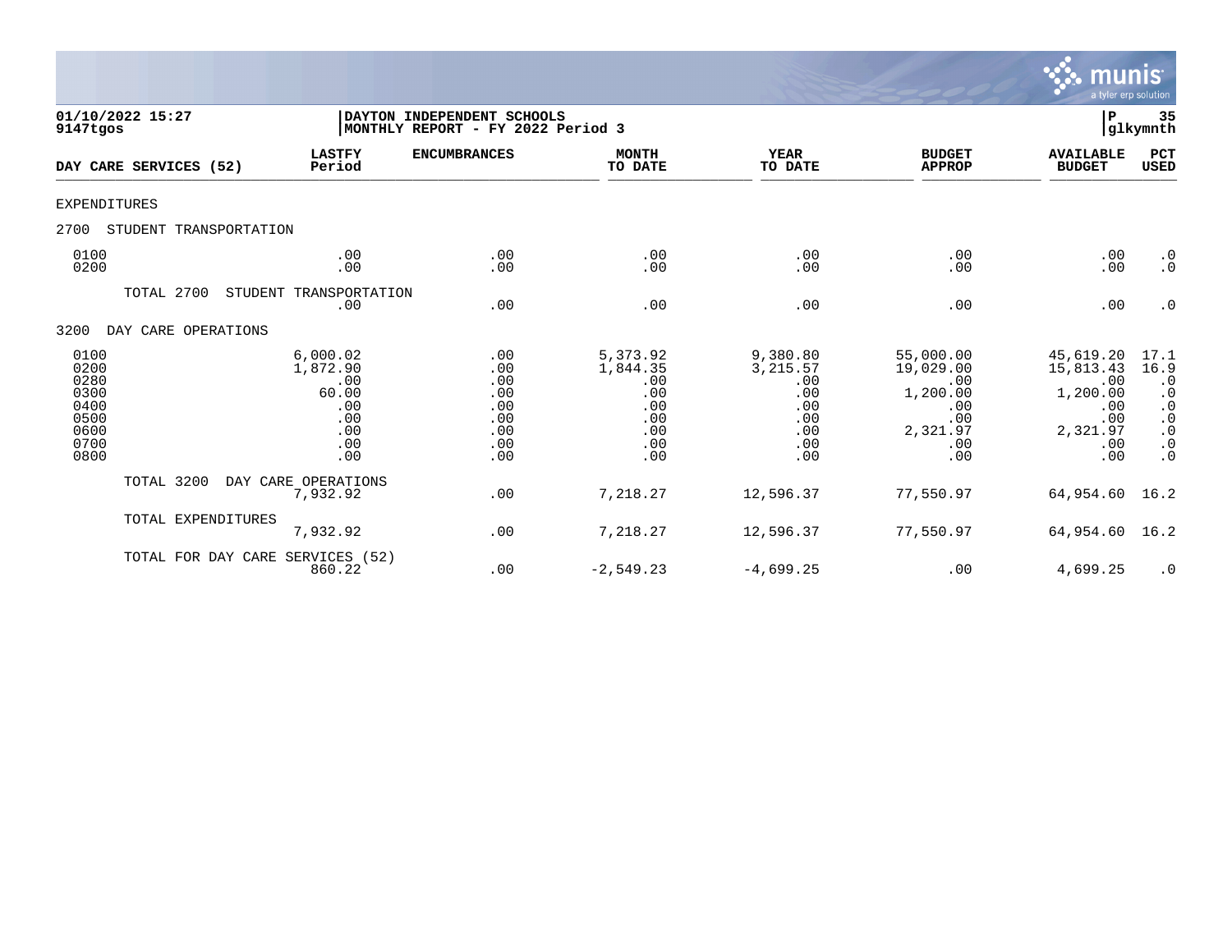01/10/2022 15:27 | DAYTON INDEPENDENT SCHOOLS | P 35
9147tgos | MONTHLY REPORT - FY 2022 Period 3 | glkymnth

| DAY CARE SERVICES (52) | LASTFY Period | ENCUMBRANCES | MONTH TO DATE | YEAR TO DATE | BUDGET APPROP | AVAILABLE BUDGET | PCT USED |
|---|---|---|---|---|---|---|---|
| EXPENDITURES | | | | | | | |
| 2700 STUDENT TRANSPORTATION | | | | | | | |
| 0100 | .00 | .00 | .00 | .00 | .00 | .00 | .0 |
| 0200 | .00 | .00 | .00 | .00 | .00 | .00 | .0 |
| TOTAL 2700 STUDENT TRANSPORTATION | .00 | .00 | .00 | .00 | .00 | .00 | .0 |
| 3200 DAY CARE OPERATIONS | | | | | | | |
| 0100 | 6,000.02 | .00 | 5,373.92 | 9,380.80 | 55,000.00 | 45,619.20 | 17.1 |
| 0200 | 1,872.90 | .00 | 1,844.35 | 3,215.57 | 19,029.00 | 15,813.43 | 16.9 |
| 0280 | .00 | .00 | .00 | .00 | .00 | .00 | .0 |
| 0300 | 60.00 | .00 | .00 | .00 | 1,200.00 | 1,200.00 | .0 |
| 0400 | .00 | .00 | .00 | .00 | .00 | .00 | .0 |
| 0500 | .00 | .00 | .00 | .00 | .00 | .00 | .0 |
| 0600 | .00 | .00 | .00 | .00 | 2,321.97 | 2,321.97 | .0 |
| 0700 | .00 | .00 | .00 | .00 | .00 | .00 | .0 |
| 0800 | .00 | .00 | .00 | .00 | .00 | .00 | .0 |
| TOTAL 3200 DAY CARE OPERATIONS | 7,932.92 | .00 | 7,218.27 | 12,596.37 | 77,550.97 | 64,954.60 | 16.2 |
| TOTAL EXPENDITURES | 7,932.92 | .00 | 7,218.27 | 12,596.37 | 77,550.97 | 64,954.60 | 16.2 |
| TOTAL FOR DAY CARE SERVICES (52) | 860.22 | .00 | -2,549.23 | -4,699.25 | .00 | 4,699.25 | .0 |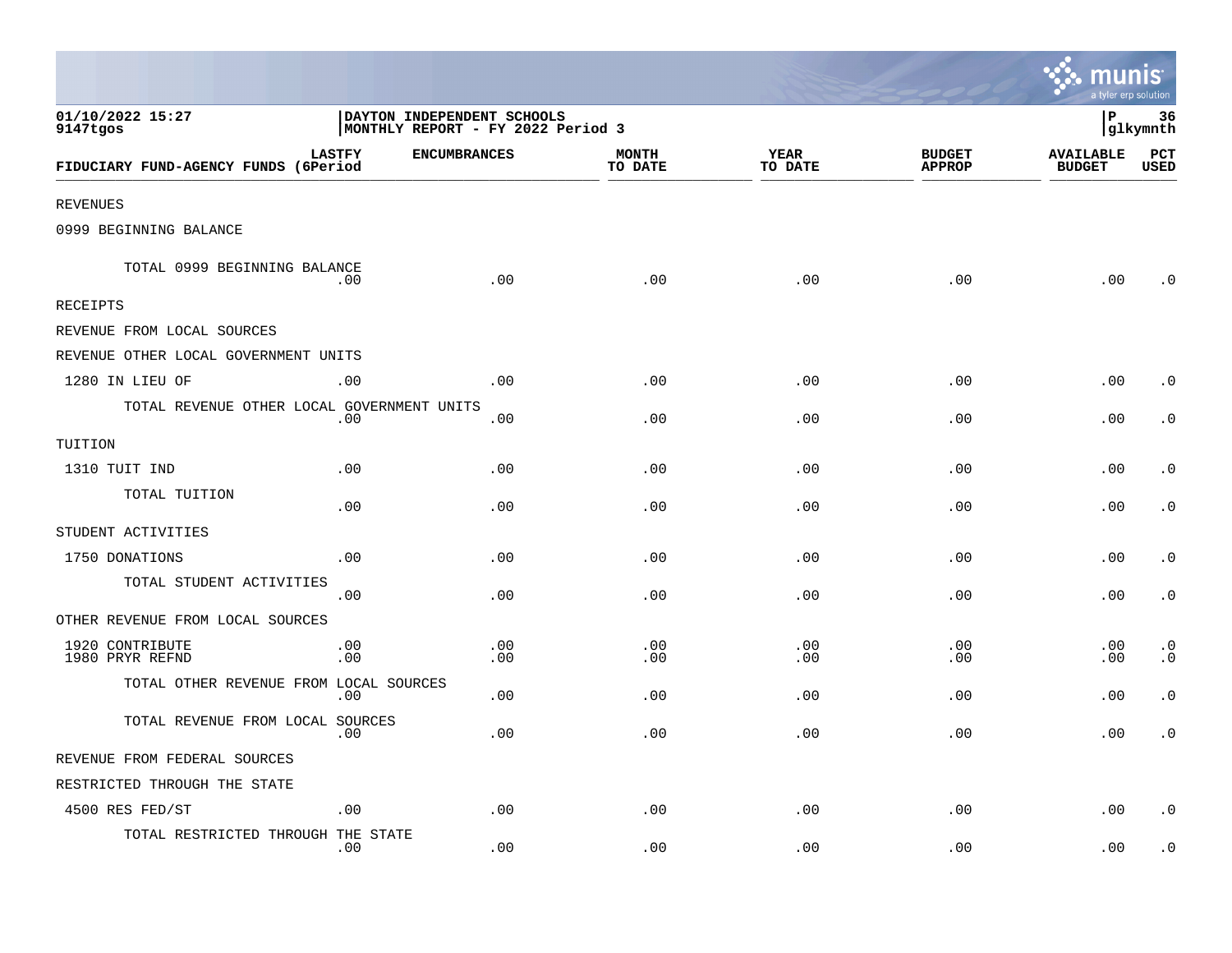01/10/2022 15:27
9147tgos

DAYTON INDEPENDENT SCHOOLS
MONTHLY REPORT - FY 2022 Period 3

P 36
glkymnth

| FIDUCIARY FUND-AGENCY FUNDS | LASTFY (6Period | ENCUMBRANCES | MONTH TO DATE | YEAR TO DATE | BUDGET APPROP | AVAILABLE BUDGET | PCT USED |
|---|---|---|---|---|---|---|---|
| REVENUES | | | | | | | |
| 0999 BEGINNING BALANCE | | | | | | | |
| TOTAL 0999 BEGINNING BALANCE | .00 | .00 | .00 | .00 | .00 | .00 | .0 |
| RECEIPTS | | | | | | | |
| REVENUE FROM LOCAL SOURCES | | | | | | | |
| REVENUE OTHER LOCAL GOVERNMENT UNITS | | | | | | | |
| 1280 IN LIEU OF | .00 | .00 | .00 | .00 | .00 | .00 | .0 |
| TOTAL REVENUE OTHER LOCAL GOVERNMENT UNITS | .00 | .00 | .00 | .00 | .00 | .00 | .0 |
| TUITION | | | | | | | |
| 1310 TUIT IND | .00 | .00 | .00 | .00 | .00 | .00 | .0 |
| TOTAL TUITION | .00 | .00 | .00 | .00 | .00 | .00 | .0 |
| STUDENT ACTIVITIES | | | | | | | |
| 1750 DONATIONS | .00 | .00 | .00 | .00 | .00 | .00 | .0 |
| TOTAL STUDENT ACTIVITIES | .00 | .00 | .00 | .00 | .00 | .00 | .0 |
| OTHER REVENUE FROM LOCAL SOURCES | | | | | | | |
| 1920 CONTRIBUTE | .00 | .00 | .00 | .00 | .00 | .00 | .0 |
| 1980 PRYR REFND | .00 | .00 | .00 | .00 | .00 | .00 | .0 |
| TOTAL OTHER REVENUE FROM LOCAL SOURCES | .00 | .00 | .00 | .00 | .00 | .00 | .0 |
| TOTAL REVENUE FROM LOCAL SOURCES | .00 | .00 | .00 | .00 | .00 | .00 | .0 |
| REVENUE FROM FEDERAL SOURCES | | | | | | | |
| RESTRICTED THROUGH THE STATE | | | | | | | |
| 4500 RES FED/ST | .00 | .00 | .00 | .00 | .00 | .00 | .0 |
| TOTAL RESTRICTED THROUGH THE STATE | .00 | .00 | .00 | .00 | .00 | .00 | .0 |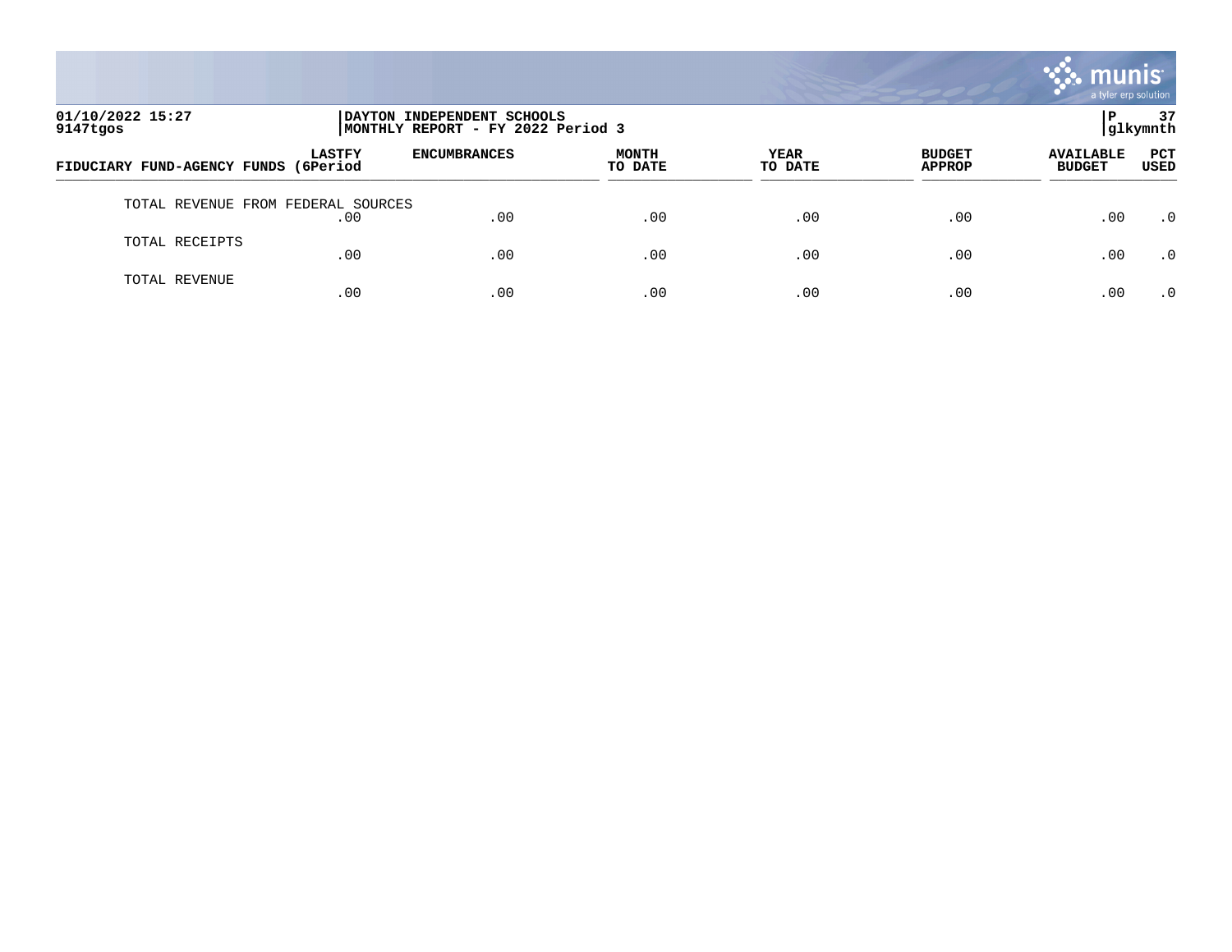01/10/2022 15:27
9147tgos

DAYTON INDEPENDENT SCHOOLS
MONTHLY REPORT - FY 2022 Period 3

P 37
glkymnth

| FIDUCIARY FUND-AGENCY FUNDS | LASTFY (6Period | ENCUMBRANCES | MONTH TO DATE | YEAR TO DATE | BUDGET APPROP | AVAILABLE BUDGET | PCT USED |
|---|---|---|---|---|---|---|---|
| TOTAL REVENUE FROM FEDERAL SOURCES | .00 | .00 | .00 | .00 | .00 | .00 | .0 |
| TOTAL RECEIPTS | .00 | .00 | .00 | .00 | .00 | .00 | .0 |
| TOTAL REVENUE | .00 | .00 | .00 | .00 | .00 | .00 | .0 |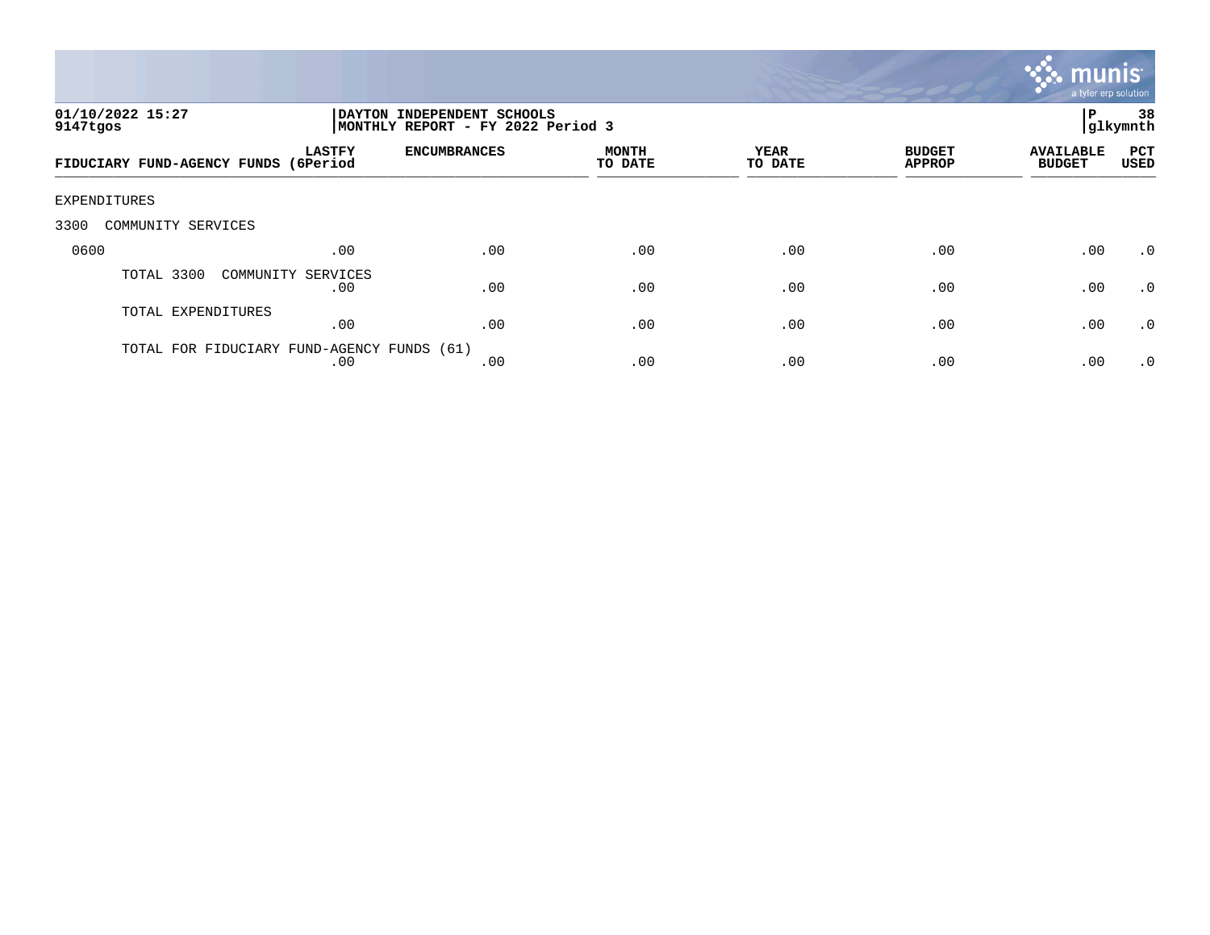01/10/2022 15:27 | DAYTON INDEPENDENT SCHOOLS | P 38
9147tgos | MONTHLY REPORT - FY 2022 Period 3 | glkymnth

| FIDUCIARY FUND-AGENCY FUNDS (6 | LASTFY Period | ENCUMBRANCES | MONTH TO DATE | YEAR TO DATE | BUDGET APPROP | AVAILABLE BUDGET | PCT USED |
|---|---|---|---|---|---|---|---|
| EXPENDITURES | | | | | | | |
| 3300 COMMUNITY SERVICES | | | | | | | |
| 0600 | .00 | .00 | .00 | .00 | .00 | .00 | .0 |
| TOTAL 3300 COMMUNITY SERVICES | .00 | .00 | .00 | .00 | .00 | .00 | .0 |
| TOTAL EXPENDITURES | .00 | .00 | .00 | .00 | .00 | .00 | .0 |
| TOTAL FOR FIDUCIARY FUND-AGENCY FUNDS (61) | .00 | .00 | .00 | .00 | .00 | .00 | .0 |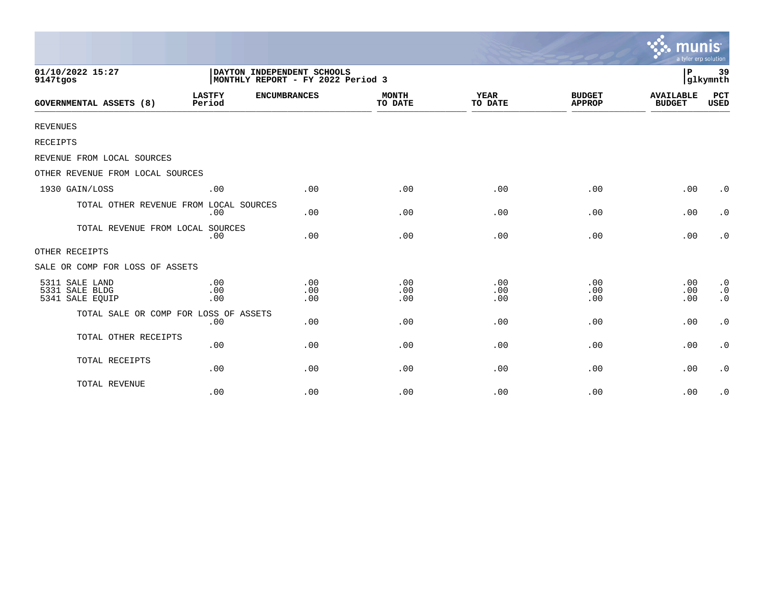01/10/2022 15:27
9147tgos

DAYTON INDEPENDENT SCHOOLS
MONTHLY REPORT - FY 2022 Period 3

P 39
glkymnth

| GOVERNMENTAL ASSETS (8) | LASTFY Period | ENCUMBRANCES | MONTH TO DATE | YEAR TO DATE | BUDGET APPROP | AVAILABLE BUDGET | PCT USED |
|---|---|---|---|---|---|---|---|
| REVENUES | | | | | | | |
| RECEIPTS | | | | | | | |
| REVENUE FROM LOCAL SOURCES | | | | | | | |
| OTHER REVENUE FROM LOCAL SOURCES | | | | | | | |
| 1930 GAIN/LOSS | .00 | .00 | .00 | .00 | .00 | .00 | .0 |
| TOTAL OTHER REVENUE FROM LOCAL SOURCES | .00 | .00 | .00 | .00 | .00 | .00 | .0 |
| TOTAL REVENUE FROM LOCAL SOURCES | .00 | .00 | .00 | .00 | .00 | .00 | .0 |
| OTHER RECEIPTS | | | | | | | |
| SALE OR COMP FOR LOSS OF ASSETS | | | | | | | |
| 5311 SALE LAND | .00 | .00 | .00 | .00 | .00 | .00 | .0 |
| 5331 SALE BLDG | .00 | .00 | .00 | .00 | .00 | .00 | .0 |
| 5341 SALE EQUIP | .00 | .00 | .00 | .00 | .00 | .00 | .0 |
| TOTAL SALE OR COMP FOR LOSS OF ASSETS | .00 | .00 | .00 | .00 | .00 | .00 | .0 |
| TOTAL OTHER RECEIPTS | .00 | .00 | .00 | .00 | .00 | .00 | .0 |
| TOTAL RECEIPTS | .00 | .00 | .00 | .00 | .00 | .00 | .0 |
| TOTAL REVENUE | .00 | .00 | .00 | .00 | .00 | .00 | .0 |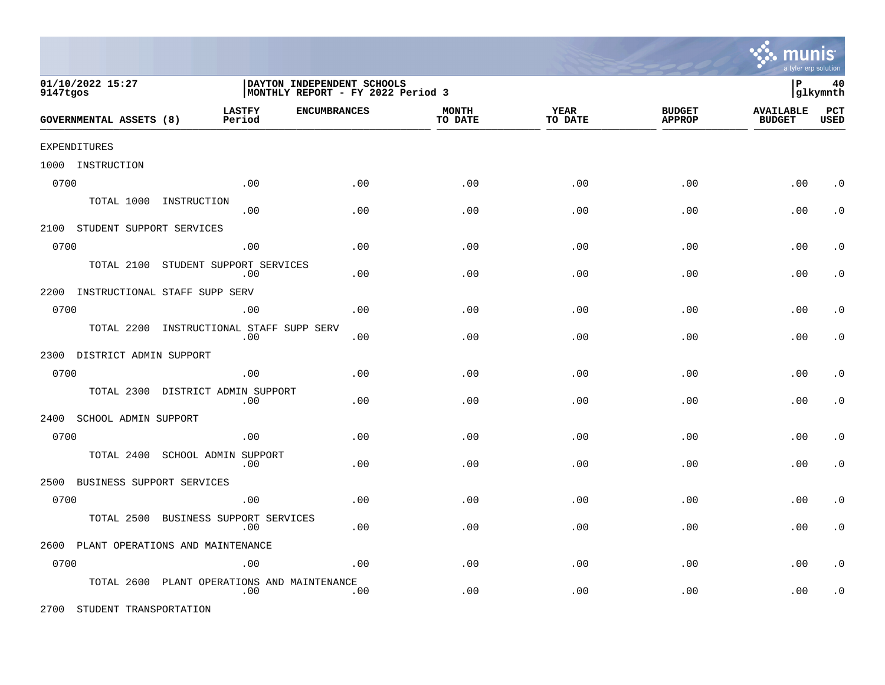01/10/2022 15:27
9147tgos

DAYTON INDEPENDENT SCHOOLS
MONTHLY REPORT - FY 2022 Period 3

P 40
glkymnth

| GOVERNMENTAL ASSETS (8) | LASTFY Period | ENCUMBRANCES | MONTH TO DATE | YEAR TO DATE | BUDGET APPROP | AVAILABLE BUDGET | PCT USED |
|---|---|---|---|---|---|---|---|
| EXPENDITURES | | | | | | | |
| 1000 INSTRUCTION | | | | | | | |
| 0700 | .00 | .00 | .00 | .00 | .00 | .00 | .0 |
| TOTAL 1000 INSTRUCTION | .00 | .00 | .00 | .00 | .00 | .00 | .0 |
| 2100 STUDENT SUPPORT SERVICES | | | | | | | |
| 0700 | .00 | .00 | .00 | .00 | .00 | .00 | .0 |
| TOTAL 2100 STUDENT SUPPORT SERVICES | .00 | .00 | .00 | .00 | .00 | .00 | .0 |
| 2200 INSTRUCTIONAL STAFF SUPP SERV | | | | | | | |
| 0700 | .00 | .00 | .00 | .00 | .00 | .00 | .0 |
| TOTAL 2200 INSTRUCTIONAL STAFF SUPP SERV | .00 | .00 | .00 | .00 | .00 | .00 | .0 |
| 2300 DISTRICT ADMIN SUPPORT | | | | | | | |
| 0700 | .00 | .00 | .00 | .00 | .00 | .00 | .0 |
| TOTAL 2300 DISTRICT ADMIN SUPPORT | .00 | .00 | .00 | .00 | .00 | .00 | .0 |
| 2400 SCHOOL ADMIN SUPPORT | | | | | | | |
| 0700 | .00 | .00 | .00 | .00 | .00 | .00 | .0 |
| TOTAL 2400 SCHOOL ADMIN SUPPORT | .00 | .00 | .00 | .00 | .00 | .00 | .0 |
| 2500 BUSINESS SUPPORT SERVICES | | | | | | | |
| 0700 | .00 | .00 | .00 | .00 | .00 | .00 | .0 |
| TOTAL 2500 BUSINESS SUPPORT SERVICES | .00 | .00 | .00 | .00 | .00 | .00 | .0 |
| 2600 PLANT OPERATIONS AND MAINTENANCE | | | | | | | |
| 0700 | .00 | .00 | .00 | .00 | .00 | .00 | .0 |
| TOTAL 2600 PLANT OPERATIONS AND MAINTENANCE | .00 | .00 | .00 | .00 | .00 | .00 | .0 |
| 2700 STUDENT TRANSPORTATION | | | | | | | |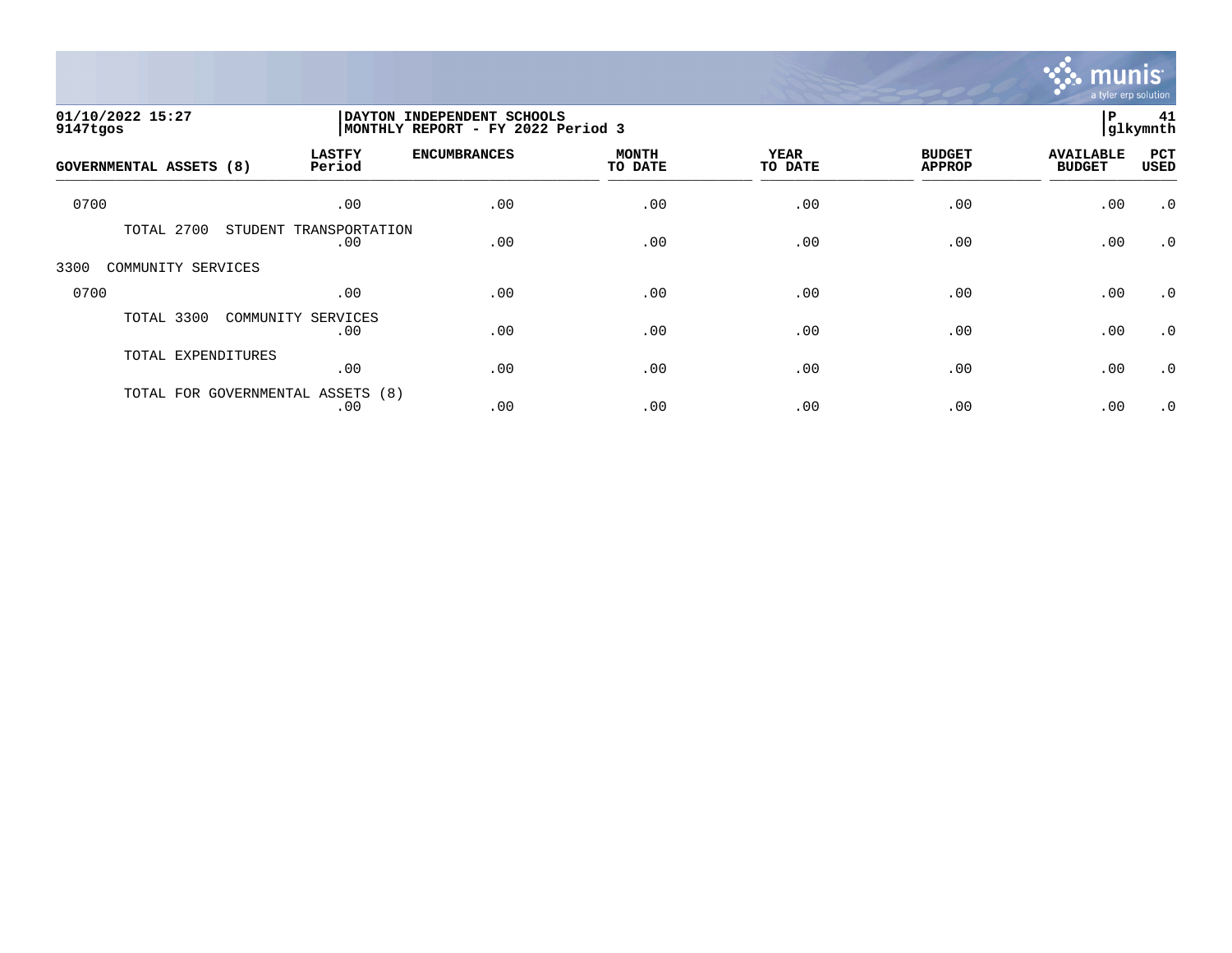01/10/2022 15:27
9147tgos

DAYTON INDEPENDENT SCHOOLS
MONTHLY REPORT - FY 2022 Period 3

P 41
glkymnth

| GOVERNMENTAL ASSETS (8) | LASTFY Period | ENCUMBRANCES | MONTH TO DATE | YEAR TO DATE | BUDGET APPROP | AVAILABLE BUDGET | PCT USED |
|---|---|---|---|---|---|---|---|
| 0700 | .00 | .00 | .00 | .00 | .00 | .00 | .0 |
| TOTAL 2700 STUDENT TRANSPORTATION | .00 | .00 | .00 | .00 | .00 | .00 | .0 |
| 3300 COMMUNITY SERVICES | | | | | | | |
| 0700 | .00 | .00 | .00 | .00 | .00 | .00 | .0 |
| TOTAL 3300 COMMUNITY SERVICES | .00 | .00 | .00 | .00 | .00 | .00 | .0 |
| TOTAL EXPENDITURES | .00 | .00 | .00 | .00 | .00 | .00 | .0 |
| TOTAL FOR GOVERNMENTAL ASSETS (8) | .00 | .00 | .00 | .00 | .00 | .00 | .0 |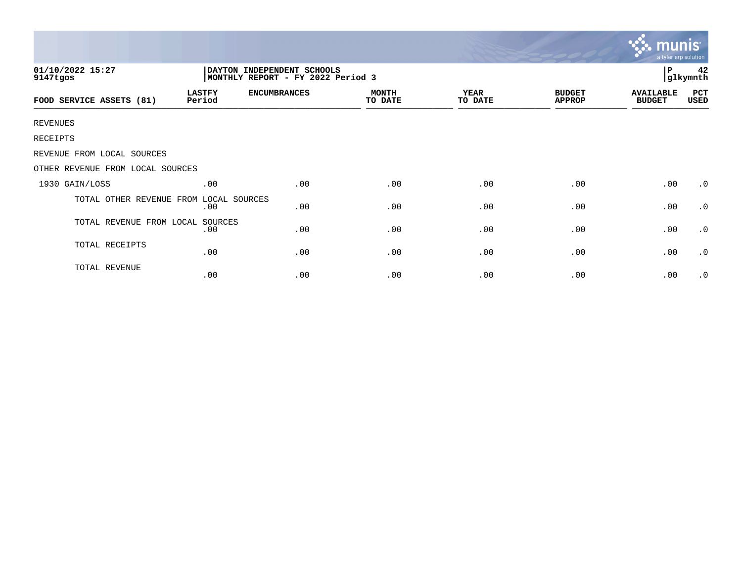01/10/2022 15:27
9147tgos

**DAYTON INDEPENDENT SCHOOLS**
**MONTHLY REPORT - FY 2022 Period 3**

P 42
glkymnth

| FOOD SERVICE ASSETS (81) | LASTFY Period | ENCUMBRANCES | MONTH TO DATE | YEAR TO DATE | BUDGET APPROP | AVAILABLE BUDGET | PCT USED |
|---|---|---|---|---|---|---|---|
| REVENUES | | | | | | | |
| RECEIPTS | | | | | | | |
| REVENUE FROM LOCAL SOURCES | | | | | | | |
| OTHER REVENUE FROM LOCAL SOURCES | | | | | | | |
| 1930 GAIN/LOSS | .00 | .00 | .00 | .00 | .00 | .00 | .0 |
| TOTAL OTHER REVENUE FROM LOCAL SOURCES | .00 | .00 | .00 | .00 | .00 | .00 | .0 |
| TOTAL REVENUE FROM LOCAL SOURCES | .00 | .00 | .00 | .00 | .00 | .00 | .0 |
| TOTAL RECEIPTS | .00 | .00 | .00 | .00 | .00 | .00 | .0 |
| TOTAL REVENUE | .00 | .00 | .00 | .00 | .00 | .00 | .0 |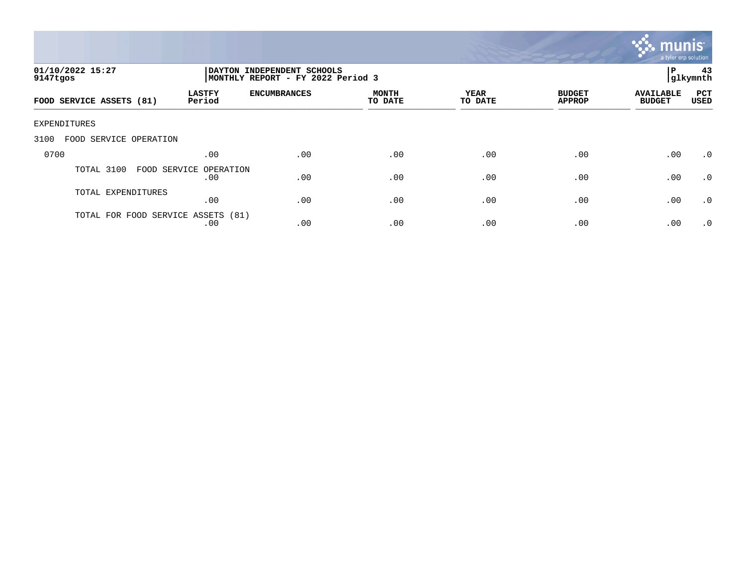01/10/2022 15:27
9147tgos

DAYTON INDEPENDENT SCHOOLS
MONTHLY REPORT - FY 2022 Period 3

P 43
glkymnth

| FOOD SERVICE ASSETS (81) | LASTFY Period | ENCUMBRANCES | MONTH TO DATE | YEAR TO DATE | BUDGET APPROP | AVAILABLE BUDGET | PCT USED |
|---|---|---|---|---|---|---|---|
| EXPENDITURES | | | | | | | |
| 3100 FOOD SERVICE OPERATION | | | | | | | |
| 0700 | .00 | .00 | .00 | .00 | .00 | .00 | .0 |
| TOTAL 3100 FOOD SERVICE OPERATION | .00 | .00 | .00 | .00 | .00 | .00 | .0 |
| TOTAL EXPENDITURES | .00 | .00 | .00 | .00 | .00 | .00 | .0 |
| TOTAL FOR FOOD SERVICE ASSETS (81) | .00 | .00 | .00 | .00 | .00 | .00 | .0 |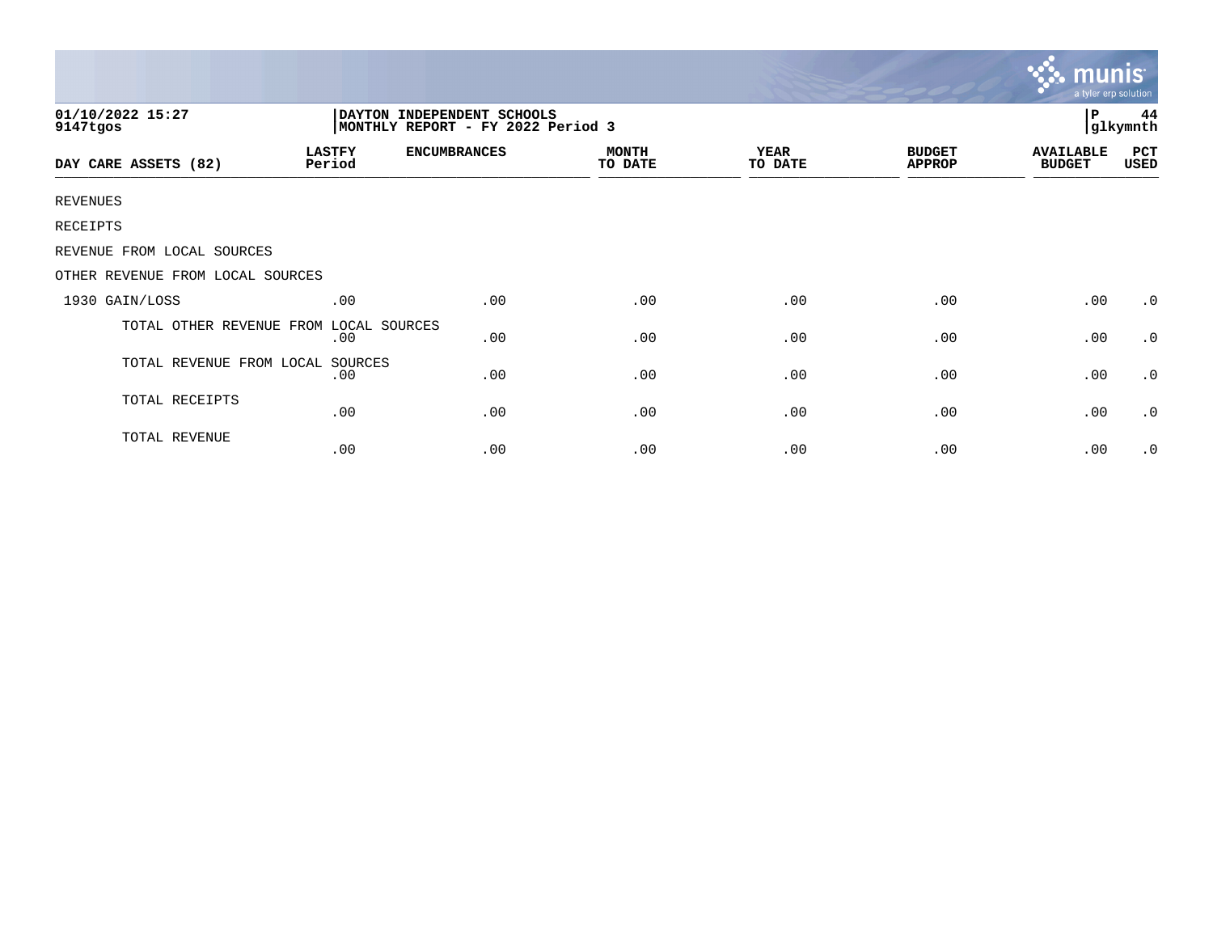01/10/2022 15:27
9147tgos

DAYTON INDEPENDENT SCHOOLS
MONTHLY REPORT - FY 2022 Period 3

| DAY CARE ASSETS (82) | LASTFY Period | ENCUMBRANCES | MONTH TO DATE | YEAR TO DATE | BUDGET APPROP | AVAILABLE BUDGET | PCT USED |
|---|---|---|---|---|---|---|---|
| REVENUES | | | | | | | |
| RECEIPTS | | | | | | | |
| REVENUE FROM LOCAL SOURCES | | | | | | | |
| OTHER REVENUE FROM LOCAL SOURCES | | | | | | | |
| 1930 GAIN/LOSS | .00 | .00 | .00 | .00 | .00 | .00 | .0 |
| TOTAL OTHER REVENUE FROM LOCAL SOURCES | .00 | .00 | .00 | .00 | .00 | .00 | .0 |
| TOTAL REVENUE FROM LOCAL SOURCES | .00 | .00 | .00 | .00 | .00 | .00 | .0 |
| TOTAL RECEIPTS | .00 | .00 | .00 | .00 | .00 | .00 | .0 |
| TOTAL REVENUE | .00 | .00 | .00 | .00 | .00 | .00 | .0 |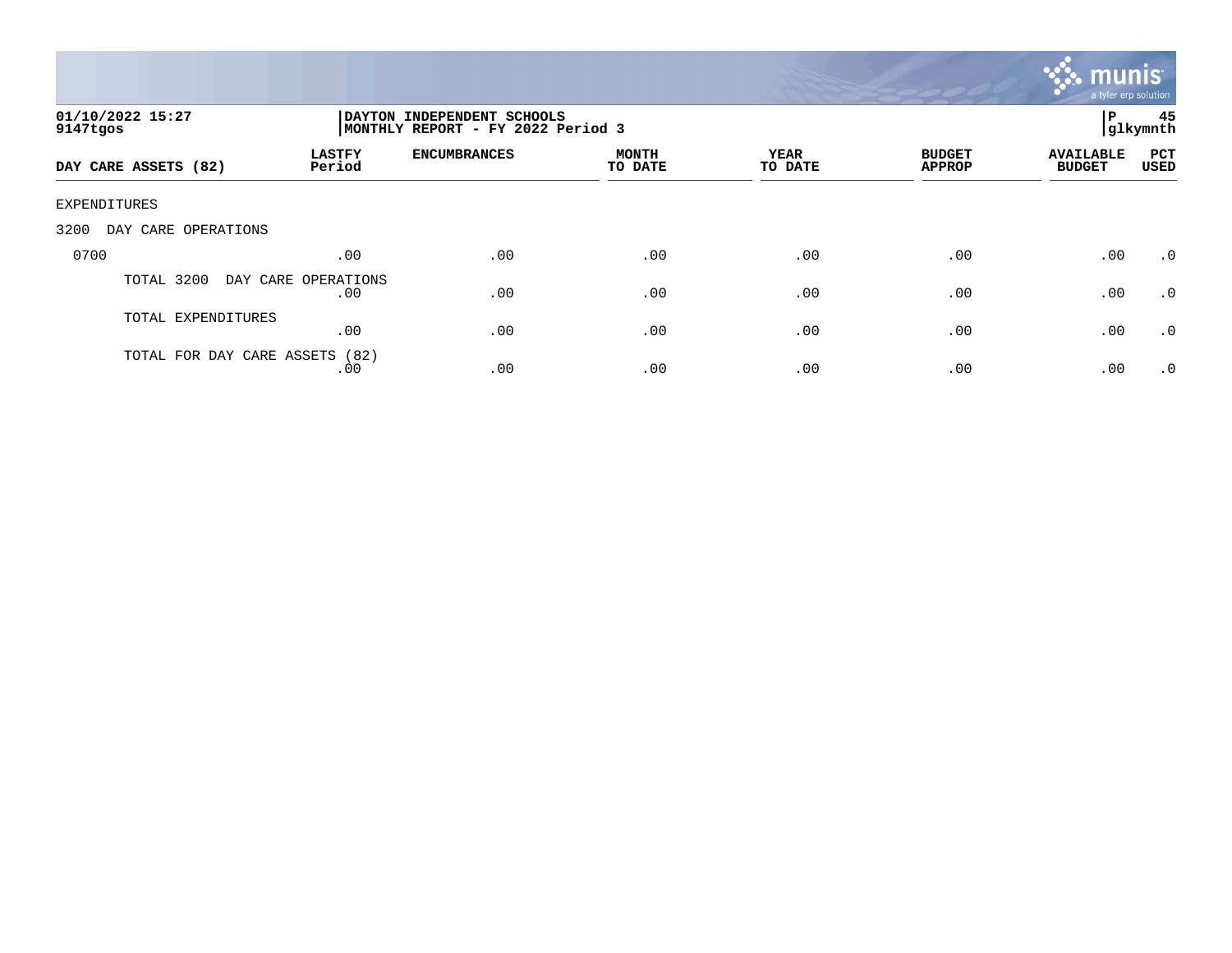01/10/2022 15:27
9147tgos

DAYTON INDEPENDENT SCHOOLS
MONTHLY REPORT - FY 2022 Period 3

P 45
glkymnth

| DAY CARE ASSETS (82) | LASTFY Period | ENCUMBRANCES | MONTH TO DATE | YEAR TO DATE | BUDGET APPROP | AVAILABLE BUDGET | PCT USED |
|---|---|---|---|---|---|---|---|
| EXPENDITURES | | | | | | | |
| 3200 DAY CARE OPERATIONS | | | | | | | |
| 0700 | .00 | .00 | .00 | .00 | .00 | .00 | .0 |
| TOTAL 3200 DAY CARE OPERATIONS | .00 | .00 | .00 | .00 | .00 | .00 | .0 |
| TOTAL EXPENDITURES | .00 | .00 | .00 | .00 | .00 | .00 | .0 |
| TOTAL FOR DAY CARE ASSETS (82) | .00 | .00 | .00 | .00 | .00 | .00 | .0 |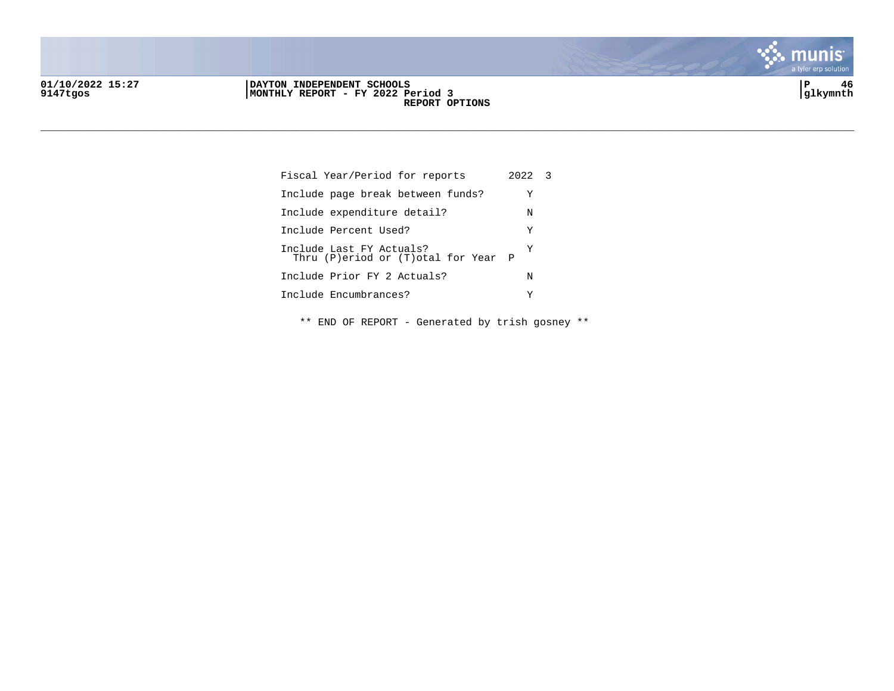01/10/2022 15:27
9147tgos

DAYTON INDEPENDENT SCHOOLS
MONTHLY REPORT - FY 2022 Period 3

P 46
glkymnth

**REPORT OPTIONS**

| | |
|---|---|
| Fiscal Year/Period for reports | 2022 3 |
| Include page break between funds? | Y |
| Include expenditure detail? | N |
| Include Percent Used? | Y |
| Include Last FY Actuals? | Y |
| Thru (P)eriod or (T)otal for Year | P |
| Include Prior FY 2 Actuals? | N |
| Include Encumbrances? | Y |

** END OF REPORT - Generated by trish gosney **